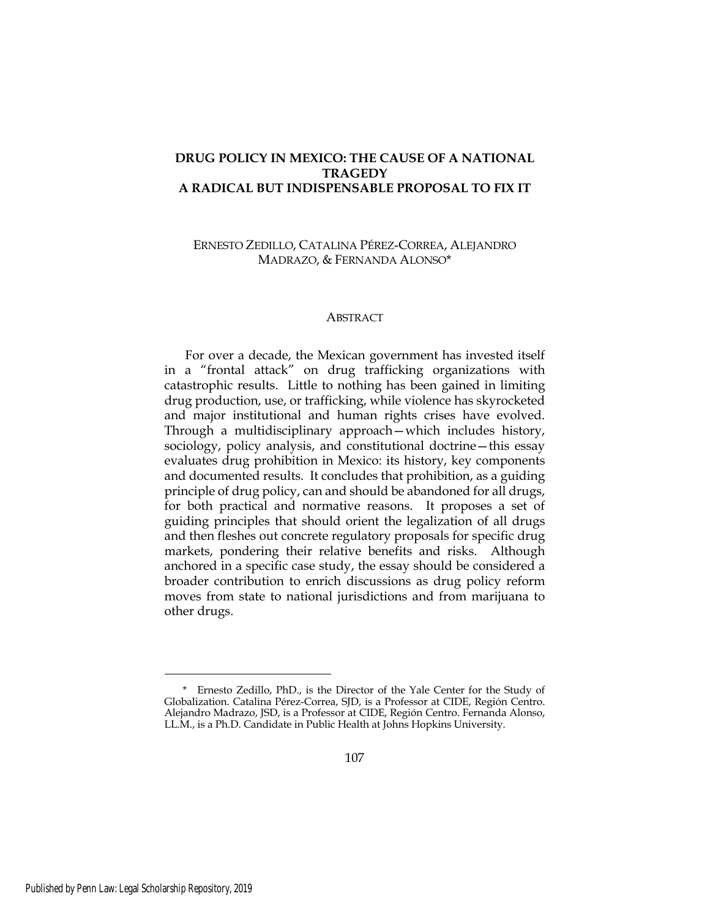# DRUG POLICY IN MEXICO: THE CAUSE OF A NATIONAL TRAGEDY
# A RADICAL BUT INDISPENSABLE PROPOSAL TO FIX IT

ERNESTO ZEDILLO, CATALINA PÉREZ-CORREA, ALEJANDRO MADRAZO, & FERNANDA ALONSO*

## ABSTRACT

For over a decade, the Mexican government has invested itself in a "frontal attack" on drug trafficking organizations with catastrophic results. Little to nothing has been gained in limiting drug production, use, or trafficking, while violence has skyrocketed and major institutional and human rights crises have evolved. Through a multidisciplinary approach—which includes history, sociology, policy analysis, and constitutional doctrine—this essay evaluates drug prohibition in Mexico: its history, key components and documented results. It concludes that prohibition, as a guiding principle of drug policy, can and should be abandoned for all drugs, for both practical and normative reasons. It proposes a set of guiding principles that should orient the legalization of all drugs and then fleshes out concrete regulatory proposals for specific drug markets, pondering their relative benefits and risks. Although anchored in a specific case study, the essay should be considered a broader contribution to enrich discussions as drug policy reform moves from state to national jurisdictions and from marijuana to other drugs.

---

\* Ernesto Zedillo, PhD., is the Director of the Yale Center for the Study of Globalization. Catalina Pérez-Correa, SJD, is a Professor at CIDE, Región Centro. Alejandro Madrazo, JSD, is a Professor at CIDE, Región Centro. Fernanda Alonso, LL.M., is a Ph.D. Candidate in Public Health at Johns Hopkins University.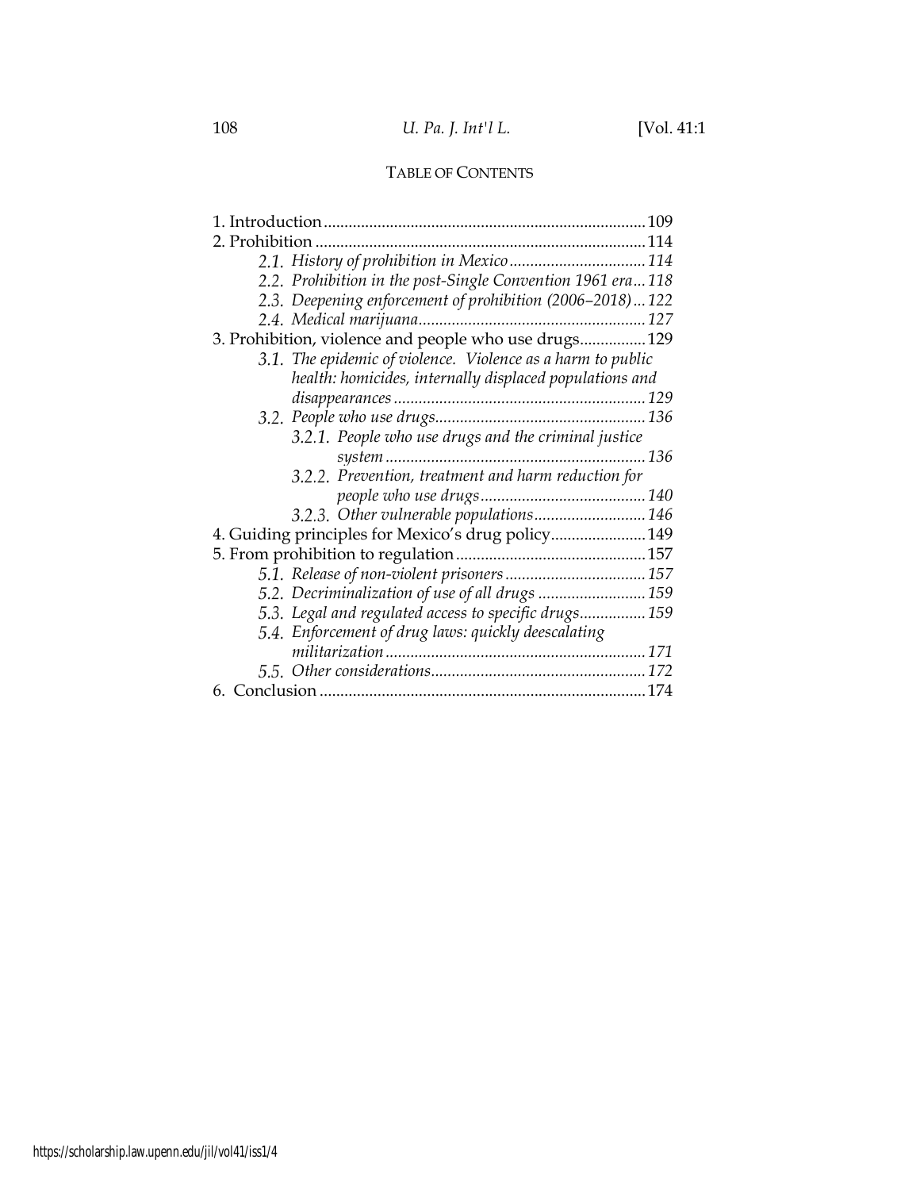## TABLE OF CONTENTS

1. Introduction ............................................................................ 109
2. Prohibition ............................................................................... 114
   - *2.1. History of prohibition in Mexico* ................................. *114*
   - *2.2. Prohibition in the post-Single Convention 1961 era* ... *118*
   - *2.3. Deepening enforcement of prohibition (2006–2018)* ... *122*
   - *2.4. Medical marijuana* ....................................................... *127*
3. Prohibition, violence and people who use drugs ................ 129
   - *3.1. The epidemic of violence. Violence as a harm to public health: homicides, internally displaced populations and disappearances* ............................................................. *129*
   - *3.2. People who use drugs* .................................................. *136*
     - *3.2.1. People who use drugs and the criminal justice system* ............................................................... *136*
     - *3.2.2. Prevention, treatment and harm reduction for people who use drugs* ......................................... *140*
     - *3.2.3. Other vulnerable populations* ........................... *146*
4. Guiding principles for Mexico's drug policy ....................... 149
5. From prohibition to regulation .............................................. 157
   - *5.1. Release of non-violent prisoners* .................................. *157*
   - *5.2. Decriminalization of use of all drugs* .......................... *159*
   - *5.3. Legal and regulated access to specific drugs* ................ *159*
   - *5.4. Enforcement of drug laws: quickly deescalating militarization* ............................................................... *171*
   - *5.5. Other considerations* .................................................... *172*
6. Conclusion .............................................................................. 174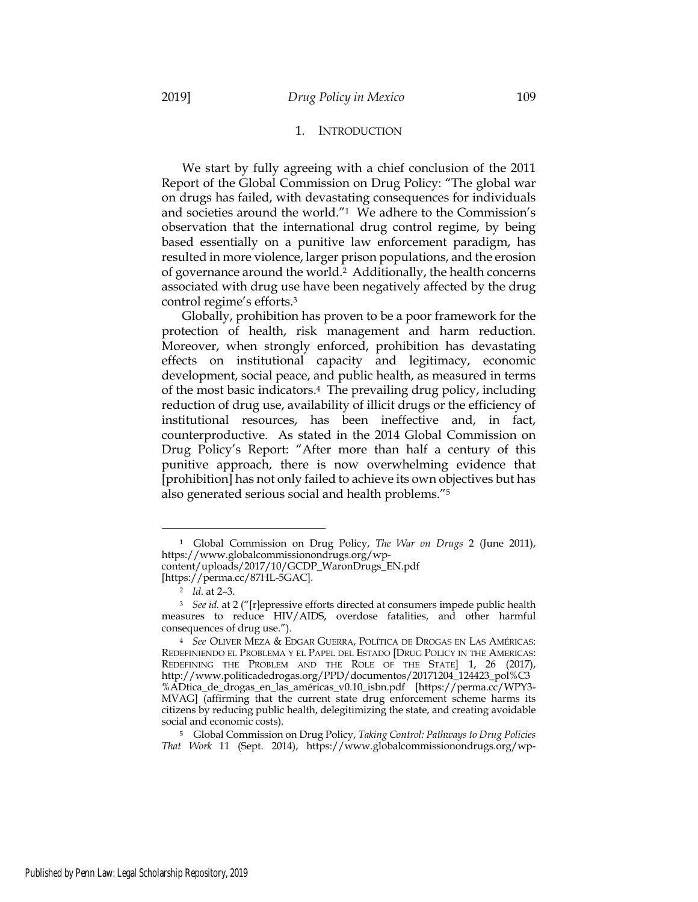## 1. INTRODUCTION

We start by fully agreeing with a chief conclusion of the 2011 Report of the Global Commission on Drug Policy: "The global war on drugs has failed, with devastating consequences for individuals and societies around the world."[1] We adhere to the Commission's observation that the international drug control regime, by being based essentially on a punitive law enforcement paradigm, has resulted in more violence, larger prison populations, and the erosion of governance around the world.[2] Additionally, the health concerns associated with drug use have been negatively affected by the drug control regime's efforts.[3]

Globally, prohibition has proven to be a poor framework for the protection of health, risk management and harm reduction. Moreover, when strongly enforced, prohibition has devastating effects on institutional capacity and legitimacy, economic development, social peace, and public health, as measured in terms of the most basic indicators.[4] The prevailing drug policy, including reduction of drug use, availability of illicit drugs or the efficiency of institutional resources, has been ineffective and, in fact, counterproductive. As stated in the 2014 Global Commission on Drug Policy's Report: "After more than half a century of this punitive approach, there is now overwhelming evidence that [prohibition] has not only failed to achieve its own objectives but has also generated serious social and health problems."[5]

---

[1] Global Commission on Drug Policy, *The War on Drugs* 2 (June 2011), https://www.globalcommissionondrugs.org/wp-content/uploads/2017/10/GCDP_WaronDrugs_EN.pdf [https://perma.cc/87HL-5GAC].

[2] *Id.* at 2–3.

[3] *See id.* at 2 ("[r]epressive efforts directed at consumers impede public health measures to reduce HIV/AIDS, overdose fatalities, and other harmful consequences of drug use.").

[4] *See* OLIVER MEZA & EDGAR GUERRA, POLÍTICA DE DROGAS EN LAS AMÉRICAS: REDEFINIENDO EL PROBLEMA Y EL PAPEL DEL ESTADO [DRUG POLICY IN THE AMERICAS: REDEFINING THE PROBLEM AND THE ROLE OF THE STATE] 1, 26 (2017), http://www.politicadedrogas.org/PPD/documentos/20171204_124423_pol%C3%ADtica_de_drogas_en_las_américas_v0.10_isbn.pdf [https://perma.cc/WPY3-MVAG] (affirming that the current state drug enforcement scheme harms its citizens by reducing public health, delegitimizing the state, and creating avoidable social and economic costs).

[5] Global Commission on Drug Policy, *Taking Control: Pathways to Drug Policies That Work* 11 (Sept. 2014), https://www.globalcommissionondrugs.org/wp-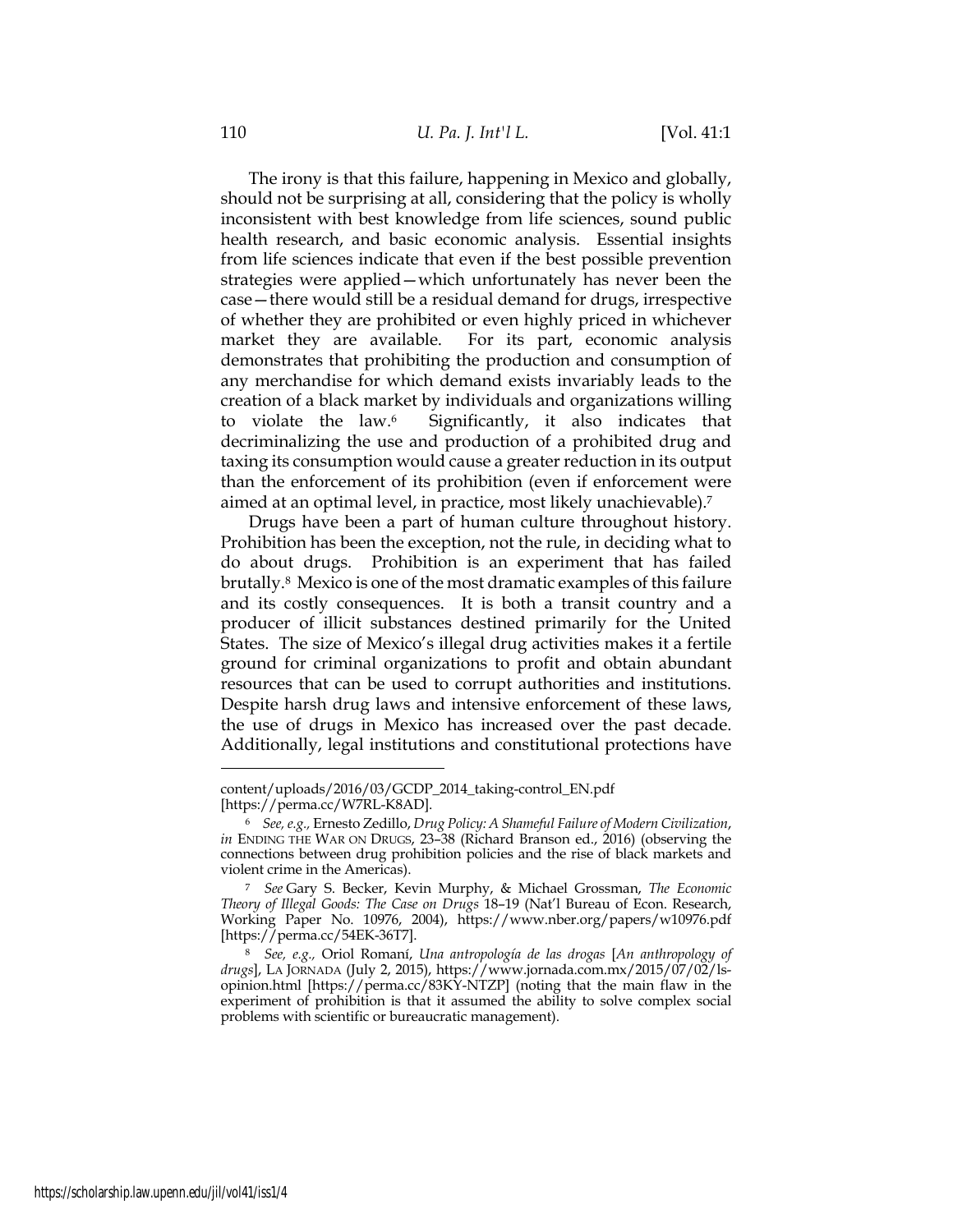The irony is that this failure, happening in Mexico and globally, should not be surprising at all, considering that the policy is wholly inconsistent with best knowledge from life sciences, sound public health research, and basic economic analysis. Essential insights from life sciences indicate that even if the best possible prevention strategies were applied—which unfortunately has never been the case—there would still be a residual demand for drugs, irrespective of whether they are prohibited or even highly priced in whichever market they are available. For its part, economic analysis demonstrates that prohibiting the production and consumption of any merchandise for which demand exists invariably leads to the creation of a black market by individuals and organizations willing to violate the law.[6] Significantly, it also indicates that decriminalizing the use and production of a prohibited drug and taxing its consumption would cause a greater reduction in its output than the enforcement of its prohibition (even if enforcement were aimed at an optimal level, in practice, most likely unachievable).[7]

Drugs have been a part of human culture throughout history. Prohibition has been the exception, not the rule, in deciding what to do about drugs. Prohibition is an experiment that has failed brutally.[8] Mexico is one of the most dramatic examples of this failure and its costly consequences. It is both a transit country and a producer of illicit substances destined primarily for the United States. The size of Mexico's illegal drug activities makes it a fertile ground for criminal organizations to profit and obtain abundant resources that can be used to corrupt authorities and institutions. Despite harsh drug laws and intensive enforcement of these laws, the use of drugs in Mexico has increased over the past decade. Additionally, legal institutions and constitutional protections have

---

content/uploads/2016/03/GCDP_2014_taking-control_EN.pdf [https://perma.cc/W7RL-K8AD].

[6] *See, e.g.*, Ernesto Zedillo, *Drug Policy: A Shameful Failure of Modern Civilization*, *in* ENDING THE WAR ON DRUGS, 23–38 (Richard Branson ed., 2016) (observing the connections between drug prohibition policies and the rise of black markets and violent crime in the Americas).

[7] *See* Gary S. Becker, Kevin Murphy, & Michael Grossman, *The Economic Theory of Illegal Goods: The Case on Drugs* 18–19 (Nat'l Bureau of Econ. Research, Working Paper No. 10976, 2004), https://www.nber.org/papers/w10976.pdf [https://perma.cc/54EK-36T7].

[8] *See, e.g.*, Oriol Romaní, *Una antropología de las drogas* [*An anthropology of drugs*], LA JORNADA (July 2, 2015), https://www.jornada.com.mx/2015/07/02/ls-opinion.html [https://perma.cc/83KY-NTZP] (noting that the main flaw in the experiment of prohibition is that it assumed the ability to solve complex social problems with scientific or bureaucratic management).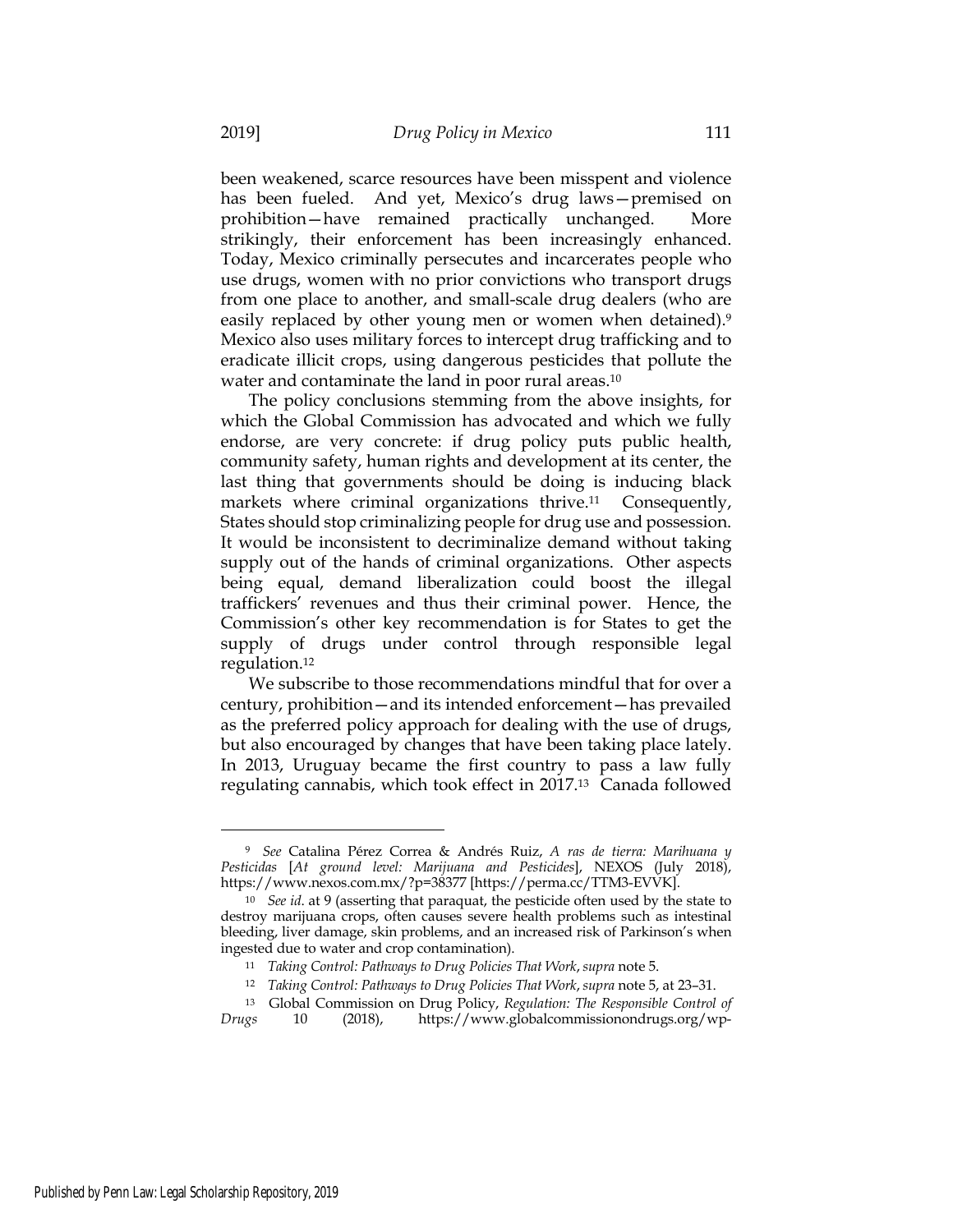been weakened, scarce resources have been misspent and violence has been fueled. And yet, Mexico's drug laws—premised on prohibition—have remained practically unchanged. More strikingly, their enforcement has been increasingly enhanced. Today, Mexico criminally persecutes and incarcerates people who use drugs, women with no prior convictions who transport drugs from one place to another, and small-scale drug dealers (who are easily replaced by other young men or women when detained).[9] Mexico also uses military forces to intercept drug trafficking and to eradicate illicit crops, using dangerous pesticides that pollute the water and contaminate the land in poor rural areas.[10]

The policy conclusions stemming from the above insights, for which the Global Commission has advocated and which we fully endorse, are very concrete: if drug policy puts public health, community safety, human rights and development at its center, the last thing that governments should be doing is inducing black markets where criminal organizations thrive.[11] Consequently, States should stop criminalizing people for drug use and possession. It would be inconsistent to decriminalize demand without taking supply out of the hands of criminal organizations. Other aspects being equal, demand liberalization could boost the illegal traffickers' revenues and thus their criminal power. Hence, the Commission's other key recommendation is for States to get the supply of drugs under control through responsible legal regulation.[12]

We subscribe to those recommendations mindful that for over a century, prohibition—and its intended enforcement—has prevailed as the preferred policy approach for dealing with the use of drugs, but also encouraged by changes that have been taking place lately. In 2013, Uruguay became the first country to pass a law fully regulating cannabis, which took effect in 2017.[13] Canada followed

---

[9] *See* Catalina Pérez Correa & Andrés Ruiz, *A ras de tierra: Marihuana y Pesticidas* [*At ground level: Marijuana and Pesticides*], NEXOS (July 2018), https://www.nexos.com.mx/?p=38377 [https://perma.cc/TTM3-EVVK].

[10] *See id.* at 9 (asserting that paraquat, the pesticide often used by the state to destroy marijuana crops, often causes severe health problems such as intestinal bleeding, liver damage, skin problems, and an increased risk of Parkinson's when ingested due to water and crop contamination).

[11] *Taking Control: Pathways to Drug Policies That Work*, *supra* note 5.

[12] *Taking Control: Pathways to Drug Policies That Work*, *supra* note 5, at 23–31.

[13] Global Commission on Drug Policy, *Regulation: The Responsible Control of Drugs* 10 (2018), https://www.globalcommissionondrugs.org/wp-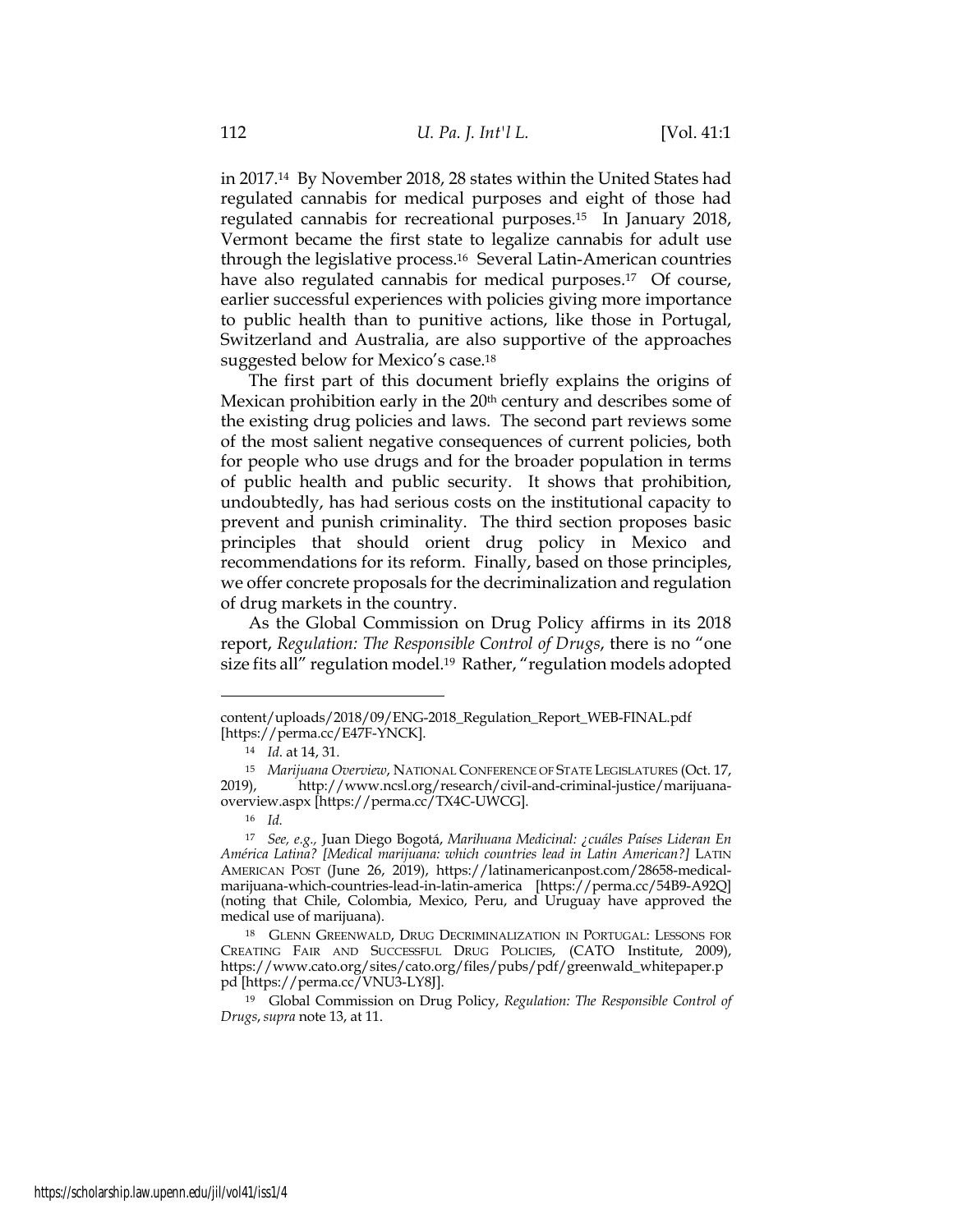in 2017.[14] By November 2018, 28 states within the United States had regulated cannabis for medical purposes and eight of those had regulated cannabis for recreational purposes.[15] In January 2018, Vermont became the first state to legalize cannabis for adult use through the legislative process.[16] Several Latin-American countries have also regulated cannabis for medical purposes.[17] Of course, earlier successful experiences with policies giving more importance to public health than to punitive actions, like those in Portugal, Switzerland and Australia, are also supportive of the approaches suggested below for Mexico's case.[18]

The first part of this document briefly explains the origins of Mexican prohibition early in the 20th century and describes some of the existing drug policies and laws. The second part reviews some of the most salient negative consequences of current policies, both for people who use drugs and for the broader population in terms of public health and public security. It shows that prohibition, undoubtedly, has had serious costs on the institutional capacity to prevent and punish criminality. The third section proposes basic principles that should orient drug policy in Mexico and recommendations for its reform. Finally, based on those principles, we offer concrete proposals for the decriminalization and regulation of drug markets in the country.

As the Global Commission on Drug Policy affirms in its 2018 report, *Regulation: The Responsible Control of Drugs*, there is no "one size fits all" regulation model.[19] Rather, "regulation models adopted

---

content/uploads/2018/09/ENG-2018_Regulation_Report_WEB-FINAL.pdf [https://perma.cc/E47F-YNCK].

[14] *Id.* at 14, 31.

[15] *Marijuana Overview*, NATIONAL CONFERENCE OF STATE LEGISLATURES (Oct. 17, 2019), http://www.ncsl.org/research/civil-and-criminal-justice/marijuana-overview.aspx [https://perma.cc/TX4C-UWCG].

[16] *Id.*

[17] *See, e.g.*, Juan Diego Bogotá, *Marihuana Medicinal: ¿cuáles Países Lideran En América Latina? [Medical marijuana: which countries lead in Latin American?]* LATIN AMERICAN POST (June 26, 2019), https://latinamericanpost.com/28658-medical-marijuana-which-countries-lead-in-latin-america [https://perma.cc/54B9-A92Q] (noting that Chile, Colombia, Mexico, Peru, and Uruguay have approved the medical use of marijuana).

[18] GLENN GREENWALD, DRUG DECRIMINALIZATION IN PORTUGAL: LESSONS FOR CREATING FAIR AND SUCCESSFUL DRUG POLICIES, (CATO Institute, 2009), https://www.cato.org/sites/cato.org/files/pubs/pdf/greenwald_whitepaper.pdf [https://perma.cc/VNU3-LY8J].

[19] Global Commission on Drug Policy, *Regulation: The Responsible Control of Drugs*, *supra* note 13, at 11.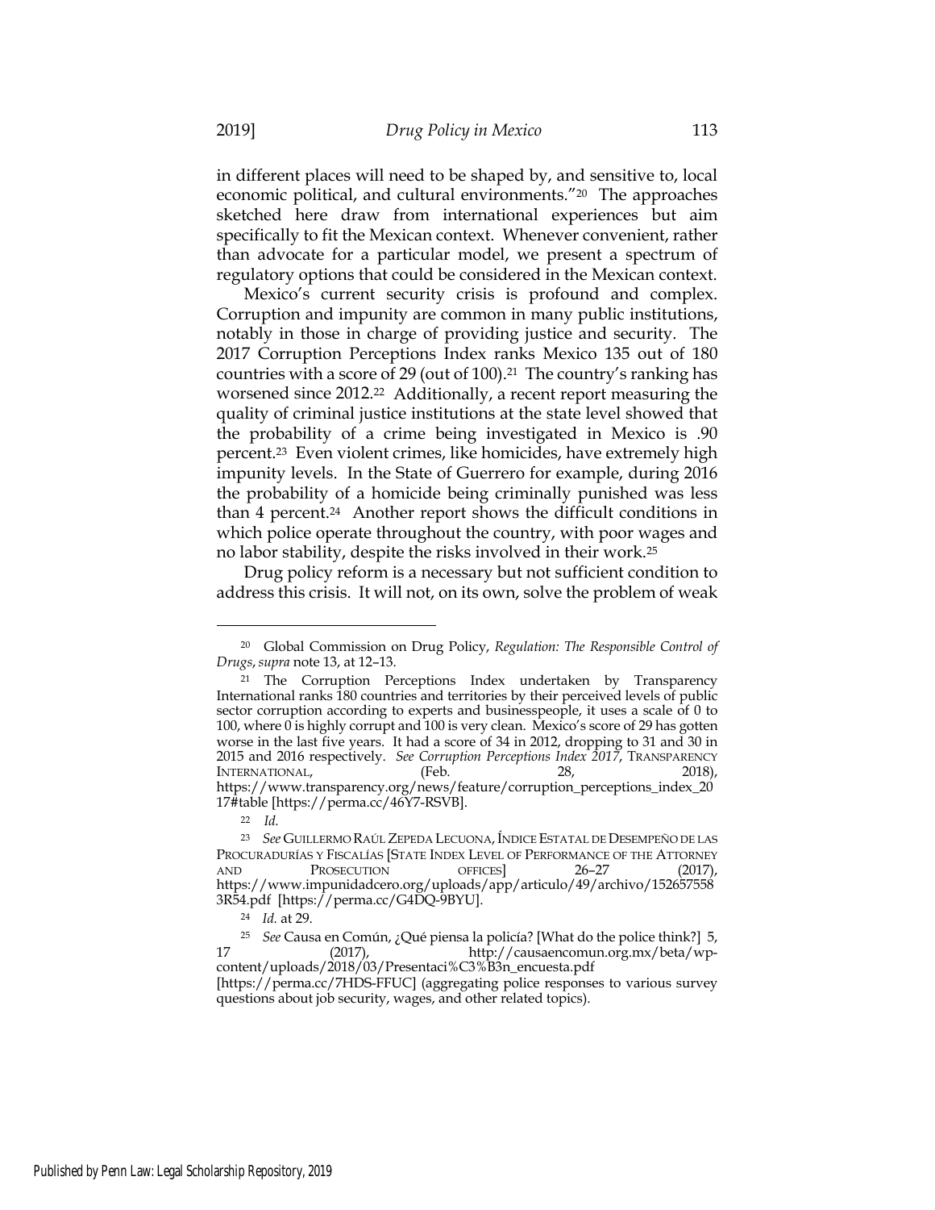in different places will need to be shaped by, and sensitive to, local economic political, and cultural environments."[20] The approaches sketched here draw from international experiences but aim specifically to fit the Mexican context. Whenever convenient, rather than advocate for a particular model, we present a spectrum of regulatory options that could be considered in the Mexican context.

Mexico's current security crisis is profound and complex. Corruption and impunity are common in many public institutions, notably in those in charge of providing justice and security. The 2017 Corruption Perceptions Index ranks Mexico 135 out of 180 countries with a score of 29 (out of 100).[21] The country's ranking has worsened since 2012.[22] Additionally, a recent report measuring the quality of criminal justice institutions at the state level showed that the probability of a crime being investigated in Mexico is .90 percent.[23] Even violent crimes, like homicides, have extremely high impunity levels. In the State of Guerrero for example, during 2016 the probability of a homicide being criminally punished was less than 4 percent.[24] Another report shows the difficult conditions in which police operate throughout the country, with poor wages and no labor stability, despite the risks involved in their work.[25]

Drug policy reform is a necessary but not sufficient condition to address this crisis. It will not, on its own, solve the problem of weak

---

[20] Global Commission on Drug Policy, *Regulation: The Responsible Control of Drugs*, *supra* note 13, at 12–13.

[21] The Corruption Perceptions Index undertaken by Transparency International ranks 180 countries and territories by their perceived levels of public sector corruption according to experts and businesspeople, it uses a scale of 0 to 100, where 0 is highly corrupt and 100 is very clean. Mexico's score of 29 has gotten worse in the last five years. It had a score of 34 in 2012, dropping to 31 and 30 in 2015 and 2016 respectively. *See Corruption Perceptions Index 2017*, TRANSPARENCY INTERNATIONAL, (Feb. 28, 2018), https://www.transparency.org/news/feature/corruption_perceptions_index_2017#table [https://perma.cc/46Y7-RSVB].

[22] *Id.*

[23] *See* GUILLERMO RAÚL ZEPEDA LECUONA, ÍNDICE ESTATAL DE DESEMPEÑO DE LAS PROCURADURÍAS Y FISCALÍAS [STATE INDEX LEVEL OF PERFORMANCE OF THE ATTORNEY AND PROSECUTION OFFICES] 26–27 (2017), https://www.impunidadcero.org/uploads/app/articulo/49/archivo/1526575583R54.pdf [https://perma.cc/G4DQ-9BYU].

[24] *Id.* at 29.

[25] *See* Causa en Común, ¿Qué piensa la policía? [What do the police think?] 5, 17 (2017), http://causaencomun.org.mx/beta/wp-content/uploads/2018/03/Presentaci%C3%B3n_encuesta.pdf [https://perma.cc/7HDS-FFUC] (aggregating police responses to various survey questions about job security, wages, and other related topics).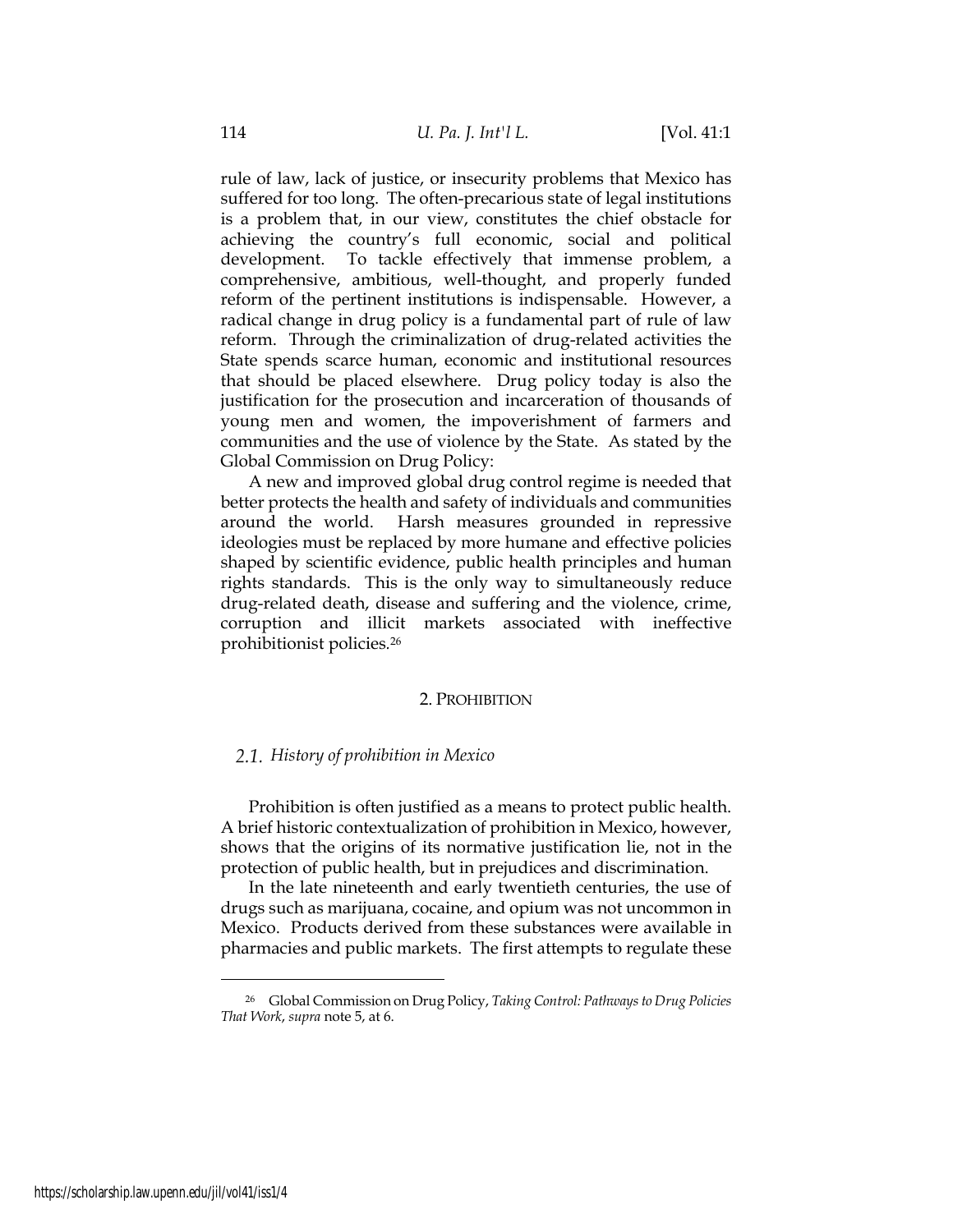rule of law, lack of justice, or insecurity problems that Mexico has suffered for too long. The often-precarious state of legal institutions is a problem that, in our view, constitutes the chief obstacle for achieving the country's full economic, social and political development. To tackle effectively that immense problem, a comprehensive, ambitious, well-thought, and properly funded reform of the pertinent institutions is indispensable. However, a radical change in drug policy is a fundamental part of rule of law reform. Through the criminalization of drug-related activities the State spends scarce human, economic and institutional resources that should be placed elsewhere. Drug policy today is also the justification for the prosecution and incarceration of thousands of young men and women, the impoverishment of farmers and communities and the use of violence by the State. As stated by the Global Commission on Drug Policy:

> A new and improved global drug control regime is needed that better protects the health and safety of individuals and communities around the world. Harsh measures grounded in repressive ideologies must be replaced by more humane and effective policies shaped by scientific evidence, public health principles and human rights standards. This is the only way to simultaneously reduce drug-related death, disease and suffering and the violence, crime, corruption and illicit markets associated with ineffective prohibitionist policies.[26]

## 2. PROHIBITION

### *2.1. History of prohibition in Mexico*

Prohibition is often justified as a means to protect public health. A brief historic contextualization of prohibition in Mexico, however, shows that the origins of its normative justification lie, not in the protection of public health, but in prejudices and discrimination.

In the late nineteenth and early twentieth centuries, the use of drugs such as marijuana, cocaine, and opium was not uncommon in Mexico. Products derived from these substances were available in pharmacies and public markets. The first attempts to regulate these

---

[26] Global Commission on Drug Policy, *Taking Control: Pathways to Drug Policies That Work*, *supra* note 5, at 6.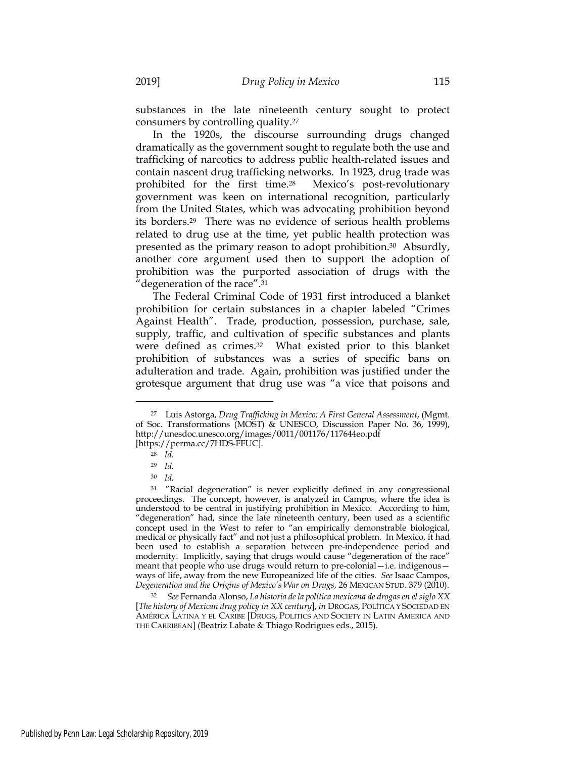substances in the late nineteenth century sought to protect consumers by controlling quality.[27]

In the 1920s, the discourse surrounding drugs changed dramatically as the government sought to regulate both the use and trafficking of narcotics to address public health-related issues and contain nascent drug trafficking networks. In 1923, drug trade was prohibited for the first time.[28] Mexico's post-revolutionary government was keen on international recognition, particularly from the United States, which was advocating prohibition beyond its borders.[29] There was no evidence of serious health problems related to drug use at the time, yet public health protection was presented as the primary reason to adopt prohibition.[30] Absurdly, another core argument used then to support the adoption of prohibition was the purported association of drugs with the "degeneration of the race".[31]

The Federal Criminal Code of 1931 first introduced a blanket prohibition for certain substances in a chapter labeled "Crimes Against Health". Trade, production, possession, purchase, sale, supply, traffic, and cultivation of specific substances and plants were defined as crimes.[32] What existed prior to this blanket prohibition of substances was a series of specific bans on adulteration and trade. Again, prohibition was justified under the grotesque argument that drug use was "a vice that poisons and

---

[27] Luis Astorga, *Drug Trafficking in Mexico: A First General Assessment*, (Mgmt. of Soc. Transformations (MOST) & UNESCO, Discussion Paper No. 36, 1999), http://unesdoc.unesco.org/images/0011/001176/117644eo.pdf [https://perma.cc/7HDS-FFUC].

[28] *Id.*

[29] *Id.*

[30] *Id.*

[31] "Racial degeneration" is never explicitly defined in any congressional proceedings. The concept, however, is analyzed in Campos, where the idea is understood to be central in justifying prohibition in Mexico. According to him, "degeneration" had, since the late nineteenth century, been used as a scientific concept used in the West to refer to "an empirically demonstrable biological, medical or physically fact" and not just a philosophical problem. In Mexico, it had been used to establish a separation between pre-independence period and modernity. Implicitly, saying that drugs would cause "degeneration of the race" meant that people who use drugs would return to pre-colonial—i.e. indigenous—ways of life, away from the new Europeanized life of the cities. *See* Isaac Campos, *Degeneration and the Origins of Mexico's War on Drugs*, 26 MEXICAN STUD. 379 (2010).

[32] *See* Fernanda Alonso, *La historia de la política mexicana de drogas en el siglo XX* [*The history of Mexican drug policy in XX century*], *in* DROGAS, POLÍTICA Y SOCIEDAD EN AMÉRICA LATINA Y EL CARIBE [DRUGS, POLITICS AND SOCIETY IN LATIN AMERICA AND THE CARRIBEAN] (Beatriz Labate & Thiago Rodrigues eds., 2015).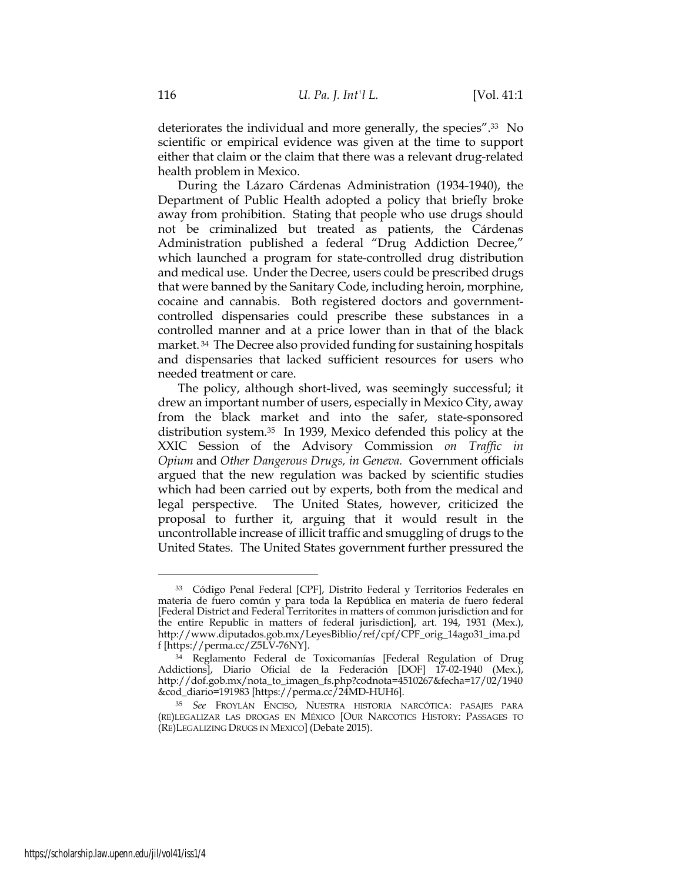deteriorates the individual and more generally, the species".[33] No scientific or empirical evidence was given at the time to support either that claim or the claim that there was a relevant drug-related health problem in Mexico.

During the Lázaro Cárdenas Administration (1934-1940), the Department of Public Health adopted a policy that briefly broke away from prohibition. Stating that people who use drugs should not be criminalized but treated as patients, the Cárdenas Administration published a federal "Drug Addiction Decree," which launched a program for state-controlled drug distribution and medical use. Under the Decree, users could be prescribed drugs that were banned by the Sanitary Code, including heroin, morphine, cocaine and cannabis. Both registered doctors and government-controlled dispensaries could prescribe these substances in a controlled manner and at a price lower than in that of the black market.[34] The Decree also provided funding for sustaining hospitals and dispensaries that lacked sufficient resources for users who needed treatment or care.

The policy, although short-lived, was seemingly successful; it drew an important number of users, especially in Mexico City, away from the black market and into the safer, state-sponsored distribution system.[35] In 1939, Mexico defended this policy at the XXIC Session of the Advisory Commission *on Traffic in Opium* and *Other Dangerous Drugs, in Geneva.* Government officials argued that the new regulation was backed by scientific studies which had been carried out by experts, both from the medical and legal perspective. The United States, however, criticized the proposal to further it, arguing that it would result in the uncontrollable increase of illicit traffic and smuggling of drugs to the United States. The United States government further pressured the

---

[33] Código Penal Federal [CPF], Distrito Federal y Territorios Federales en materia de fuero común y para toda la República en materia de fuero federal [Federal District and Federal Territorites in matters of common jurisdiction and for the entire Republic in matters of federal jurisdiction], art. 194, 1931 (Mex.), http://www.diputados.gob.mx/LeyesBiblio/ref/cpf/CPF_orig_14ago31_ima.pdf [https://perma.cc/Z5LV-76NY].

[34] Reglamento Federal de Toxicomanías [Federal Regulation of Drug Addictions], Diario Oficial de la Federación [DOF] 17-02-1940 (Mex.), http://dof.gob.mx/nota_to_imagen_fs.php?codnota=4510267&fecha=17/02/1940&cod_diario=191983 [https://perma.cc/24MD-HUH6].

[35] *See* FROYLÁN ENCISO, NUESTRA HISTORIA NARCÓTICA: PASAJES PARA (RE)LEGALIZAR LAS DROGAS EN MÉXICO [OUR NARCOTICS HISTORY: PASSAGES TO (RE)LEGALIZING DRUGS IN MEXICO] (Debate 2015).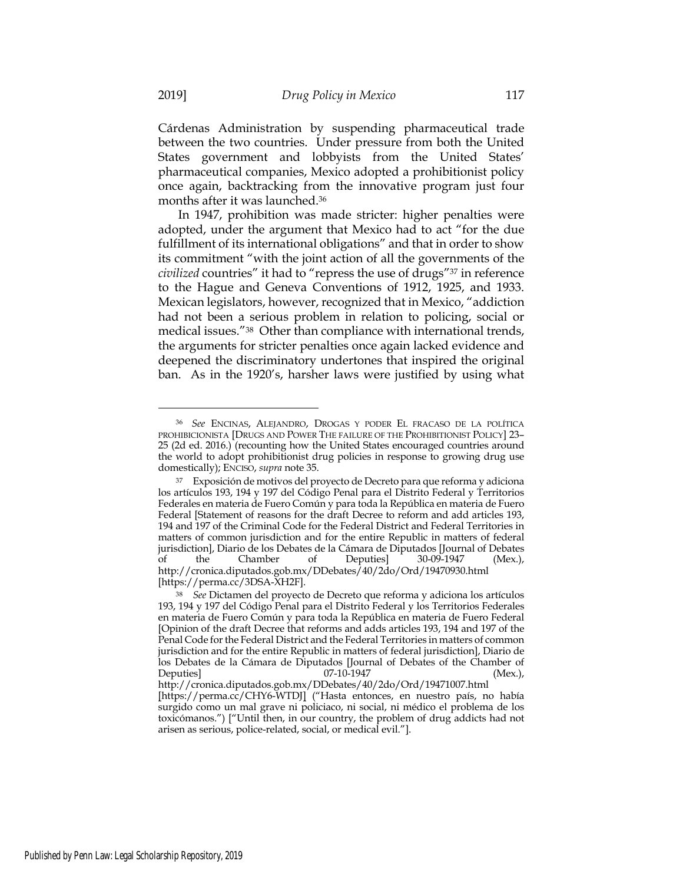Cárdenas Administration by suspending pharmaceutical trade between the two countries. Under pressure from both the United States government and lobbyists from the United States' pharmaceutical companies, Mexico adopted a prohibitionist policy once again, backtracking from the innovative program just four months after it was launched.[36]

In 1947, prohibition was made stricter: higher penalties were adopted, under the argument that Mexico had to act "for the due fulfillment of its international obligations" and that in order to show its commitment "with the joint action of all the governments of the *civilized* countries" it had to "repress the use of drugs"[37] in reference to the Hague and Geneva Conventions of 1912, 1925, and 1933. Mexican legislators, however, recognized that in Mexico, "addiction had not been a serious problem in relation to policing, social or medical issues."[38] Other than compliance with international trends, the arguments for stricter penalties once again lacked evidence and deepened the discriminatory undertones that inspired the original ban. As in the 1920's, harsher laws were justified by using what

---

[36] *See* ENCINAS, ALEJANDRO, DROGAS Y PODER EL FRACASO DE LA POLÍTICA PROHIBICIONISTA [DRUGS AND POWER THE FAILURE OF THE PROHIBITIONIST POLICY] 23–25 (2d ed. 2016.) (recounting how the United States encouraged countries around the world to adopt prohibitionist drug policies in response to growing drug use domestically); ENCISO, *supra* note 35.

[37] Exposición de motivos del proyecto de Decreto para que reforma y adiciona los artículos 193, 194 y 197 del Código Penal para el Distrito Federal y Territorios Federales en materia de Fuero Común y para toda la República en materia de Fuero Federal [Statement of reasons for the draft Decree to reform and add articles 193, 194 and 197 of the Criminal Code for the Federal District and Federal Territories in matters of common jurisdiction and for the entire Republic in matters of federal jurisdiction], Diario de los Debates de la Cámara de Diputados [Journal of Debates of the Chamber of Deputies] 30-09-1947 (Mex.), http://cronica.diputados.gob.mx/DDebates/40/2do/Ord/19470930.html [https://perma.cc/3DSA-XH2F].

[38] *See* Dictamen del proyecto de Decreto que reforma y adiciona los artículos 193, 194 y 197 del Código Penal para el Distrito Federal y los Territorios Federales en materia de Fuero Común y para toda la República en materia de Fuero Federal [Opinion of the draft Decree that reforms and adds articles 193, 194 and 197 of the Penal Code for the Federal District and the Federal Territories in matters of common jurisdiction and for the entire Republic in matters of federal jurisdiction], Diario de los Debates de la Cámara de Diputados [Journal of Debates of the Chamber of Deputies] 07-10-1947 (Mex.), http://cronica.diputados.gob.mx/DDebates/40/2do/Ord/19471007.html [https://perma.cc/CHY6-WTDJ] ("Hasta entonces, en nuestro país, no había surgido como un mal grave ni policiaco, ni social, ni médico el problema de los toxicómanos.") ["Until then, in our country, the problem of drug addicts had not arisen as serious, police-related, social, or medical evil."].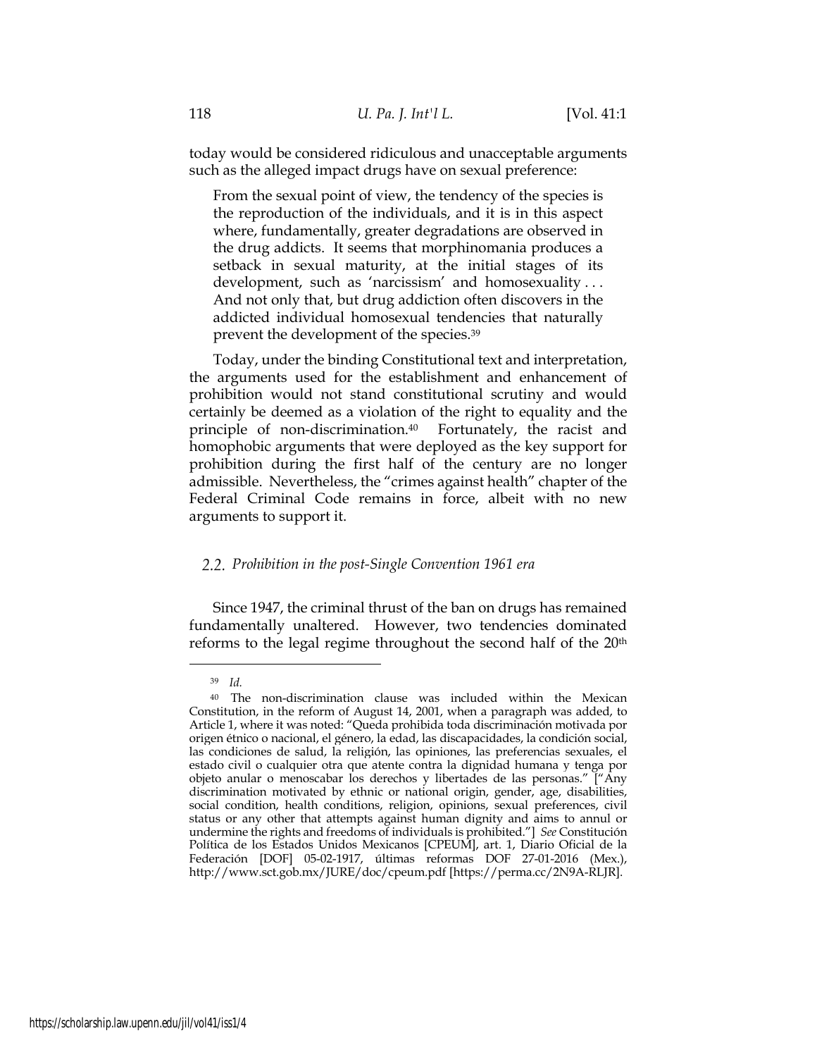today would be considered ridiculous and unacceptable arguments such as the alleged impact drugs have on sexual preference:

> From the sexual point of view, the tendency of the species is the reproduction of the individuals, and it is in this aspect where, fundamentally, greater degradations are observed in the drug addicts. It seems that morphinomania produces a setback in sexual maturity, at the initial stages of its development, such as 'narcissism' and homosexuality . . . And not only that, but drug addiction often discovers in the addicted individual homosexual tendencies that naturally prevent the development of the species.[39]

Today, under the binding Constitutional text and interpretation, the arguments used for the establishment and enhancement of prohibition would not stand constitutional scrutiny and would certainly be deemed as a violation of the right to equality and the principle of non-discrimination.[40] Fortunately, the racist and homophobic arguments that were deployed as the key support for prohibition during the first half of the century are no longer admissible. Nevertheless, the "crimes against health" chapter of the Federal Criminal Code remains in force, albeit with no new arguments to support it.

### 2.2. *Prohibition in the post-Single Convention 1961 era*

Since 1947, the criminal thrust of the ban on drugs has remained fundamentally unaltered. However, two tendencies dominated reforms to the legal regime throughout the second half of the 20th

---

[39] *Id.*

[40] The non-discrimination clause was included within the Mexican Constitution, in the reform of August 14, 2001, when a paragraph was added, to Article 1, where it was noted: "Queda prohibida toda discriminación motivada por origen étnico o nacional, el género, la edad, las discapacidades, la condición social, las condiciones de salud, la religión, las opiniones, las preferencias sexuales, el estado civil o cualquier otra que atente contra la dignidad humana y tenga por objeto anular o menoscabar los derechos y libertades de las personas." ["Any discrimination motivated by ethnic or national origin, gender, age, disabilities, social condition, health conditions, religion, opinions, sexual preferences, civil status or any other that attempts against human dignity and aims to annul or undermine the rights and freedoms of individuals is prohibited."] *See* Constitución Política de los Estados Unidos Mexicanos [CPEUM], art. 1, Diario Oficial de la Federación [DOF] 05-02-1917, últimas reformas DOF 27-01-2016 (Mex.), http://www.sct.gob.mx/JURE/doc/cpeum.pdf [https://perma.cc/2N9A-RLJR].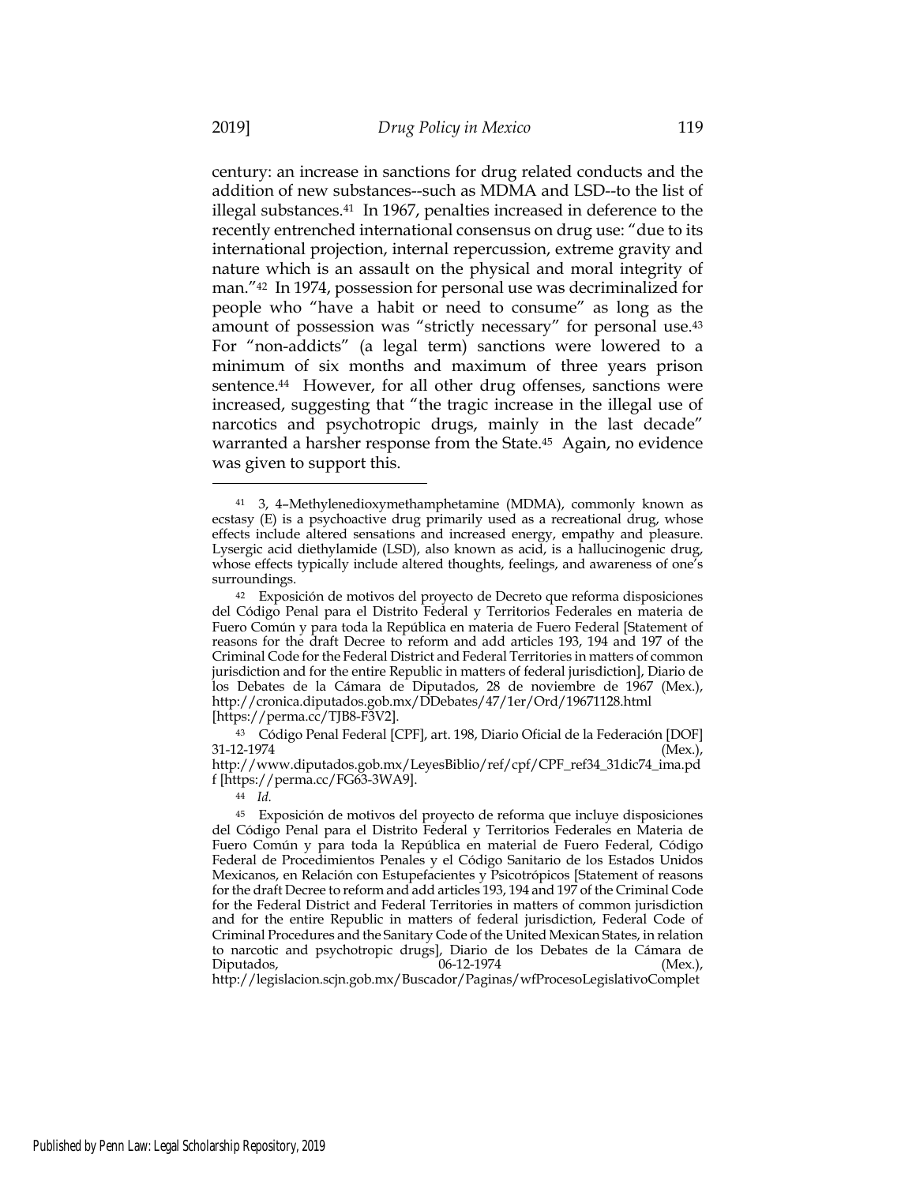century: an increase in sanctions for drug related conducts and the addition of new substances--such as MDMA and LSD--to the list of illegal substances.[41] In 1967, penalties increased in deference to the recently entrenched international consensus on drug use: "due to its international projection, internal repercussion, extreme gravity and nature which is an assault on the physical and moral integrity of man."[42] In 1974, possession for personal use was decriminalized for people who "have a habit or need to consume" as long as the amount of possession was "strictly necessary" for personal use.[43] For "non-addicts" (a legal term) sanctions were lowered to a minimum of six months and maximum of three years prison sentence.[44] However, for all other drug offenses, sanctions were increased, suggesting that "the tragic increase in the illegal use of narcotics and psychotropic drugs, mainly in the last decade" warranted a harsher response from the State.[45] Again, no evidence was given to support this.

---

[41] 3, 4–Methylenedioxymethamphetamine (MDMA), commonly known as ecstasy (E) is a psychoactive drug primarily used as a recreational drug, whose effects include altered sensations and increased energy, empathy and pleasure. Lysergic acid diethylamide (LSD), also known as acid, is a hallucinogenic drug, whose effects typically include altered thoughts, feelings, and awareness of one's surroundings.

[42] Exposición de motivos del proyecto de Decreto que reforma disposiciones del Código Penal para el Distrito Federal y Territorios Federales en materia de Fuero Común y para toda la República en materia de Fuero Federal [Statement of reasons for the draft Decree to reform and add articles 193, 194 and 197 of the Criminal Code for the Federal District and Federal Territories in matters of common jurisdiction and for the entire Republic in matters of federal jurisdiction], Diario de los Debates de la Cámara de Diputados, 28 de noviembre de 1967 (Mex.), http://cronica.diputados.gob.mx/DDebates/47/1er/Ord/19671128.html [https://perma.cc/TJB8-F3V2].

[43] Código Penal Federal [CPF], art. 198, Diario Oficial de la Federación [DOF] 31-12-1974 (Mex.), http://www.diputados.gob.mx/LeyesBiblio/ref/cpf/CPF_ref34_31dic74_ima.pdf [https://perma.cc/FG63-3WA9].

[44] *Id.*

[45] Exposición de motivos del proyecto de reforma que incluye disposiciones del Código Penal para el Distrito Federal y Territorios Federales en Materia de Fuero Común y para toda la República en material de Fuero Federal, Código Federal de Procedimientos Penales y el Código Sanitario de los Estados Unidos Mexicanos, en Relación con Estupefacientes y Psicotrópicos [Statement of reasons for the draft Decree to reform and add articles 193, 194 and 197 of the Criminal Code for the Federal District and Federal Territories in matters of common jurisdiction and for the entire Republic in matters of federal jurisdiction, Federal Code of Criminal Procedures and the Sanitary Code of the United Mexican States, in relation to narcotic and psychotropic drugs], Diario de los Debates de la Cámara de Diputados, 06-12-1974 (Mex.), http://legislacion.scjn.gob.mx/Buscador/Paginas/wfProcesoLegislativoComplet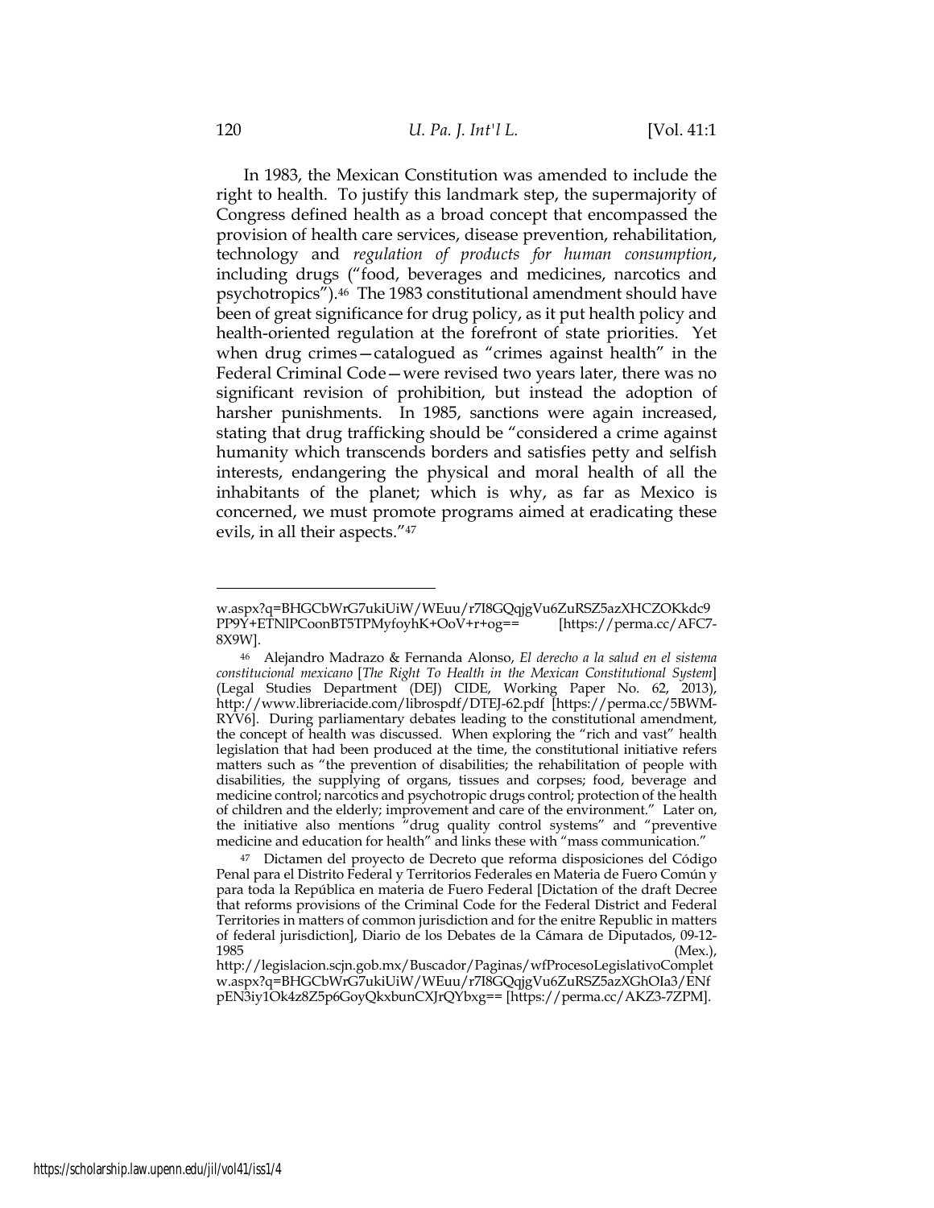In 1983, the Mexican Constitution was amended to include the right to health. To justify this landmark step, the supermajority of Congress defined health as a broad concept that encompassed the provision of health care services, disease prevention, rehabilitation, technology and *regulation of products for human consumption*, including drugs ("food, beverages and medicines, narcotics and psychotropics").[46] The 1983 constitutional amendment should have been of great significance for drug policy, as it put health policy and health-oriented regulation at the forefront of state priorities. Yet when drug crimes—catalogued as "crimes against health" in the Federal Criminal Code—were revised two years later, there was no significant revision of prohibition, but instead the adoption of harsher punishments. In 1985, sanctions were again increased, stating that drug trafficking should be "considered a crime against humanity which transcends borders and satisfies petty and selfish interests, endangering the physical and moral health of all the inhabitants of the planet; which is why, as far as Mexico is concerned, we must promote programs aimed at eradicating these evils, in all their aspects."[47]

---

w.aspx?q=BHGCbWrG7ukiUiW/WEuu/r7I8GQqjgVu6ZuRSZ5azXHCZOKkdc9PP9Y+ETNlPCoonBT5TPMyfoyhK+OoV+r+og== [https://perma.cc/AFC7-8X9W].

[46] Alejandro Madrazo & Fernanda Alonso, *El derecho a la salud en el sistema constitucional mexicano* [*The Right To Health in the Mexican Constitutional System*] (Legal Studies Department (DEJ) CIDE, Working Paper No. 62, 2013), http://www.libreriacide.com/librospdf/DTEJ-62.pdf [https://perma.cc/5BWM-RYV6]. During parliamentary debates leading to the constitutional amendment, the concept of health was discussed. When exploring the "rich and vast" health legislation that had been produced at the time, the constitutional initiative refers matters such as "the prevention of disabilities; the rehabilitation of people with disabilities, the supplying of organs, tissues and corpses; food, beverage and medicine control; narcotics and psychotropic drugs control; protection of the health of children and the elderly; improvement and care of the environment." Later on, the initiative also mentions "drug quality control systems" and "preventive medicine and education for health" and links these with "mass communication."

[47] Dictamen del proyecto de Decreto que reforma disposiciones del Código Penal para el Distrito Federal y Territorios Federales en Materia de Fuero Común y para toda la República en materia de Fuero Federal [Dictation of the draft Decree that reforms provisions of the Criminal Code for the Federal District and Federal Territories in matters of common jurisdiction and for the enitre Republic in matters of federal jurisdiction], Diario de los Debates de la Cámara de Diputados, 09-12-1985 (Mex.), http://legislacion.scjn.gob.mx/Buscador/Paginas/wfProcesoLegislativoCompletw.aspx?q=BHGCbWrG7ukiUiW/WEuu/r7I8GQqjgVu6ZuRSZ5azXGhOIa3/ENfpEN3iy1Ok4z8Z5p6GoyQkxbunCXJrQYbxg== [https://perma.cc/AKZ3-7ZPM].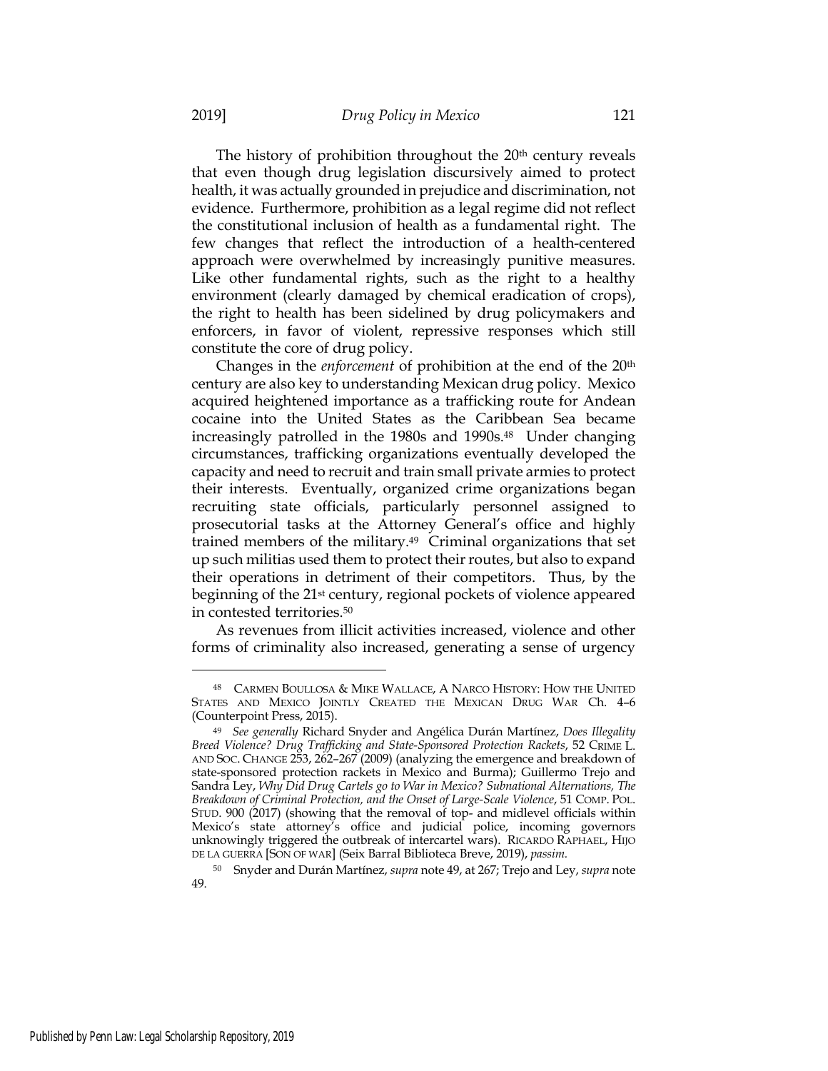The history of prohibition throughout the 20th century reveals that even though drug legislation discursively aimed to protect health, it was actually grounded in prejudice and discrimination, not evidence. Furthermore, prohibition as a legal regime did not reflect the constitutional inclusion of health as a fundamental right. The few changes that reflect the introduction of a health-centered approach were overwhelmed by increasingly punitive measures. Like other fundamental rights, such as the right to a healthy environment (clearly damaged by chemical eradication of crops), the right to health has been sidelined by drug policymakers and enforcers, in favor of violent, repressive responses which still constitute the core of drug policy.

Changes in the *enforcement* of prohibition at the end of the 20th century are also key to understanding Mexican drug policy. Mexico acquired heightened importance as a trafficking route for Andean cocaine into the United States as the Caribbean Sea became increasingly patrolled in the 1980s and 1990s.[48] Under changing circumstances, trafficking organizations eventually developed the capacity and need to recruit and train small private armies to protect their interests. Eventually, organized crime organizations began recruiting state officials, particularly personnel assigned to prosecutorial tasks at the Attorney General's office and highly trained members of the military.[49] Criminal organizations that set up such militias used them to protect their routes, but also to expand their operations in detriment of their competitors. Thus, by the beginning of the 21st century, regional pockets of violence appeared in contested territories.[50]

As revenues from illicit activities increased, violence and other forms of criminality also increased, generating a sense of urgency

---

48 CARMEN BOULLOSA & MIKE WALLACE, A NARCO HISTORY: HOW THE UNITED STATES AND MEXICO JOINTLY CREATED THE MEXICAN DRUG WAR Ch. 4–6 (Counterpoint Press, 2015).

49 *See generally* Richard Snyder and Angélica Durán Martínez, *Does Illegality Breed Violence? Drug Trafficking and State-Sponsored Protection Rackets*, 52 CRIME L. AND SOC. CHANGE 253, 262–267 (2009) (analyzing the emergence and breakdown of state-sponsored protection rackets in Mexico and Burma); Guillermo Trejo and Sandra Ley, *Why Did Drug Cartels go to War in Mexico? Subnational Alternations, The Breakdown of Criminal Protection, and the Onset of Large-Scale Violence*, 51 COMP. POL. STUD. 900 (2017) (showing that the removal of top- and midlevel officials within Mexico's state attorney's office and judicial police, incoming governors unknowingly triggered the outbreak of intercartel wars). RICARDO RAPHAEL, HIJO DE LA GUERRA [SON OF WAR] (Seix Barral Biblioteca Breve, 2019), *passim.*

50 Snyder and Durán Martínez, *supra* note 49, at 267; Trejo and Ley, *supra* note 49.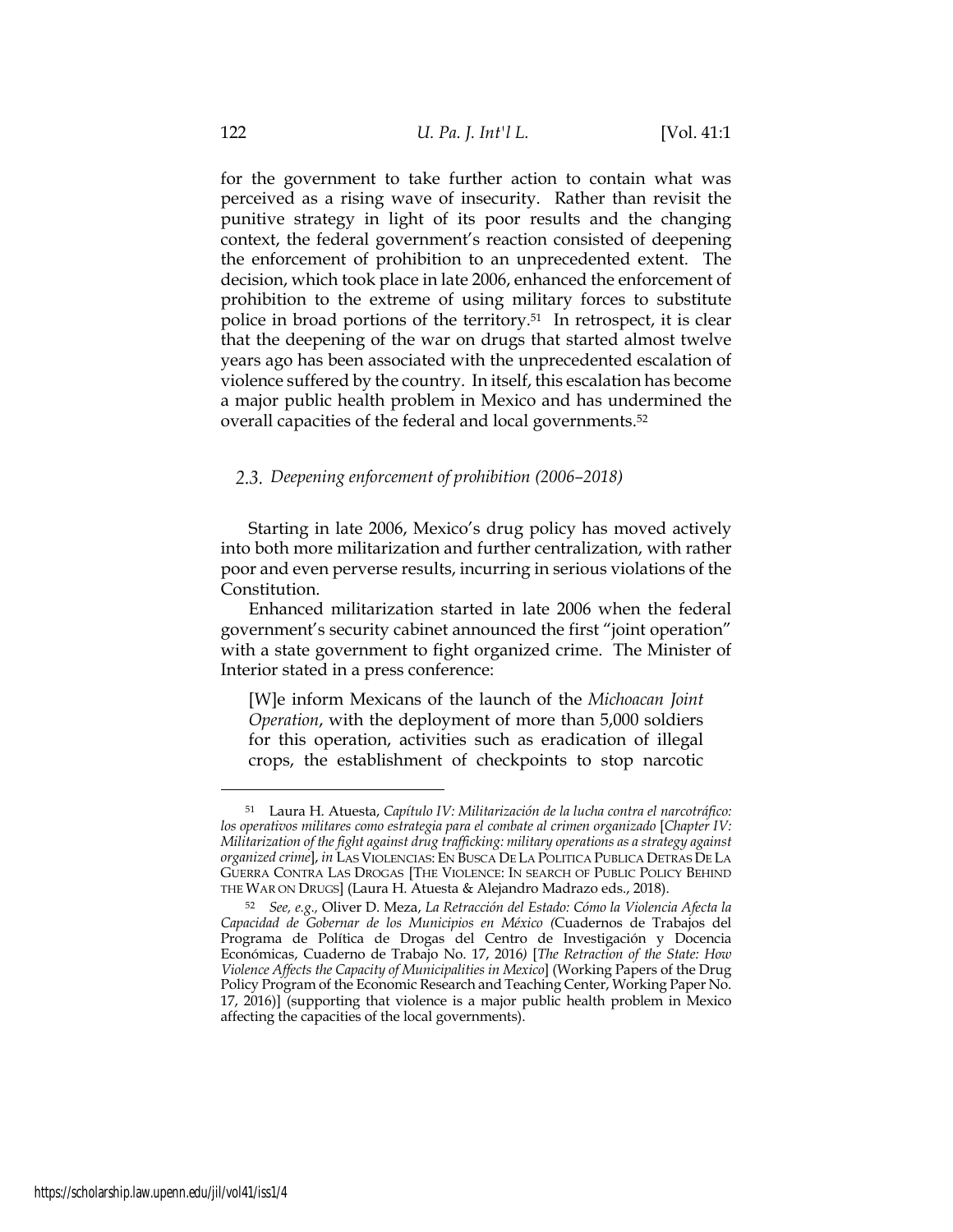for the government to take further action to contain what was perceived as a rising wave of insecurity. Rather than revisit the punitive strategy in light of its poor results and the changing context, the federal government's reaction consisted of deepening the enforcement of prohibition to an unprecedented extent. The decision, which took place in late 2006, enhanced the enforcement of prohibition to the extreme of using military forces to substitute police in broad portions of the territory.[51] In retrospect, it is clear that the deepening of the war on drugs that started almost twelve years ago has been associated with the unprecedented escalation of violence suffered by the country. In itself, this escalation has become a major public health problem in Mexico and has undermined the overall capacities of the federal and local governments.[52]

### 2.3. *Deepening enforcement of prohibition (2006–2018)*

Starting in late 2006, Mexico's drug policy has moved actively into both more militarization and further centralization, with rather poor and even perverse results, incurring in serious violations of the Constitution.

Enhanced militarization started in late 2006 when the federal government's security cabinet announced the first "joint operation" with a state government to fight organized crime. The Minister of Interior stated in a press conference:

> [W]e inform Mexicans of the launch of the *Michoacan Joint Operation*, with the deployment of more than 5,000 soldiers for this operation, activities such as eradication of illegal crops, the establishment of checkpoints to stop narcotic

---

[51] Laura H. Atuesta, *Capítulo IV: Militarización de la lucha contra el narcotráfico: los operativos militares como estrategia para el combate al crimen organizado* [*Chapter IV: Militarization of the fight against drug trafficking: military operations as a strategy against organized crime*], *in* LAS VIOLENCIAS: EN BUSCA DE LA POLITICA PUBLICA DETRAS DE LA GUERRA CONTRA LAS DROGAS [THE VIOLENCE: IN SEARCH OF PUBLIC POLICY BEHIND THE WAR ON DRUGS] (Laura H. Atuesta & Alejandro Madrazo eds., 2018).

[52] *See, e.g.*, Oliver D. Meza, *La Retracción del Estado: Cómo la Violencia Afecta la Capacidad de Gobernar de los Municipios en México* (Cuadernos de Trabajos del Programa de Política de Drogas del Centro de Investigación y Docencia Económicas, Cuaderno de Trabajo No. 17, 2016) [*The Retraction of the State: How Violence Affects the Capacity of Municipalities in Mexico*] (Working Papers of the Drug Policy Program of the Economic Research and Teaching Center, Working Paper No. 17, 2016)] (supporting that violence is a major public health problem in Mexico affecting the capacities of the local governments).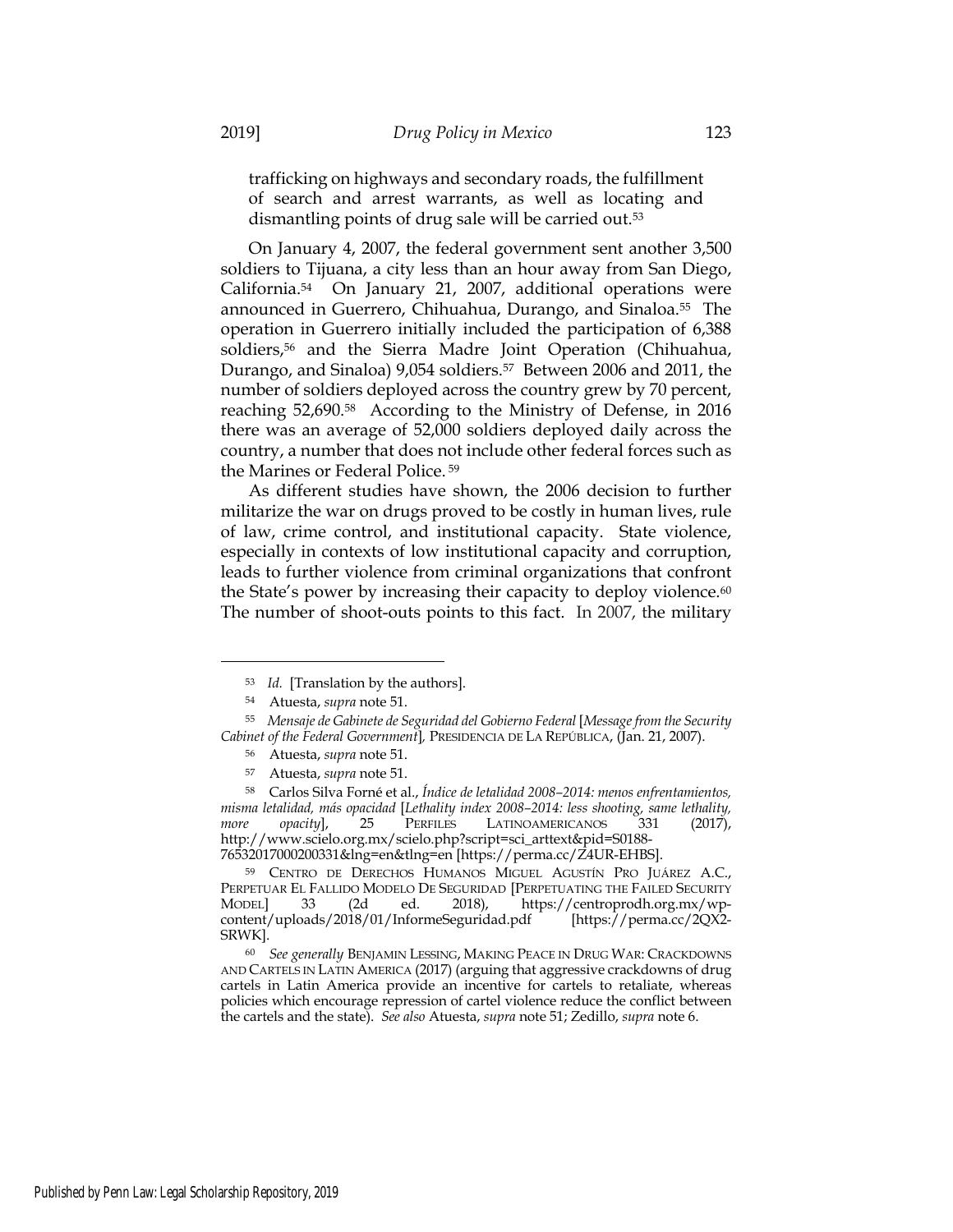trafficking on highways and secondary roads, the fulfillment of search and arrest warrants, as well as locating and dismantling points of drug sale will be carried out.[53]

On January 4, 2007, the federal government sent another 3,500 soldiers to Tijuana, a city less than an hour away from San Diego, California.[54] On January 21, 2007, additional operations were announced in Guerrero, Chihuahua, Durango, and Sinaloa.[55] The operation in Guerrero initially included the participation of 6,388 soldiers,[56] and the Sierra Madre Joint Operation (Chihuahua, Durango, and Sinaloa) 9,054 soldiers.[57] Between 2006 and 2011, the number of soldiers deployed across the country grew by 70 percent, reaching 52,690.[58] According to the Ministry of Defense, in 2016 there was an average of 52,000 soldiers deployed daily across the country, a number that does not include other federal forces such as the Marines or Federal Police.[59]

As different studies have shown, the 2006 decision to further militarize the war on drugs proved to be costly in human lives, rule of law, crime control, and institutional capacity. State violence, especially in contexts of low institutional capacity and corruption, leads to further violence from criminal organizations that confront the State's power by increasing their capacity to deploy violence.[60] The number of shoot-outs points to this fact. In 2007, the military

---

[53] *Id.* [Translation by the authors].

[54] Atuesta, *supra* note 51.

[55] *Mensaje de Gabinete de Seguridad del Gobierno Federal* [*Message from the Security Cabinet of the Federal Government*], PRESIDENCIA DE LA REPÚBLICA, (Jan. 21, 2007).

[56] Atuesta, *supra* note 51.

[57] Atuesta, *supra* note 51.

[58] Carlos Silva Forné et al., *Índice de letalidad 2008–2014: menos enfrentamientos, misma letalidad, más opacidad* [*Lethality index 2008–2014: less shooting, same lethality, more opacity*], 25 PERFILES LATINOAMERICANOS 331 (2017), http://www.scielo.org.mx/scielo.php?script=sci_arttext&pid=S0188-76532017000200331&lng=en&tlng=en [https://perma.cc/Z4UR-EHBS].

[59] CENTRO DE DERECHOS HUMANOS MIGUEL AGUSTÍN PRO JUÁREZ A.C., PERPETUAR EL FALLIDO MODELO DE SEGURIDAD [PERPETUATING THE FAILED SECURITY MODEL] 33 (2d ed. 2018), https://centroprodh.org.mx/wp-content/uploads/2018/01/InformeSeguridad.pdf [https://perma.cc/2QX2-SRWK].

[60] *See generally* BENJAMIN LESSING, MAKING PEACE IN DRUG WAR: CRACKDOWNS AND CARTELS IN LATIN AMERICA (2017) (arguing that aggressive crackdowns of drug cartels in Latin America provide an incentive for cartels to retaliate, whereas policies which encourage repression of cartel violence reduce the conflict between the cartels and the state). *See also* Atuesta, *supra* note 51; Zedillo, *supra* note 6.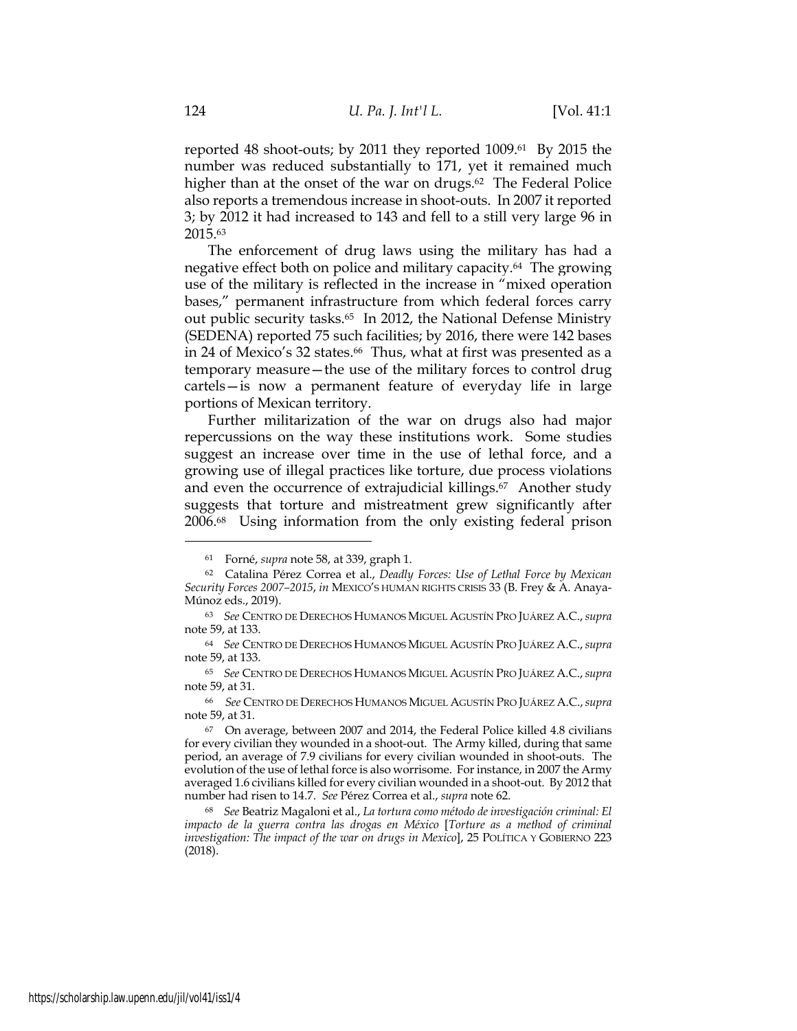reported 48 shoot-outs; by 2011 they reported 1009.[61] By 2015 the number was reduced substantially to 171, yet it remained much higher than at the onset of the war on drugs.[62] The Federal Police also reports a tremendous increase in shoot-outs. In 2007 it reported 3; by 2012 it had increased to 143 and fell to a still very large 96 in 2015.[63]

The enforcement of drug laws using the military has had a negative effect both on police and military capacity.[64] The growing use of the military is reflected in the increase in "mixed operation bases," permanent infrastructure from which federal forces carry out public security tasks.[65] In 2012, the National Defense Ministry (SEDENA) reported 75 such facilities; by 2016, there were 142 bases in 24 of Mexico's 32 states.[66] Thus, what at first was presented as a temporary measure—the use of the military forces to control drug cartels—is now a permanent feature of everyday life in large portions of Mexican territory.

Further militarization of the war on drugs also had major repercussions on the way these institutions work. Some studies suggest an increase over time in the use of lethal force, and a growing use of illegal practices like torture, due process violations and even the occurrence of extrajudicial killings.[67] Another study suggests that torture and mistreatment grew significantly after 2006.[68] Using information from the only existing federal prison

---

[61] Forné, *supra* note 58, at 339, graph 1.

[62] Catalina Pérez Correa et al., *Deadly Forces: Use of Lethal Force by Mexican Security Forces 2007–2015*, *in* MEXICO'S HUMAN RIGHTS CRISIS 33 (B. Frey & A. Anaya-Múnoz eds., 2019).

[63] *See* CENTRO DE DERECHOS HUMANOS MIGUEL AGUSTÍN PRO JUÁREZ A.C., *supra* note 59, at 133.

[64] *See* CENTRO DE DERECHOS HUMANOS MIGUEL AGUSTÍN PRO JUÁREZ A.C., *supra* note 59, at 133.

[65] *See* CENTRO DE DERECHOS HUMANOS MIGUEL AGUSTÍN PRO JUÁREZ A.C., *supra* note 59, at 31.

[66] *See* CENTRO DE DERECHOS HUMANOS MIGUEL AGUSTÍN PRO JUÁREZ A.C., *supra* note 59, at 31.

[67] On average, between 2007 and 2014, the Federal Police killed 4.8 civilians for every civilian they wounded in a shoot-out. The Army killed, during that same period, an average of 7.9 civilians for every civilian wounded in shoot-outs. The evolution of the use of lethal force is also worrisome. For instance, in 2007 the Army averaged 1.6 civilians killed for every civilian wounded in a shoot-out. By 2012 that number had risen to 14.7. *See* Pérez Correa et al., *supra* note 62.

[68] *See* Beatriz Magaloni et al., *La tortura como método de investigación criminal: El impacto de la guerra contra las drogas en México* [*Torture as a method of criminal investigation: The impact of the war on drugs in Mexico*], 25 POLÍTICA Y GOBIERNO 223 (2018).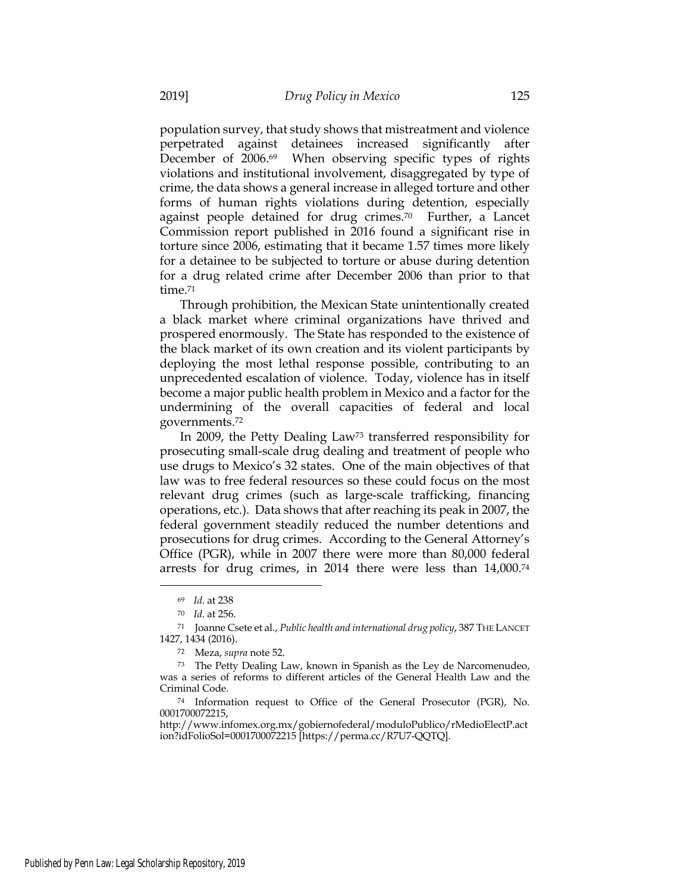population survey, that study shows that mistreatment and violence perpetrated against detainees increased significantly after December of 2006.[69] When observing specific types of rights violations and institutional involvement, disaggregated by type of crime, the data shows a general increase in alleged torture and other forms of human rights violations during detention, especially against people detained for drug crimes.[70] Further, a Lancet Commission report published in 2016 found a significant rise in torture since 2006, estimating that it became 1.57 times more likely for a detainee to be subjected to torture or abuse during detention for a drug related crime after December 2006 than prior to that time.[71]

Through prohibition, the Mexican State unintentionally created a black market where criminal organizations have thrived and prospered enormously. The State has responded to the existence of the black market of its own creation and its violent participants by deploying the most lethal response possible, contributing to an unprecedented escalation of violence. Today, violence has in itself become a major public health problem in Mexico and a factor for the undermining of the overall capacities of federal and local governments.[72]

In 2009, the Petty Dealing Law[73] transferred responsibility for prosecuting small-scale drug dealing and treatment of people who use drugs to Mexico's 32 states. One of the main objectives of that law was to free federal resources so these could focus on the most relevant drug crimes (such as large-scale trafficking, financing operations, etc.). Data shows that after reaching its peak in 2007, the federal government steadily reduced the number detentions and prosecutions for drug crimes. According to the General Attorney's Office (PGR), while in 2007 there were more than 80,000 federal arrests for drug crimes, in 2014 there were less than 14,000.[74]

---

[69] *Id.* at 238

[70] *Id.* at 256.

[71] Joanne Csete et al., *Public health and international drug policy*, 387 THE LANCET 1427, 1434 (2016).

[72] Meza, *supra* note 52.

[73] The Petty Dealing Law, known in Spanish as the Ley de Narcomenudeo, was a series of reforms to different articles of the General Health Law and the Criminal Code.

[74] Information request to Office of the General Prosecutor (PGR), No. 0001700072215, http://www.infomex.org.mx/gobiernofederal/moduloPublico/rMedioElectP.action?idFolioSol=0001700072215 [https://perma.cc/R7U7-QQTQ].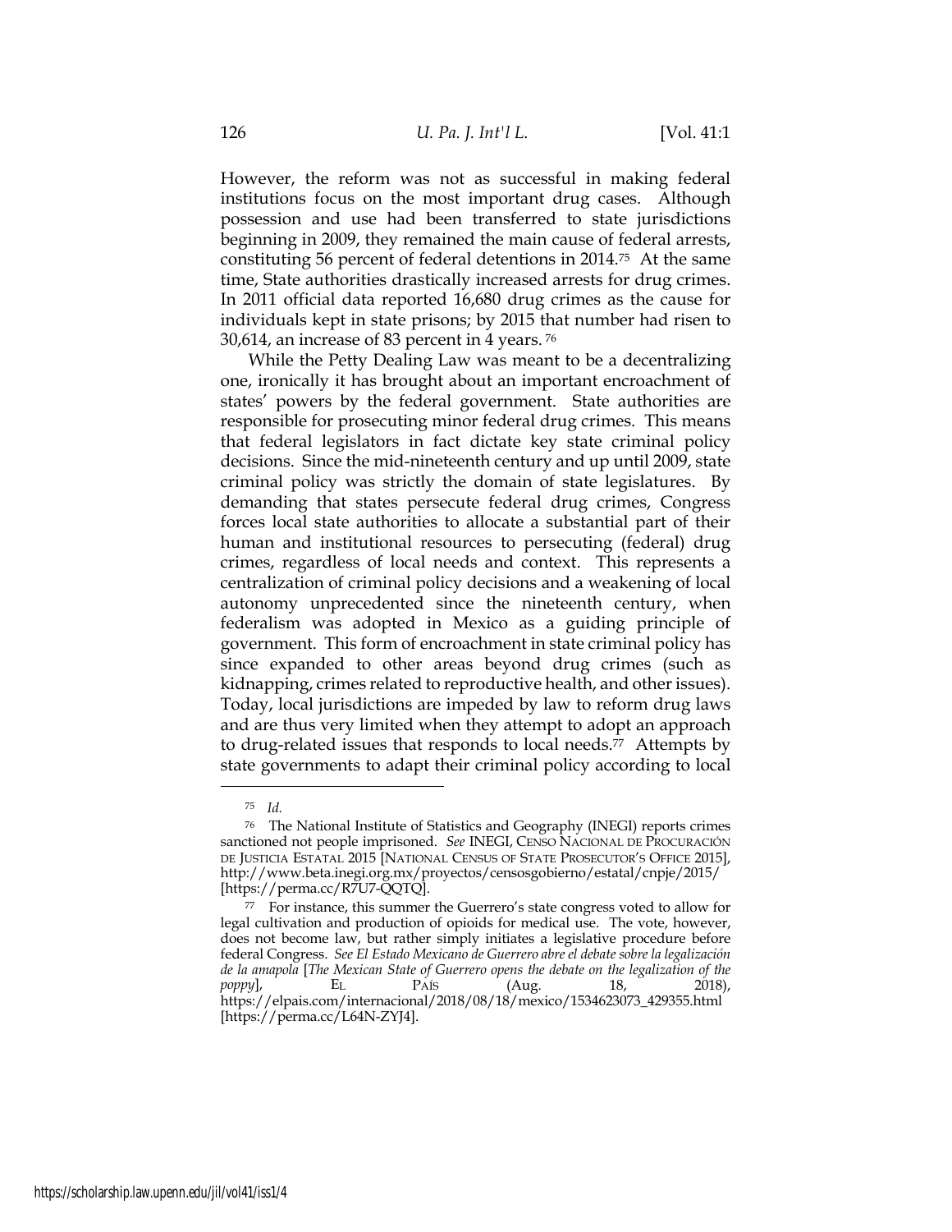However, the reform was not as successful in making federal institutions focus on the most important drug cases. Although possession and use had been transferred to state jurisdictions beginning in 2009, they remained the main cause of federal arrests, constituting 56 percent of federal detentions in 2014.[75] At the same time, State authorities drastically increased arrests for drug crimes. In 2011 official data reported 16,680 drug crimes as the cause for individuals kept in state prisons; by 2015 that number had risen to 30,614, an increase of 83 percent in 4 years.[76]

While the Petty Dealing Law was meant to be a decentralizing one, ironically it has brought about an important encroachment of states' powers by the federal government. State authorities are responsible for prosecuting minor federal drug crimes. This means that federal legislators in fact dictate key state criminal policy decisions. Since the mid-nineteenth century and up until 2009, state criminal policy was strictly the domain of state legislatures. By demanding that states persecute federal drug crimes, Congress forces local state authorities to allocate a substantial part of their human and institutional resources to persecuting (federal) drug crimes, regardless of local needs and context. This represents a centralization of criminal policy decisions and a weakening of local autonomy unprecedented since the nineteenth century, when federalism was adopted in Mexico as a guiding principle of government. This form of encroachment in state criminal policy has since expanded to other areas beyond drug crimes (such as kidnapping, crimes related to reproductive health, and other issues). Today, local jurisdictions are impeded by law to reform drug laws and are thus very limited when they attempt to adopt an approach to drug-related issues that responds to local needs.[77] Attempts by state governments to adapt their criminal policy according to local

---

[75] *Id.*

[76] The National Institute of Statistics and Geography (INEGI) reports crimes sanctioned not people imprisoned. *See* INEGI, CENSO NACIONAL DE PROCURACIÓN DE JUSTICIA ESTATAL 2015 [NATIONAL CENSUS OF STATE PROSECUTOR'S OFFICE 2015], http://www.beta.inegi.org.mx/proyectos/censosgobierno/estatal/cnpje/2015/ [https://perma.cc/R7U7-QQTQ].

[77] For instance, this summer the Guerrero's state congress voted to allow for legal cultivation and production of opioids for medical use. The vote, however, does not become law, but rather simply initiates a legislative procedure before federal Congress. *See El Estado Mexicano de Guerrero abre el debate sobre la legalización de la amapola* [*The Mexican State of Guerrero opens the debate on the legalization of the poppy*], EL PAÍS (Aug. 18, 2018), https://elpais.com/internacional/2018/08/18/mexico/1534623073_429355.html [https://perma.cc/L64N-ZYJ4].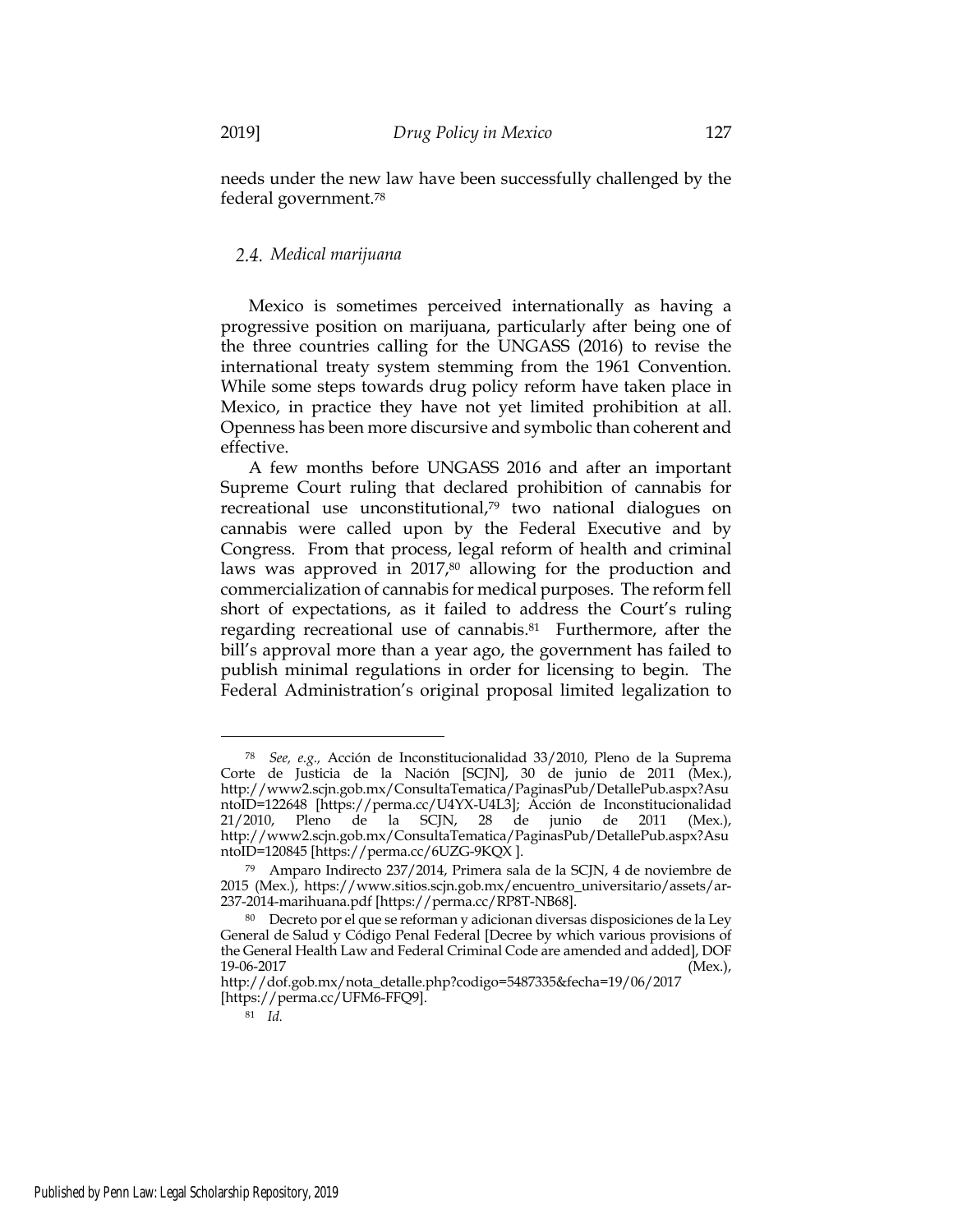needs under the new law have been successfully challenged by the federal government.[78]

### 2.4. *Medical marijuana*

Mexico is sometimes perceived internationally as having a progressive position on marijuana, particularly after being one of the three countries calling for the UNGASS (2016) to revise the international treaty system stemming from the 1961 Convention. While some steps towards drug policy reform have taken place in Mexico, in practice they have not yet limited prohibition at all. Openness has been more discursive and symbolic than coherent and effective.

A few months before UNGASS 2016 and after an important Supreme Court ruling that declared prohibition of cannabis for recreational use unconstitutional,[79] two national dialogues on cannabis were called upon by the Federal Executive and by Congress. From that process, legal reform of health and criminal laws was approved in 2017,[80] allowing for the production and commercialization of cannabis for medical purposes. The reform fell short of expectations, as it failed to address the Court's ruling regarding recreational use of cannabis.[81] Furthermore, after the bill's approval more than a year ago, the government has failed to publish minimal regulations in order for licensing to begin. The Federal Administration's original proposal limited legalization to

---

[78] *See, e.g.,* Acción de Inconstitucionalidad 33/2010, Pleno de la Suprema Corte de Justicia de la Nación [SCJN], 30 de junio de 2011 (Mex.), http://www2.scjn.gob.mx/ConsultaTematica/PaginasPub/DetallePub.aspx?AsuntoID=122648 [https://perma.cc/U4YX-U4L3]; Acción de Inconstitucionalidad 21/2010, Pleno de la SCJN, 28 de junio de 2011 (Mex.), http://www2.scjn.gob.mx/ConsultaTematica/PaginasPub/DetallePub.aspx?AsuntoID=120845 [https://perma.cc/6UZG-9KQX ].

[79] Amparo Indirecto 237/2014, Primera sala de la SCJN, 4 de noviembre de 2015 (Mex.), https://www.sitios.scjn.gob.mx/encuentro_universitario/assets/ar-237-2014-marihuana.pdf [https://perma.cc/RP8T-NB68].

[80] Decreto por el que se reforman y adicionan diversas disposiciones de la Ley General de Salud y Código Penal Federal [Decree by which various provisions of the General Health Law and Federal Criminal Code are amended and added], DOF 19-06-2017 (Mex.), http://dof.gob.mx/nota_detalle.php?codigo=5487335&fecha=19/06/2017 [https://perma.cc/UFM6-FFQ9].

[81] *Id.*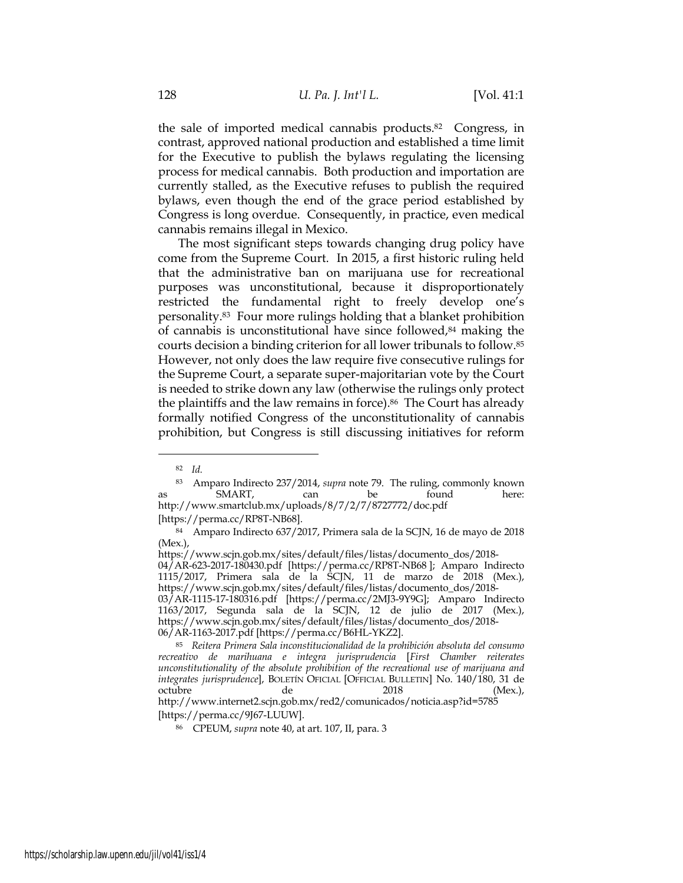the sale of imported medical cannabis products.[82] Congress, in contrast, approved national production and established a time limit for the Executive to publish the bylaws regulating the licensing process for medical cannabis. Both production and importation are currently stalled, as the Executive refuses to publish the required bylaws, even though the end of the grace period established by Congress is long overdue. Consequently, in practice, even medical cannabis remains illegal in Mexico.

The most significant steps towards changing drug policy have come from the Supreme Court. In 2015, a first historic ruling held that the administrative ban on marijuana use for recreational purposes was unconstitutional, because it disproportionately restricted the fundamental right to freely develop one's personality.[83] Four more rulings holding that a blanket prohibition of cannabis is unconstitutional have since followed,[84] making the courts decision a binding criterion for all lower tribunals to follow.[85] However, not only does the law require five consecutive rulings for the Supreme Court, a separate super-majoritarian vote by the Court is needed to strike down any law (otherwise the rulings only protect the plaintiffs and the law remains in force).[86] The Court has already formally notified Congress of the unconstitutionality of cannabis prohibition, but Congress is still discussing initiatives for reform

---

[82] *Id.*

[83] Amparo Indirecto 237/2014, *supra* note 79. The ruling, commonly known as SMART, can be found here: http://www.smartclub.mx/uploads/8/7/2/7/8727772/doc.pdf [https://perma.cc/RP8T-NB68].

[84] Amparo Indirecto 637/2017, Primera sala de la SCJN, 16 de mayo de 2018 (Mex.), https://www.scjn.gob.mx/sites/default/files/listas/documento_dos/2018-04/AR-623-2017-180430.pdf [https://perma.cc/RP8T-NB68 ]; Amparo Indirecto 1115/2017, Primera sala de la SCJN, 11 de marzo de 2018 (Mex.), https://www.scjn.gob.mx/sites/default/files/listas/documento_dos/2018-03/AR-1115-17-180316.pdf [https://perma.cc/2MJ3-9Y9G]; Amparo Indirecto 1163/2017, Segunda sala de la SCJN, 12 de julio de 2017 (Mex.), https://www.scjn.gob.mx/sites/default/files/listas/documento_dos/2018-06/AR-1163-2017.pdf [https://perma.cc/B6HL-YKZ2].

[85] *Reitera Primera Sala inconstitucionalidad de la prohibición absoluta del consumo recreativo de marihuana e integra jurisprudencia* [*First Chamber reiterates unconstitutionality of the absolute prohibition of the recreational use of marijuana and integrates jurisprudence*], BOLETÍN OFICIAL [OFFICIAL BULLETIN] No. 140/180, 31 de octubre de 2018 (Mex.), http://www.internet2.scjn.gob.mx/red2/comunicados/noticia.asp?id=5785 [https://perma.cc/9J67-LUUW].

[86] CPEUM, *supra* note 40, at art. 107, II, para. 3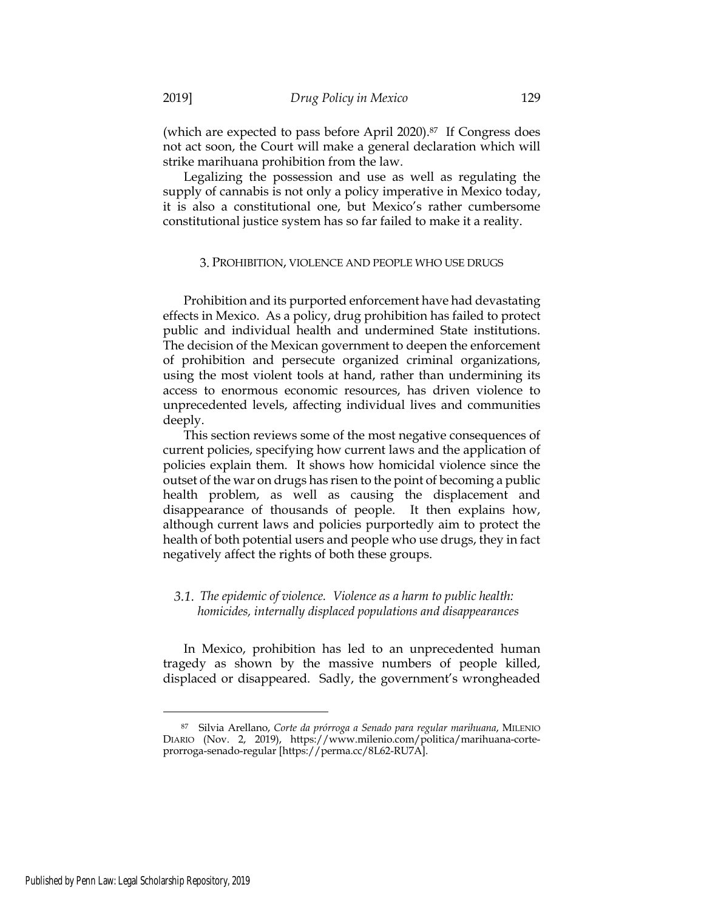(which are expected to pass before April 2020).[87] If Congress does not act soon, the Court will make a general declaration which will strike marihuana prohibition from the law.

Legalizing the possession and use as well as regulating the supply of cannabis is not only a policy imperative in Mexico today, it is also a constitutional one, but Mexico's rather cumbersome constitutional justice system has so far failed to make it a reality.

## 3. PROHIBITION, VIOLENCE AND PEOPLE WHO USE DRUGS

Prohibition and its purported enforcement have had devastating effects in Mexico. As a policy, drug prohibition has failed to protect public and individual health and undermined State institutions. The decision of the Mexican government to deepen the enforcement of prohibition and persecute organized criminal organizations, using the most violent tools at hand, rather than undermining its access to enormous economic resources, has driven violence to unprecedented levels, affecting individual lives and communities deeply.

This section reviews some of the most negative consequences of current policies, specifying how current laws and the application of policies explain them. It shows how homicidal violence since the outset of the war on drugs has risen to the point of becoming a public health problem, as well as causing the displacement and disappearance of thousands of people. It then explains how, although current laws and policies purportedly aim to protect the health of both potential users and people who use drugs, they in fact negatively affect the rights of both these groups.

### 3.1. *The epidemic of violence. Violence as a harm to public health: homicides, internally displaced populations and disappearances*

In Mexico, prohibition has led to an unprecedented human tragedy as shown by the massive numbers of people killed, displaced or disappeared. Sadly, the government's wrongheaded

---

[87] Silvia Arellano, *Corte da prórroga a Senado para regular marihuana*, MILENIO DIARIO (Nov. 2, 2019), https://www.milenio.com/politica/marihuana-corte-prorroga-senado-regular [https://perma.cc/8L62-RU7A].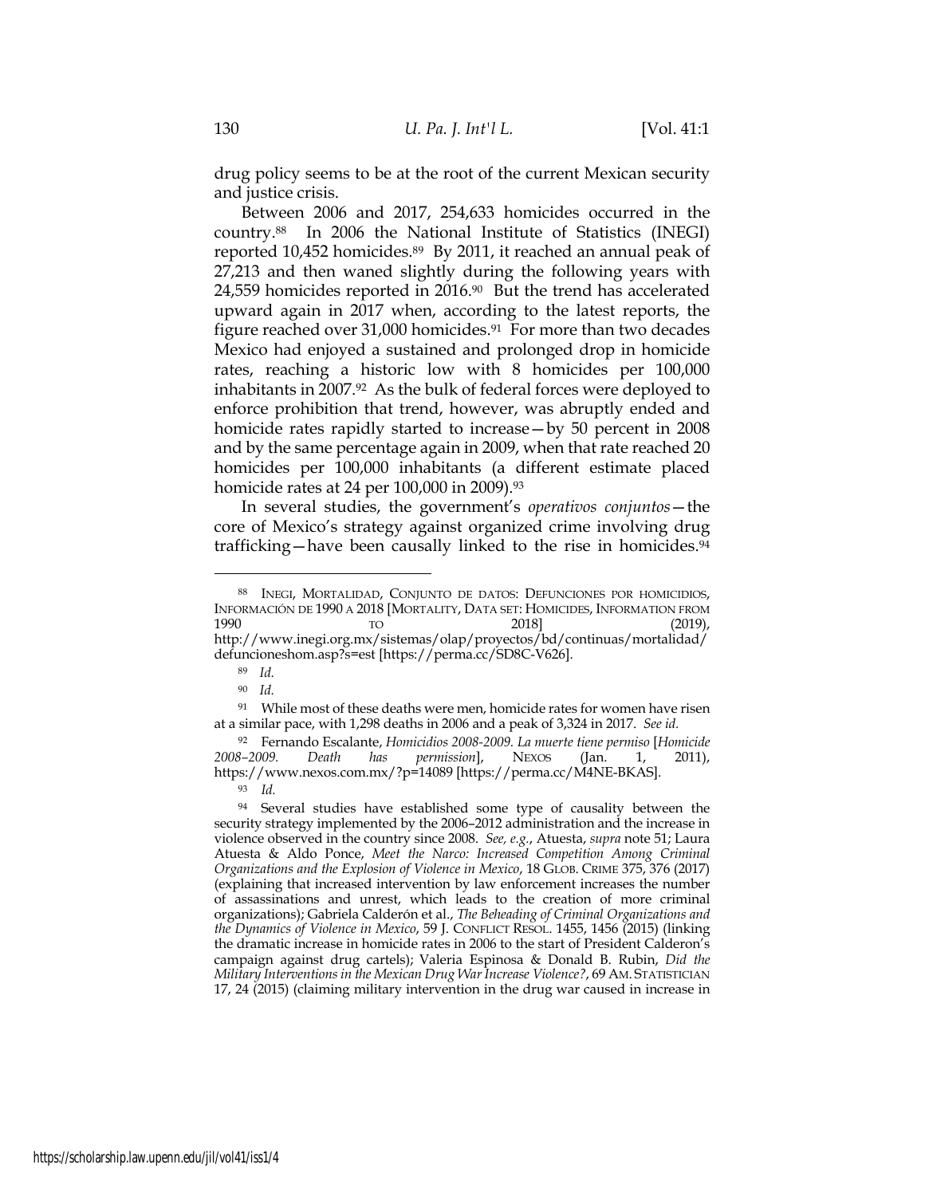drug policy seems to be at the root of the current Mexican security and justice crisis.

Between 2006 and 2017, 254,633 homicides occurred in the country.[88] In 2006 the National Institute of Statistics (INEGI) reported 10,452 homicides.[89] By 2011, it reached an annual peak of 27,213 and then waned slightly during the following years with 24,559 homicides reported in 2016.[90] But the trend has accelerated upward again in 2017 when, according to the latest reports, the figure reached over 31,000 homicides.[91] For more than two decades Mexico had enjoyed a sustained and prolonged drop in homicide rates, reaching a historic low with 8 homicides per 100,000 inhabitants in 2007.[92] As the bulk of federal forces were deployed to enforce prohibition that trend, however, was abruptly ended and homicide rates rapidly started to increase—by 50 percent in 2008 and by the same percentage again in 2009, when that rate reached 20 homicides per 100,000 inhabitants (a different estimate placed homicide rates at 24 per 100,000 in 2009).[93]

In several studies, the government's *operativos conjuntos*—the core of Mexico's strategy against organized crime involving drug trafficking—have been causally linked to the rise in homicides.[94]

---

[88] INEGI, MORTALIDAD, CONJUNTO DE DATOS: DEFUNCIONES POR HOMICIDIOS, INFORMACIÓN DE 1990 A 2018 [MORTALITY, DATA SET: HOMICIDES, INFORMATION FROM 1990 TO 2018] (2019), http://www.inegi.org.mx/sistemas/olap/proyectos/bd/continuas/mortalidad/defuncioneshom.asp?s=est [https://perma.cc/SD8C-V626].

[89] *Id.*

[90] *Id.*

[91] While most of these deaths were men, homicide rates for women have risen at a similar pace, with 1,298 deaths in 2006 and a peak of 3,324 in 2017. *See id.*

[92] Fernando Escalante, *Homicidios 2008-2009. La muerte tiene permiso* [*Homicide 2008–2009. Death has permission*], NEXOS (Jan. 1, 2011), https://www.nexos.com.mx/?p=14089 [https://perma.cc/M4NE-BKAS].

[93] *Id.*

[94] Several studies have established some type of causality between the security strategy implemented by the 2006–2012 administration and the increase in violence observed in the country since 2008. *See, e.g.*, Atuesta, *supra* note 51; Laura Atuesta & Aldo Ponce, *Meet the Narco: Increased Competition Among Criminal Organizations and the Explosion of Violence in Mexico*, 18 GLOB. CRIME 375, 376 (2017) (explaining that increased intervention by law enforcement increases the number of assassinations and unrest, which leads to the creation of more criminal organizations); Gabriela Calderón et al., *The Beheading of Criminal Organizations and the Dynamics of Violence in Mexico*, 59 J. CONFLICT RESOL. 1455, 1456 (2015) (linking the dramatic increase in homicide rates in 2006 to the start of President Calderon's campaign against drug cartels); Valeria Espinosa & Donald B. Rubin, *Did the Military Interventions in the Mexican Drug War Increase Violence?*, 69 AM. STATISTICIAN 17, 24 (2015) (claiming military intervention in the drug war caused in increase in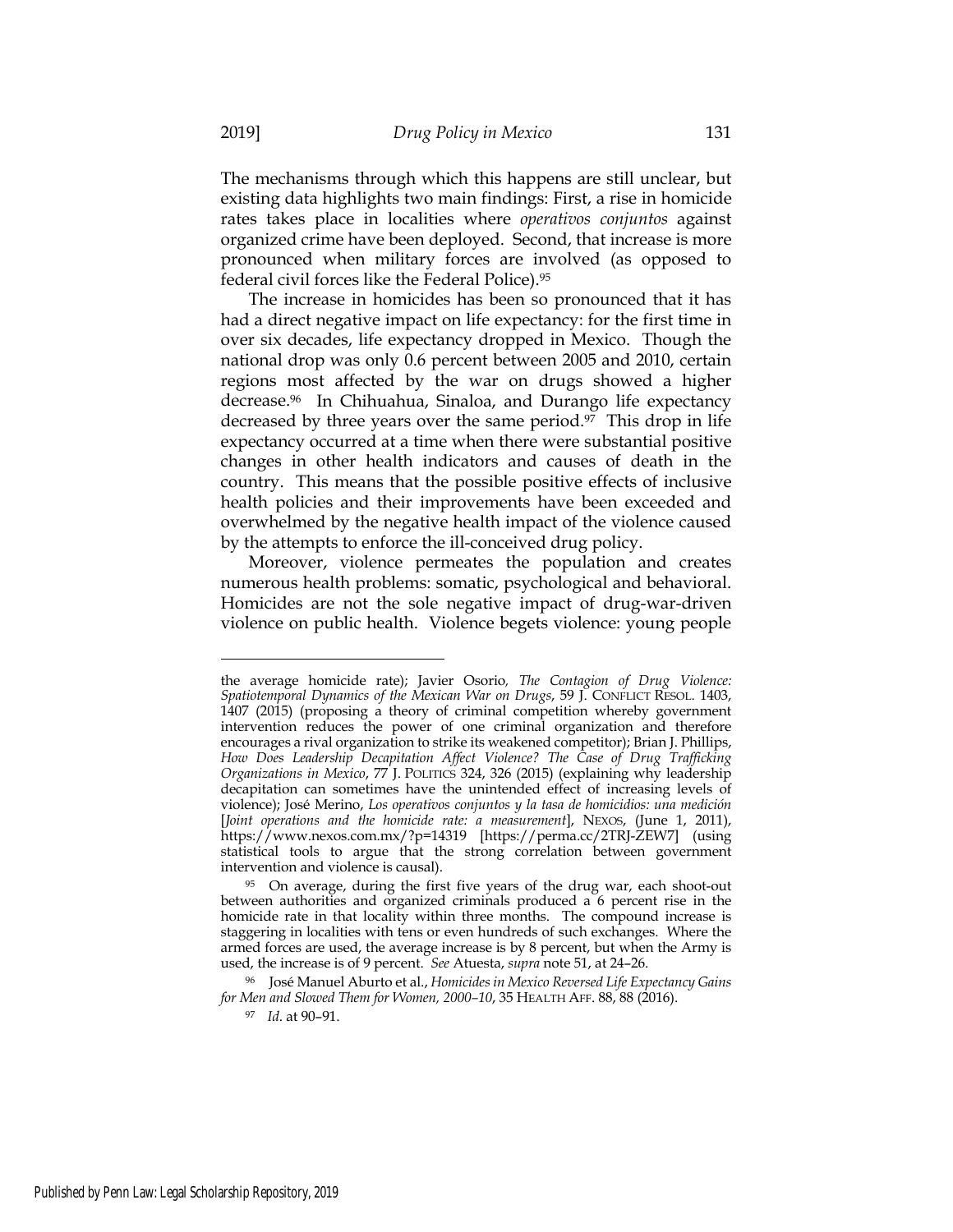The mechanisms through which this happens are still unclear, but existing data highlights two main findings: First, a rise in homicide rates takes place in localities where *operativos conjuntos* against organized crime have been deployed. Second, that increase is more pronounced when military forces are involved (as opposed to federal civil forces like the Federal Police).[95]

The increase in homicides has been so pronounced that it has had a direct negative impact on life expectancy: for the first time in over six decades, life expectancy dropped in Mexico. Though the national drop was only 0.6 percent between 2005 and 2010, certain regions most affected by the war on drugs showed a higher decrease.[96] In Chihuahua, Sinaloa, and Durango life expectancy decreased by three years over the same period.[97] This drop in life expectancy occurred at a time when there were substantial positive changes in other health indicators and causes of death in the country. This means that the possible positive effects of inclusive health policies and their improvements have been exceeded and overwhelmed by the negative health impact of the violence caused by the attempts to enforce the ill-conceived drug policy.

Moreover, violence permeates the population and creates numerous health problems: somatic, psychological and behavioral. Homicides are not the sole negative impact of drug-war-driven violence on public health. Violence begets violence: young people

---

the average homicide rate); Javier Osorio, *The Contagion of Drug Violence: Spatiotemporal Dynamics of the Mexican War on Drugs*, 59 J. CONFLICT RESOL. 1403, 1407 (2015) (proposing a theory of criminal competition whereby government intervention reduces the power of one criminal organization and therefore encourages a rival organization to strike its weakened competitor); Brian J. Phillips, *How Does Leadership Decapitation Affect Violence? The Case of Drug Trafficking Organizations in Mexico*, 77 J. POLITICS 324, 326 (2015) (explaining why leadership decapitation can sometimes have the unintended effect of increasing levels of violence); José Merino, *Los operativos conjuntos y la tasa de homicidios: una medición* [*Joint operations and the homicide rate: a measurement*], NEXOS, (June 1, 2011), https://www.nexos.com.mx/?p=14319 [https://perma.cc/2TRJ-ZEW7] (using statistical tools to argue that the strong correlation between government intervention and violence is causal).

[95] On average, during the first five years of the drug war, each shoot-out between authorities and organized criminals produced a 6 percent rise in the homicide rate in that locality within three months. The compound increase is staggering in localities with tens or even hundreds of such exchanges. Where the armed forces are used, the average increase is by 8 percent, but when the Army is used, the increase is of 9 percent. *See* Atuesta, *supra* note 51, at 24–26.

[96] José Manuel Aburto et al., *Homicides in Mexico Reversed Life Expectancy Gains for Men and Slowed Them for Women, 2000–10*, 35 HEALTH AFF. 88, 88 (2016).

[97] *Id.* at 90–91.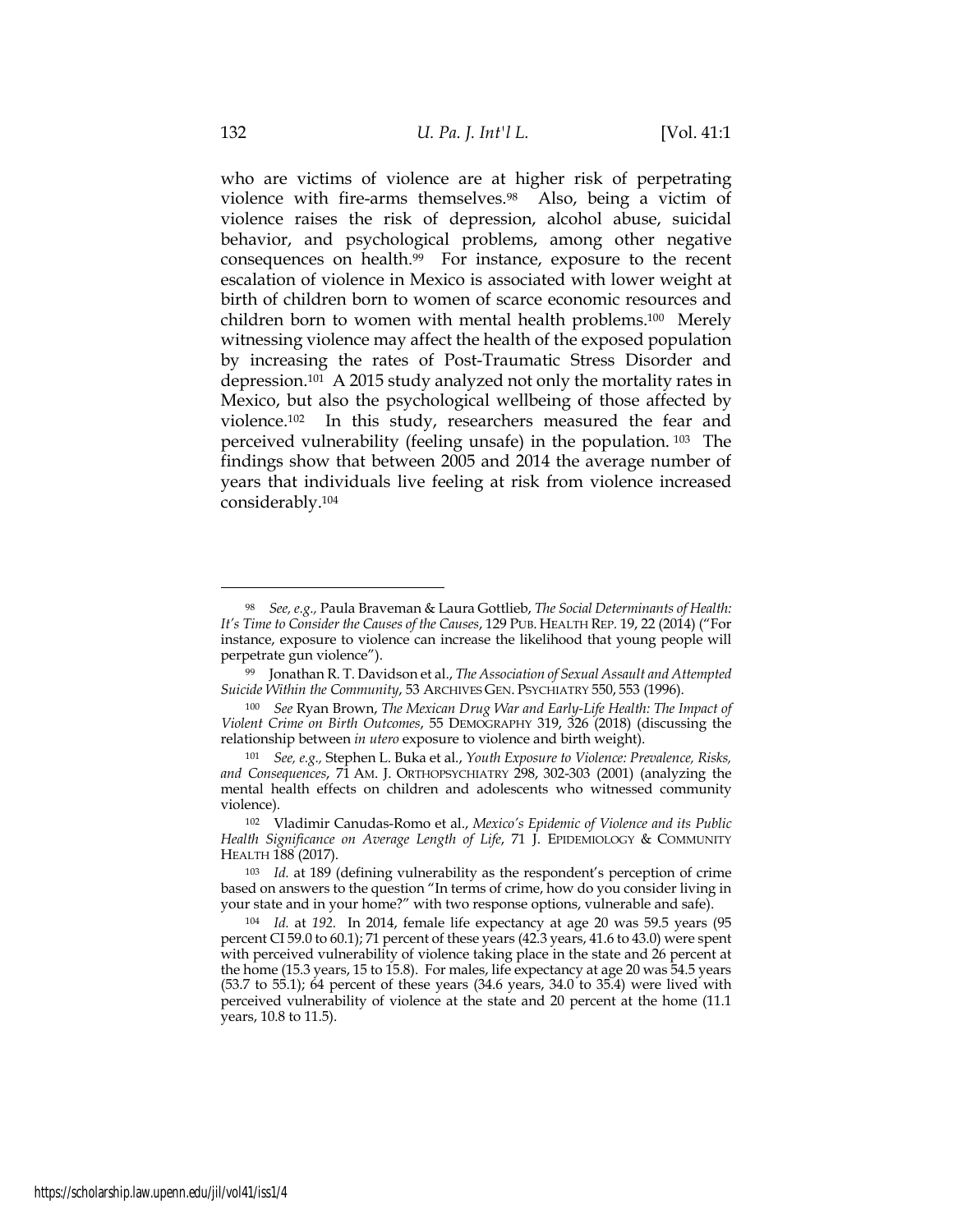who are victims of violence are at higher risk of perpetrating violence with fire-arms themselves.[98] Also, being a victim of violence raises the risk of depression, alcohol abuse, suicidal behavior, and psychological problems, among other negative consequences on health.[99] For instance, exposure to the recent escalation of violence in Mexico is associated with lower weight at birth of children born to women of scarce economic resources and children born to women with mental health problems.[100] Merely witnessing violence may affect the health of the exposed population by increasing the rates of Post-Traumatic Stress Disorder and depression.[101] A 2015 study analyzed not only the mortality rates in Mexico, but also the psychological wellbeing of those affected by violence.[102] In this study, researchers measured the fear and perceived vulnerability (feeling unsafe) in the population.[103] The findings show that between 2005 and 2014 the average number of years that individuals live feeling at risk from violence increased considerably.[104]

---

[98] *See, e.g.,* Paula Braveman & Laura Gottlieb, *The Social Determinants of Health: It's Time to Consider the Causes of the Causes*, 129 PUB. HEALTH REP. 19, 22 (2014) ("For instance, exposure to violence can increase the likelihood that young people will perpetrate gun violence").

[99] Jonathan R. T. Davidson et al., *The Association of Sexual Assault and Attempted Suicide Within the Community*, 53 ARCHIVES GEN. PSYCHIATRY 550, 553 (1996).

[100] *See* Ryan Brown, *The Mexican Drug War and Early-Life Health: The Impact of Violent Crime on Birth Outcomes*, 55 DEMOGRAPHY 319, 326 (2018) (discussing the relationship between *in utero* exposure to violence and birth weight).

[101] *See, e.g.,* Stephen L. Buka et al., *Youth Exposure to Violence: Prevalence, Risks, and Consequences*, 71 AM. J. ORTHOPSYCHIATRY 298, 302-303 (2001) (analyzing the mental health effects on children and adolescents who witnessed community violence).

[102] Vladimir Canudas-Romo et al., *Mexico's Epidemic of Violence and its Public Health Significance on Average Length of Life*, 71 J. EPIDEMIOLOGY & COMMUNITY HEALTH 188 (2017).

[103] *Id.* at 189 (defining vulnerability as the respondent's perception of crime based on answers to the question "In terms of crime, how do you consider living in your state and in your home?" with two response options, vulnerable and safe).

[104] *Id.* at *192.* In 2014, female life expectancy at age 20 was 59.5 years (95 percent CI 59.0 to 60.1); 71 percent of these years (42.3 years, 41.6 to 43.0) were spent with perceived vulnerability of violence taking place in the state and 26 percent at the home (15.3 years, 15 to 15.8). For males, life expectancy at age 20 was 54.5 years (53.7 to 55.1); 64 percent of these years (34.6 years, 34.0 to 35.4) were lived with perceived vulnerability of violence at the state and 20 percent at the home (11.1 years, 10.8 to 11.5).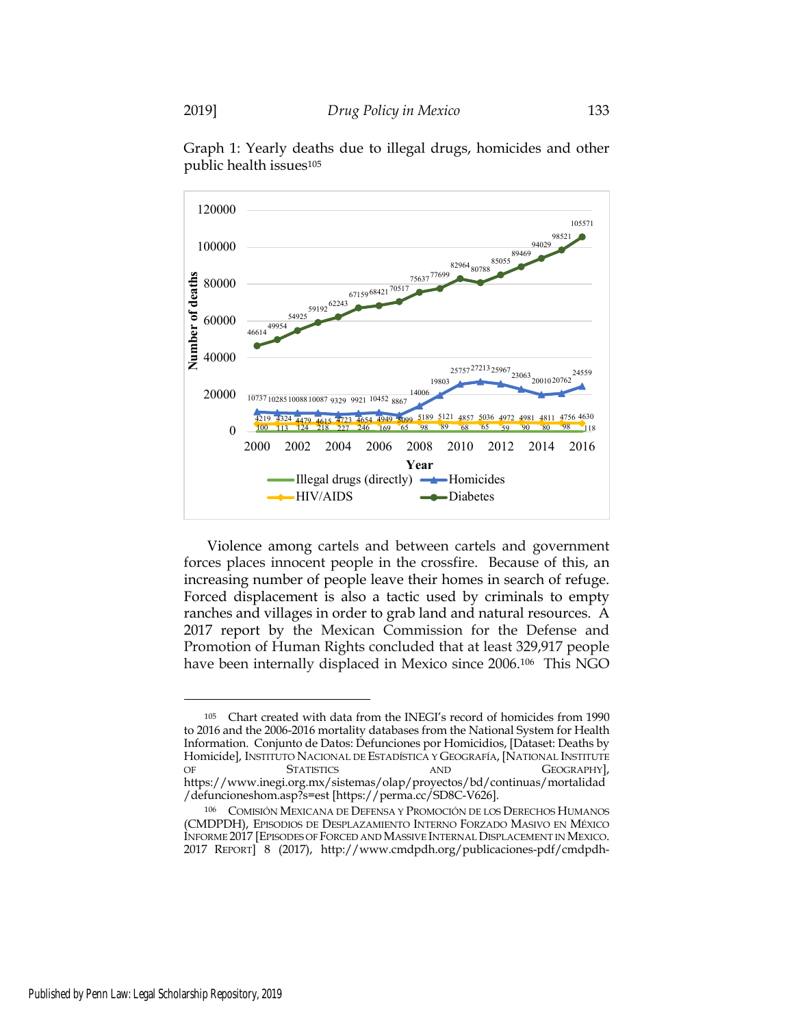Graph 1: Yearly deaths due to illegal drugs, homicides and other public health issues[105]

| Year | Illegal drugs (directly) | Homicides | HIV/AIDS | Diabetes |
|---|---|---|---|---|
| 2000 | 100 | 10737 | 4219 | 46614 |
| 2001 | 113 | 10285 | 4324 | 49954 |
| 2002 | 124 | 10088 | 4479 | 54925 |
| 2003 | 218 | 10087 | 4615 | 59192 |
| 2004 | 227 | 9329 | 4723 | 62243 |
| 2005 | 246 | 9921 | 4654 | 67159 |
| 2006 | 169 | 10452 | 4949 | 68421 |
| 2007 | 65 | 8867 | 5099 | 70517 |
| 2008 | 98 | 14006 | 5189 | 75637 |
| 2009 | 89 | 19803 | 5121 | 77699 |
| 2010 | 68 | 25757 | 4857 | 82964 |
| 2011 | 65 | 27213 | 5036 | 80788 |
| 2012 | 59 | 25967 | 4972 | 85055 |
| 2013 | 90 | 23063 | 4981 | 89469 |
| 2014 | 80 | 20010 | 4811 | 94029 |
| 2015 | 98 | 20762 | 4756 | 98521 |
| 2016 | 118 | 24559 | 4630 | 105571 |

Violence among cartels and between cartels and government forces places innocent people in the crossfire. Because of this, an increasing number of people leave their homes in search of refuge. Forced displacement is also a tactic used by criminals to empty ranches and villages in order to grab land and natural resources. A 2017 report by the Mexican Commission for the Defense and Promotion of Human Rights concluded that at least 329,917 people have been internally displaced in Mexico since 2006.[106] This NGO

---

[105] Chart created with data from the INEGI's record of homicides from 1990 to 2016 and the 2006-2016 mortality databases from the National System for Health Information. Conjunto de Datos: Defunciones por Homicidios, [Dataset: Deaths by Homicide], INSTITUTO NACIONAL DE ESTADÍSTICA Y GEOGRAFÍA, [NATIONAL INSTITUTE OF STATISTICS AND GEOGRAPHY], https://www.inegi.org.mx/sistemas/olap/proyectos/bd/continuas/mortalidad/defuncioneshom.asp?s=est [https://perma.cc/SD8C-V626].

[106] COMISIÓN MEXICANA DE DEFENSA Y PROMOCIÓN DE LOS DERECHOS HUMANOS (CMDPDH), EPISODIOS DE DESPLAZAMIENTO INTERNO FORZADO MASIVO EN MÉXICO INFORME 2017 [EPISODES OF FORCED AND MASSIVE INTERNAL DISPLACEMENT IN MEXICO. 2017 REPORT] 8 (2017), http://www.cmdpdh.org/publicaciones-pdf/cmdpdh-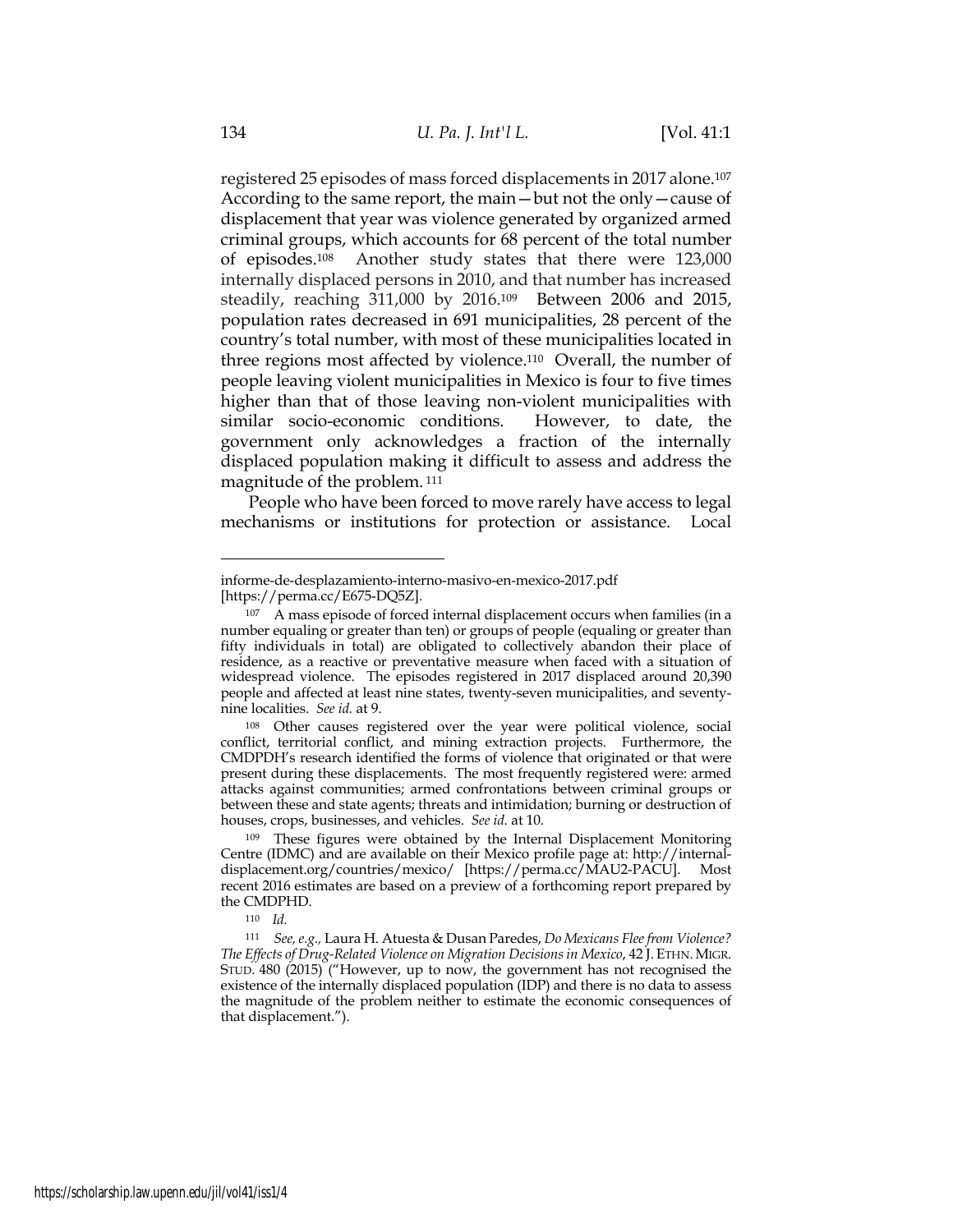registered 25 episodes of mass forced displacements in 2017 alone.[107] According to the same report, the main—but not the only—cause of displacement that year was violence generated by organized armed criminal groups, which accounts for 68 percent of the total number of episodes.[108] Another study states that there were 123,000 internally displaced persons in 2010, and that number has increased steadily, reaching 311,000 by 2016.[109] Between 2006 and 2015, population rates decreased in 691 municipalities, 28 percent of the country's total number, with most of these municipalities located in three regions most affected by violence.[110] Overall, the number of people leaving violent municipalities in Mexico is four to five times higher than that of those leaving non-violent municipalities with similar socio-economic conditions. However, to date, the government only acknowledges a fraction of the internally displaced population making it difficult to assess and address the magnitude of the problem.[111]

People who have been forced to move rarely have access to legal mechanisms or institutions for protection or assistance. Local

---

informe-de-desplazamiento-interno-masivo-en-mexico-2017.pdf [https://perma.cc/E675-DQ5Z].

[107] A mass episode of forced internal displacement occurs when families (in a number equaling or greater than ten) or groups of people (equaling or greater than fifty individuals in total) are obligated to collectively abandon their place of residence, as a reactive or preventative measure when faced with a situation of widespread violence. The episodes registered in 2017 displaced around 20,390 people and affected at least nine states, twenty-seven municipalities, and seventy-nine localities. *See id.* at 9.

[108] Other causes registered over the year were political violence, social conflict, territorial conflict, and mining extraction projects. Furthermore, the CMDPDH's research identified the forms of violence that originated or that were present during these displacements. The most frequently registered were: armed attacks against communities; armed confrontations between criminal groups or between these and state agents; threats and intimidation; burning or destruction of houses, crops, businesses, and vehicles. *See id.* at 10.

[109] These figures were obtained by the Internal Displacement Monitoring Centre (IDMC) and are available on their Mexico profile page at: http://internal-displacement.org/countries/mexico/ [https://perma.cc/MAU2-PACU]. Most recent 2016 estimates are based on a preview of a forthcoming report prepared by the CMDPHD.

[110] *Id.*

[111] *See, e.g.*, Laura H. Atuesta & Dusan Paredes, *Do Mexicans Flee from Violence? The Effects of Drug-Related Violence on Migration Decisions in Mexico*, 42 J. ETHN. MIGR. STUD. 480 (2015) ("However, up to now, the government has not recognised the existence of the internally displaced population (IDP) and there is no data to assess the magnitude of the problem neither to estimate the economic consequences of that displacement.").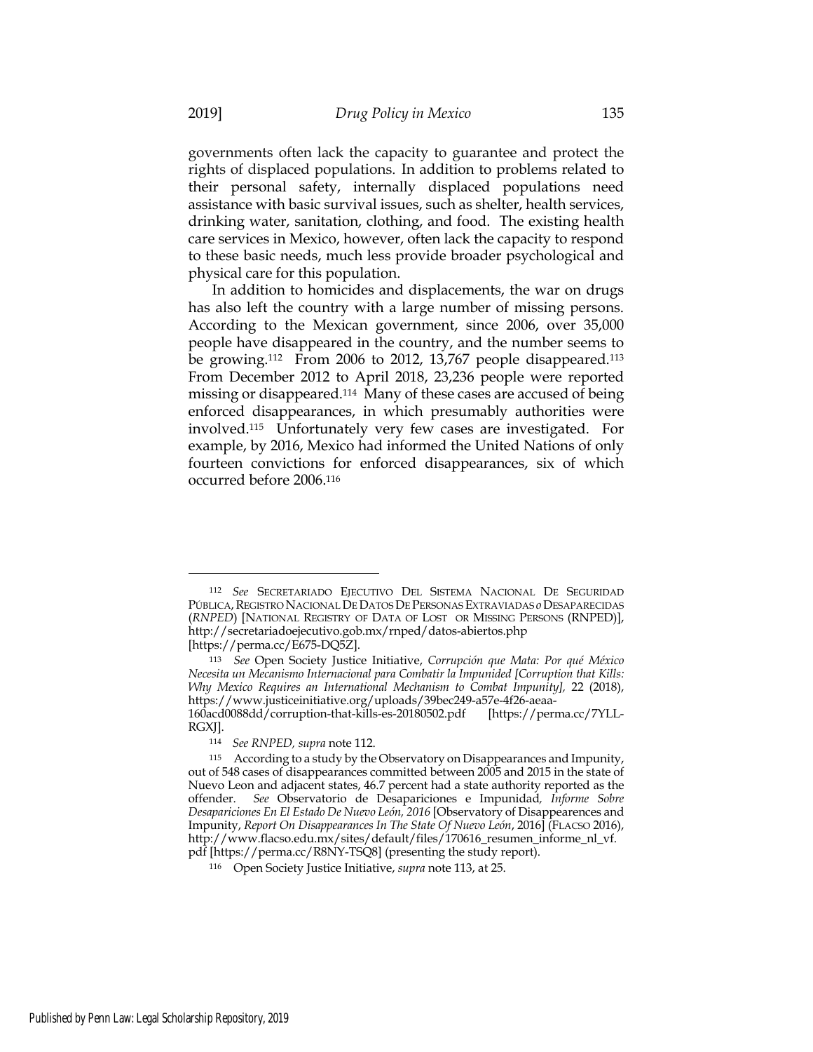governments often lack the capacity to guarantee and protect the rights of displaced populations. In addition to problems related to their personal safety, internally displaced populations need assistance with basic survival issues, such as shelter, health services, drinking water, sanitation, clothing, and food. The existing health care services in Mexico, however, often lack the capacity to respond to these basic needs, much less provide broader psychological and physical care for this population.

In addition to homicides and displacements, the war on drugs has also left the country with a large number of missing persons. According to the Mexican government, since 2006, over 35,000 people have disappeared in the country, and the number seems to be growing.[112] From 2006 to 2012, 13,767 people disappeared.[113] From December 2012 to April 2018, 23,236 people were reported missing or disappeared.[114] Many of these cases are accused of being enforced disappearances, in which presumably authorities were involved.[115] Unfortunately very few cases are investigated. For example, by 2016, Mexico had informed the United Nations of only fourteen convictions for enforced disappearances, six of which occurred before 2006.[116]

---

[112] *See* SECRETARIADO EJECUTIVO DEL SISTEMA NACIONAL DE SEGURIDAD PÚBLICA, REGISTRO NACIONAL DE DATOS DE PERSONAS EXTRAVIADAS *o* DESAPARECIDAS (*RNPED*) [NATIONAL REGISTRY OF DATA OF LOST OR MISSING PERSONS (RNPED)], http://secretariadoejecutivo.gob.mx/rnped/datos-abiertos.php [https://perma.cc/E675-DQ5Z].

[113] *See* Open Society Justice Initiative, *Corrupción que Mata: Por qué México Necesita un Mecanismo Internacional para Combatir la Impunided [Corruption that Kills: Why Mexico Requires an International Mechanism to Combat Impunity],* 22 (2018), https://www.justiceinitiative.org/uploads/39bec249-a57e-4f26-aeaa-160acd0088dd/corruption-that-kills-es-20180502.pdf [https://perma.cc/7YLL-RGXJ].

[114] *See RNPED, supra* note 112.

[115] According to a study by the Observatory on Disappearances and Impunity, out of 548 cases of disappearances committed between 2005 and 2015 in the state of Nuevo Leon and adjacent states, 46.7 percent had a state authority reported as the offender. *See* Observatorio de Desapariciones e Impunidad*, Informe Sobre Desapariciones En El Estado De Nuevo León, 2016* [Observatory of Disappearences and Impunity, *Report On Disappearances In The State Of Nuevo León*, 2016] (FLACSO 2016), http://www.flacso.edu.mx/sites/default/files/170616_resumen_informe_nl_vf.pdf [https://perma.cc/R8NY-TSQ8] (presenting the study report).

[116] Open Society Justice Initiative, *supra* note 113, at 25.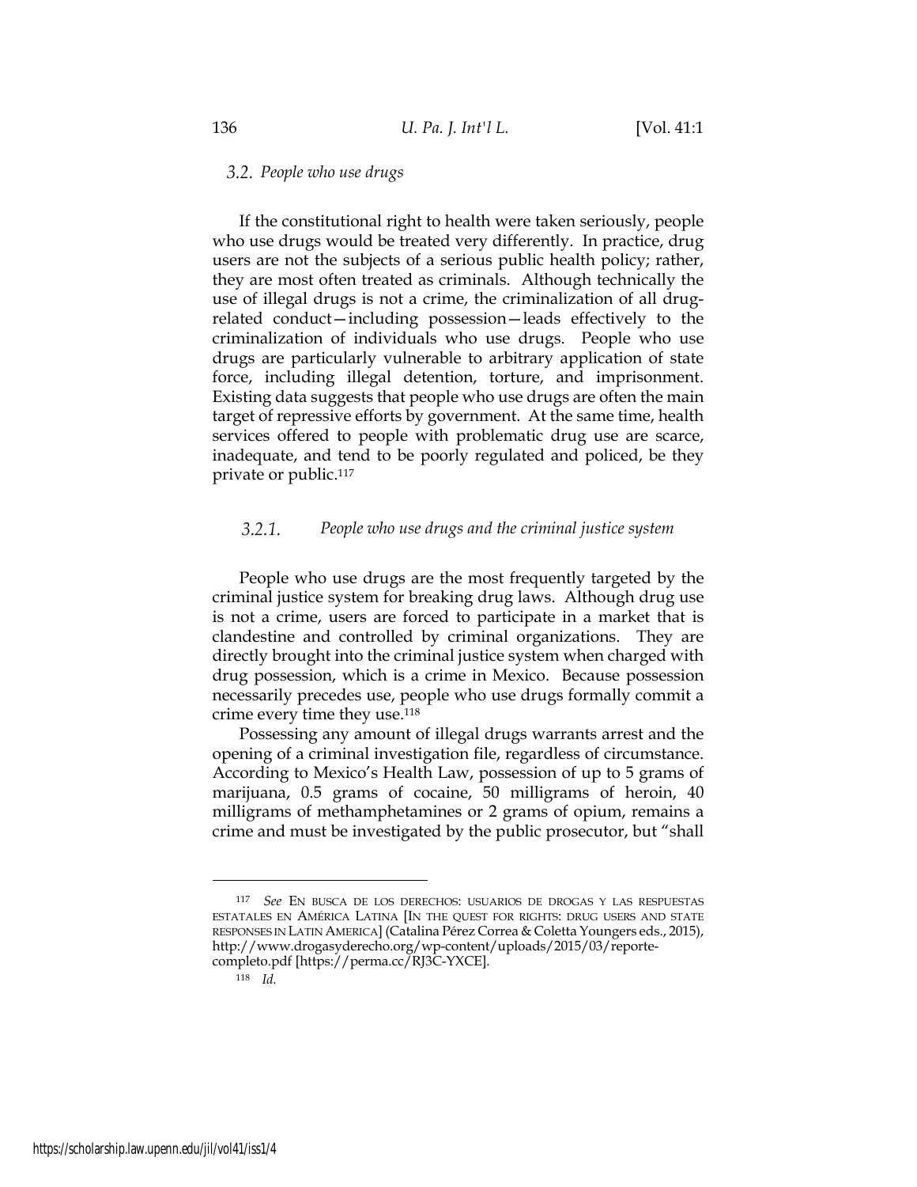### *3.2. People who use drugs*

If the constitutional right to health were taken seriously, people who use drugs would be treated very differently. In practice, drug users are not the subjects of a serious public health policy; rather, they are most often treated as criminals. Although technically the use of illegal drugs is not a crime, the criminalization of all drug-related conduct—including possession—leads effectively to the criminalization of individuals who use drugs. People who use drugs are particularly vulnerable to arbitrary application of state force, including illegal detention, torture, and imprisonment. Existing data suggests that people who use drugs are often the main target of repressive efforts by government. At the same time, health services offered to people with problematic drug use are scarce, inadequate, and tend to be poorly regulated and policed, be they private or public.[117]

#### *3.2.1. People who use drugs and the criminal justice system*

People who use drugs are the most frequently targeted by the criminal justice system for breaking drug laws. Although drug use is not a crime, users are forced to participate in a market that is clandestine and controlled by criminal organizations. They are directly brought into the criminal justice system when charged with drug possession, which is a crime in Mexico. Because possession necessarily precedes use, people who use drugs formally commit a crime every time they use.[118]

Possessing any amount of illegal drugs warrants arrest and the opening of a criminal investigation file, regardless of circumstance. According to Mexico's Health Law, possession of up to 5 grams of marijuana, 0.5 grams of cocaine, 50 milligrams of heroin, 40 milligrams of methamphetamines or 2 grams of opium, remains a crime and must be investigated by the public prosecutor, but "shall

---

[117] *See* EN BUSCA DE LOS DERECHOS: USUARIOS DE DROGAS Y LAS RESPUESTAS ESTATALES EN AMÉRICA LATINA [IN THE QUEST FOR RIGHTS: DRUG USERS AND STATE RESPONSES IN LATIN AMERICA] (Catalina Pérez Correa & Coletta Youngers eds., 2015), http://www.drogasyderecho.org/wp-content/uploads/2015/03/reporte-completo.pdf [https://perma.cc/RJ3C-YXCE].

[118] *Id.*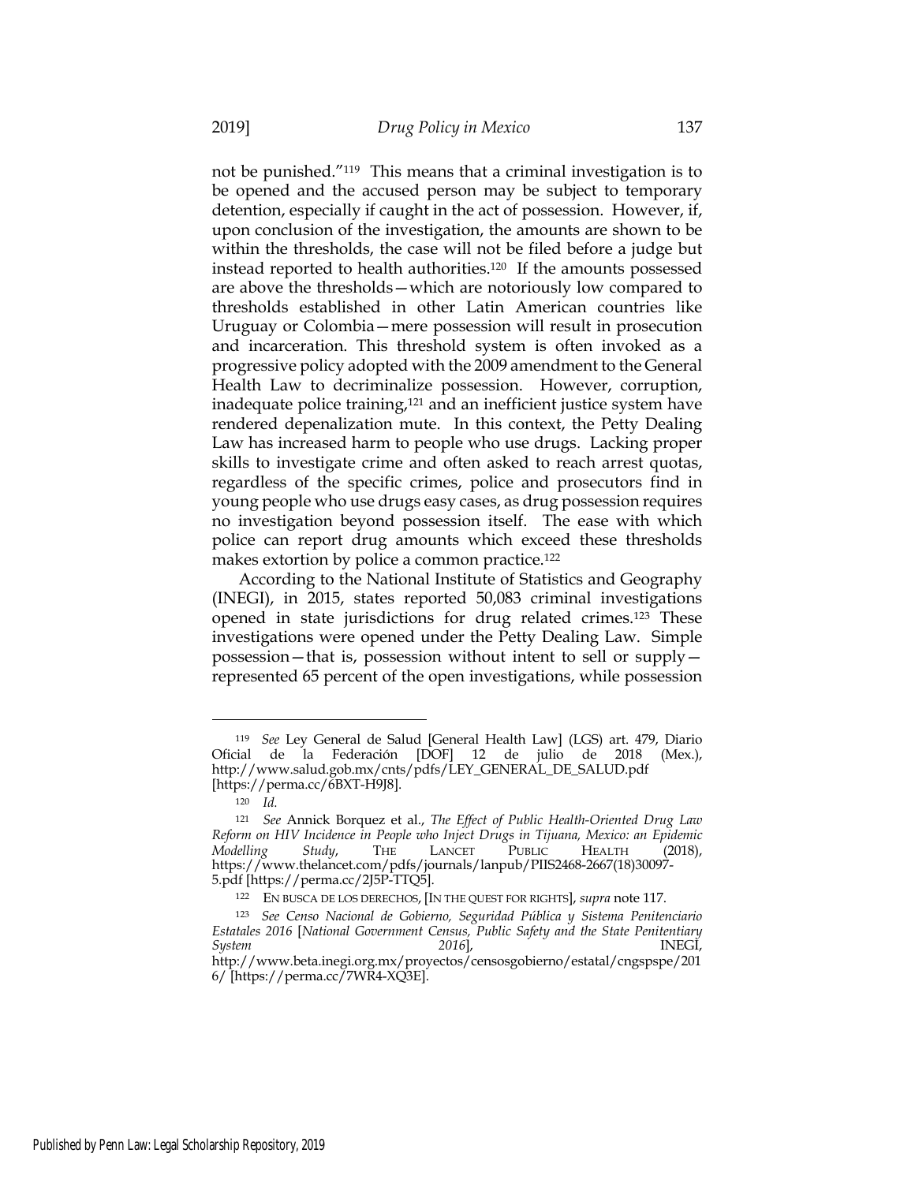not be punished."[119] This means that a criminal investigation is to be opened and the accused person may be subject to temporary detention, especially if caught in the act of possession. However, if, upon conclusion of the investigation, the amounts are shown to be within the thresholds, the case will not be filed before a judge but instead reported to health authorities.[120] If the amounts possessed are above the thresholds—which are notoriously low compared to thresholds established in other Latin American countries like Uruguay or Colombia—mere possession will result in prosecution and incarceration. This threshold system is often invoked as a progressive policy adopted with the 2009 amendment to the General Health Law to decriminalize possession. However, corruption, inadequate police training,[121] and an inefficient justice system have rendered depenalization mute. In this context, the Petty Dealing Law has increased harm to people who use drugs. Lacking proper skills to investigate crime and often asked to reach arrest quotas, regardless of the specific crimes, police and prosecutors find in young people who use drugs easy cases, as drug possession requires no investigation beyond possession itself. The ease with which police can report drug amounts which exceed these thresholds makes extortion by police a common practice.[122]

According to the National Institute of Statistics and Geography (INEGI), in 2015, states reported 50,083 criminal investigations opened in state jurisdictions for drug related crimes.[123] These investigations were opened under the Petty Dealing Law. Simple possession—that is, possession without intent to sell or supply—represented 65 percent of the open investigations, while possession

---

[119] *See* Ley General de Salud [General Health Law] (LGS) art. 479, Diario Oficial de la Federación [DOF] 12 de julio de 2018 (Mex.), http://www.salud.gob.mx/cnts/pdfs/LEY_GENERAL_DE_SALUD.pdf [https://perma.cc/6BXT-H9J8].

[120] *Id.*

[121] *See* Annick Borquez et al., *The Effect of Public Health-Oriented Drug Law Reform on HIV Incidence in People who Inject Drugs in Tijuana, Mexico: an Epidemic Modelling Study*, THE LANCET PUBLIC HEALTH (2018), https://www.thelancet.com/pdfs/journals/lanpub/PIIS2468-2667(18)30097-5.pdf [https://perma.cc/2J5P-TTQ5].

[122] EN BUSCA DE LOS DERECHOS, [IN THE QUEST FOR RIGHTS], *supra* note 117.

[123] *See Censo Nacional de Gobierno, Seguridad Pública y Sistema Penitenciario Estatales 2016* [*National Government Census, Public Safety and the State Penitentiary System 2016*], INEGI, http://www.beta.inegi.org.mx/proyectos/censosgobierno/estatal/cngspspe/2016/ [https://perma.cc/7WR4-XQ3E].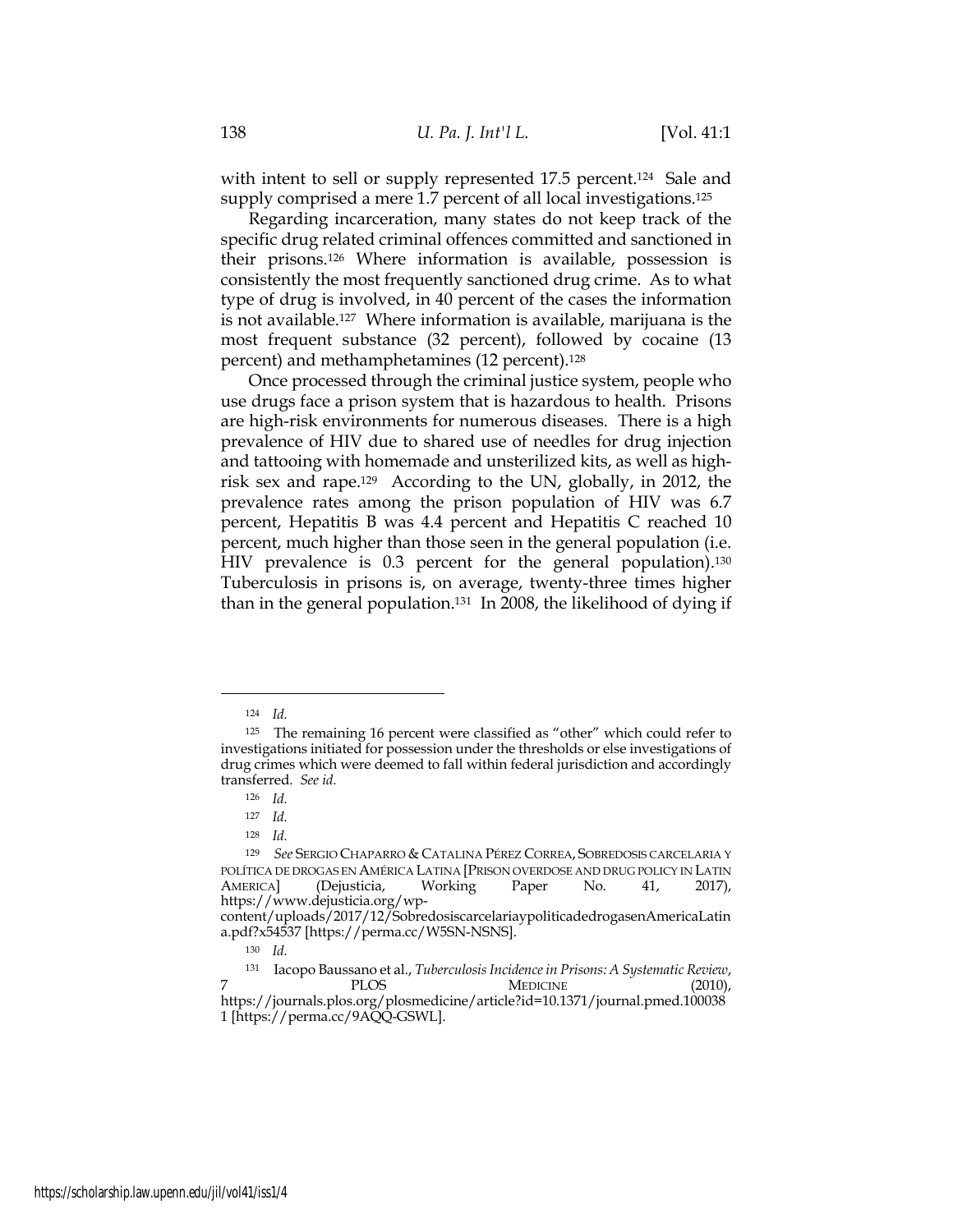with intent to sell or supply represented 17.5 percent.[124] Sale and supply comprised a mere 1.7 percent of all local investigations.[125]

Regarding incarceration, many states do not keep track of the specific drug related criminal offences committed and sanctioned in their prisons.[126] Where information is available, possession is consistently the most frequently sanctioned drug crime. As to what type of drug is involved, in 40 percent of the cases the information is not available.[127] Where information is available, marijuana is the most frequent substance (32 percent), followed by cocaine (13 percent) and methamphetamines (12 percent).[128]

Once processed through the criminal justice system, people who use drugs face a prison system that is hazardous to health. Prisons are high-risk environments for numerous diseases. There is a high prevalence of HIV due to shared use of needles for drug injection and tattooing with homemade and unsterilized kits, as well as high-risk sex and rape.[129] According to the UN, globally, in 2012, the prevalence rates among the prison population of HIV was 6.7 percent, Hepatitis B was 4.4 percent and Hepatitis C reached 10 percent, much higher than those seen in the general population (i.e. HIV prevalence is 0.3 percent for the general population).[130] Tuberculosis in prisons is, on average, twenty-three times higher than in the general population.[131] In 2008, the likelihood of dying if

---

[124] *Id.*

[125] The remaining 16 percent were classified as "other" which could refer to investigations initiated for possession under the thresholds or else investigations of drug crimes which were deemed to fall within federal jurisdiction and accordingly transferred. *See id.*

[126] *Id.*

[127] *Id.*

[128] *Id.*

[129] *See* SERGIO CHAPARRO & CATALINA PÉREZ CORREA, SOBREDOSIS CARCELARIA Y POLÍTICA DE DROGAS EN AMÉRICA LATINA [PRISON OVERDOSE AND DRUG POLICY IN LATIN AMERICA] (Dejusticia, Working Paper No. 41, 2017), https://www.dejusticia.org/wp-content/uploads/2017/12/SobredosiscarcelariaypoliticadedrogasenAmericaLatina.pdf?x54537 [https://perma.cc/W5SN-NSNS].

[130] *Id.*

[131] Iacopo Baussano et al., *Tuberculosis Incidence in Prisons: A Systematic Review*, 7 PLOS MEDICINE (2010), https://journals.plos.org/plosmedicine/article?id=10.1371/journal.pmed.1000381 [https://perma.cc/9AQQ-GSWL].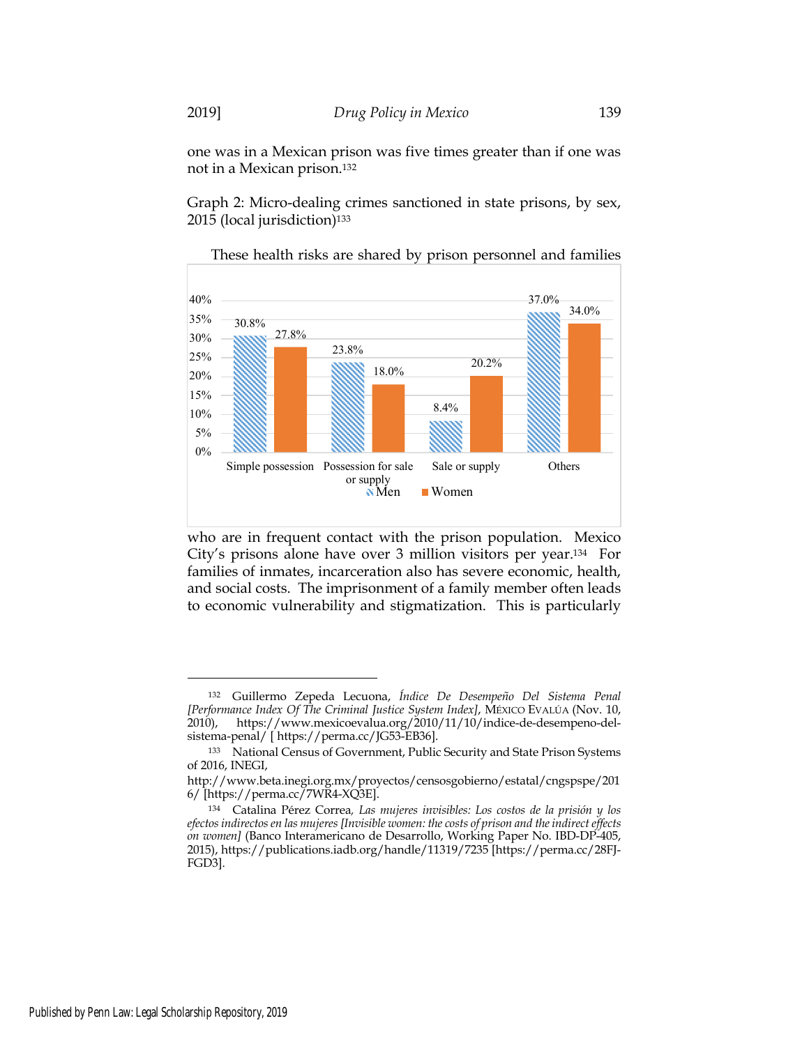one was in a Mexican prison was five times greater than if one was not in a Mexican prison.[132]

Graph 2: Micro-dealing crimes sanctioned in state prisons, by sex, 2015 (local jurisdiction)[133]

| | Men | Women |
|---|---|---|
| Simple possession | 30.8% | 27.8% |
| Possession for sale or supply | 23.8% | 18.0% |
| Sale or supply | 8.4% | 20.2% |
| Others | 37.0% | 34.0% |

These health risks are shared by prison personnel and families who are in frequent contact with the prison population. Mexico City's prisons alone have over 3 million visitors per year.[134] For families of inmates, incarceration also has severe economic, health, and social costs. The imprisonment of a family member often leads to economic vulnerability and stigmatization. This is particularly

---

[132] Guillermo Zepeda Lecuona, *Índice De Desempeño Del Sistema Penal [Performance Index Of The Criminal Justice System Index]*, MÉXICO EVALÚA (Nov. 10, 2010), https://www.mexicoevalua.org/2010/11/10/indice-de-desempeno-del-sistema-penal/ [ https://perma.cc/JG53-EB36].

[133] National Census of Government, Public Security and State Prison Systems of 2016, INEGI, http://www.beta.inegi.org.mx/proyectos/censosgobierno/estatal/cngspspe/2016/ [https://perma.cc/7WR4-XQ3E].

[134] Catalina Pérez Correa, *Las mujeres invisibles: Los costos de la prisión y los efectos indirectos en las mujeres [Invisible women: the costs of prison and the indirect effects on women]* (Banco Interamericano de Desarrollo, Working Paper No. IBD-DP-405, 2015), https://publications.iadb.org/handle/11319/7235 [https://perma.cc/28FJ-FGD3].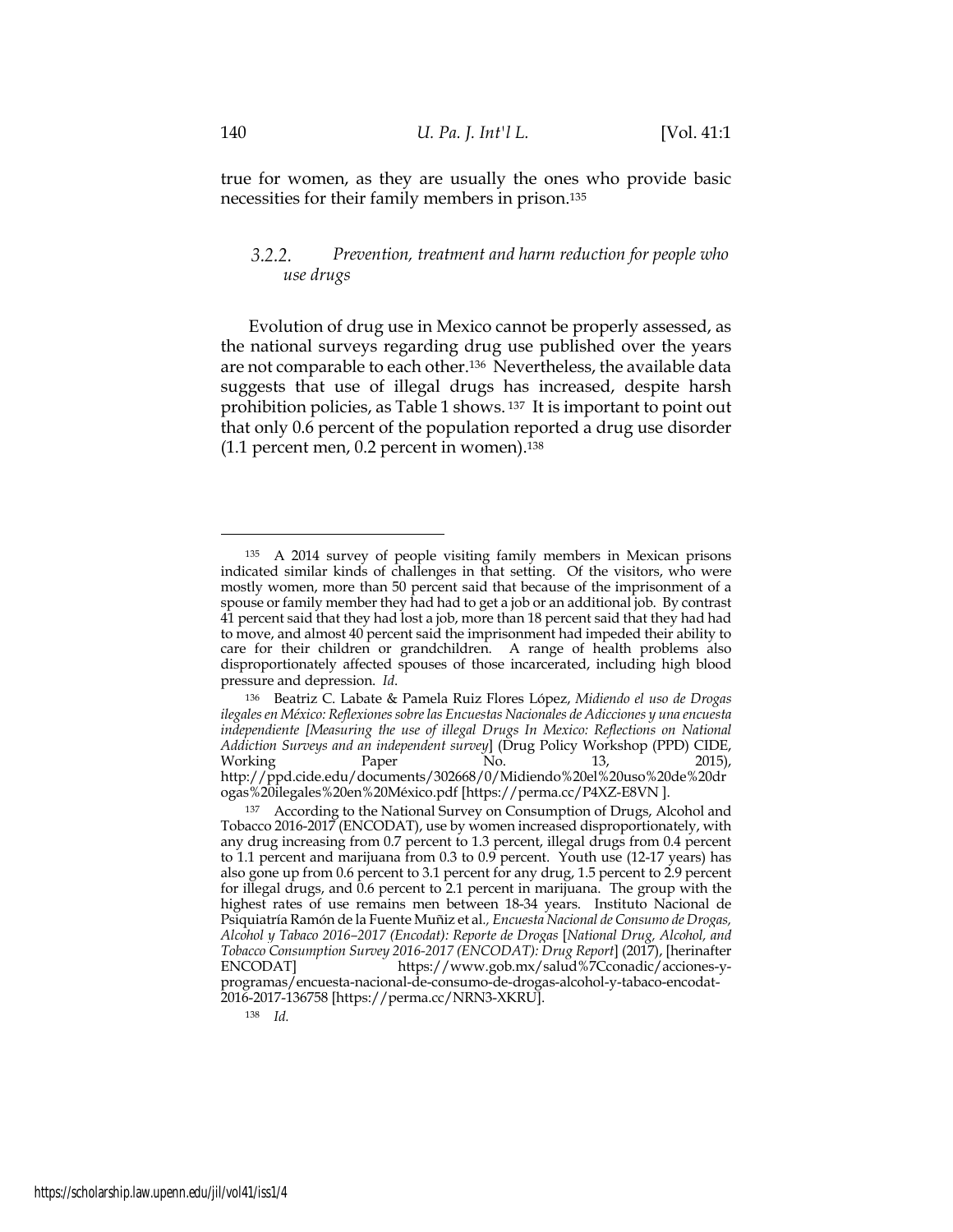true for women, as they are usually the ones who provide basic necessities for their family members in prison.[135]

#### 3.2.2. *Prevention, treatment and harm reduction for people who use drugs*

Evolution of drug use in Mexico cannot be properly assessed, as the national surveys regarding drug use published over the years are not comparable to each other.[136] Nevertheless, the available data suggests that use of illegal drugs has increased, despite harsh prohibition policies, as Table 1 shows.[137] It is important to point out that only 0.6 percent of the population reported a drug use disorder (1.1 percent men, 0.2 percent in women).[138]

---

[135] A 2014 survey of people visiting family members in Mexican prisons indicated similar kinds of challenges in that setting. Of the visitors, who were mostly women, more than 50 percent said that because of the imprisonment of a spouse or family member they had had to get a job or an additional job. By contrast 41 percent said that they had lost a job, more than 18 percent said that they had had to move, and almost 40 percent said the imprisonment had impeded their ability to care for their children or grandchildren. A range of health problems also disproportionately affected spouses of those incarcerated, including high blood pressure and depression. *Id*.

[136] Beatriz C. Labate & Pamela Ruiz Flores López, *Midiendo el uso de Drogas ilegales en México: Reflexiones sobre las Encuestas Nacionales de Adicciones y una encuesta independiente [Measuring the use of illegal Drugs In Mexico: Reflections on National Addiction Surveys and an independent survey*] (Drug Policy Workshop (PPD) CIDE, Working Paper No. 13, 2015), http://ppd.cide.edu/documents/302668/0/Midiendo%20el%20uso%20de%20drogas%20ilegales%20en%20México.pdf [https://perma.cc/P4XZ-E8VN ].

[137] According to the National Survey on Consumption of Drugs, Alcohol and Tobacco 2016-2017 (ENCODAT), use by women increased disproportionately, with any drug increasing from 0.7 percent to 1.3 percent, illegal drugs from 0.4 percent to 1.1 percent and marijuana from 0.3 to 0.9 percent. Youth use (12-17 years) has also gone up from 0.6 percent to 3.1 percent for any drug, 1.5 percent to 2.9 percent for illegal drugs, and 0.6 percent to 2.1 percent in marijuana. The group with the highest rates of use remains men between 18-34 years. Instituto Nacional de Psiquiatría Ramón de la Fuente Muñiz et al*., Encuesta Nacional de Consumo de Drogas, Alcohol y Tabaco 2016–2017 (Encodat): Reporte de Drogas* [*National Drug, Alcohol, and Tobacco Consumption Survey 2016-2017 (ENCODAT): Drug Report*] (2017), [herinafter ENCODAT] https://www.gob.mx/salud%7Cconadic/acciones-y-programas/encuesta-nacional-de-consumo-de-drogas-alcohol-y-tabaco-encodat-2016-2017-136758 [https://perma.cc/NRN3-XKRU].

[138] *Id.*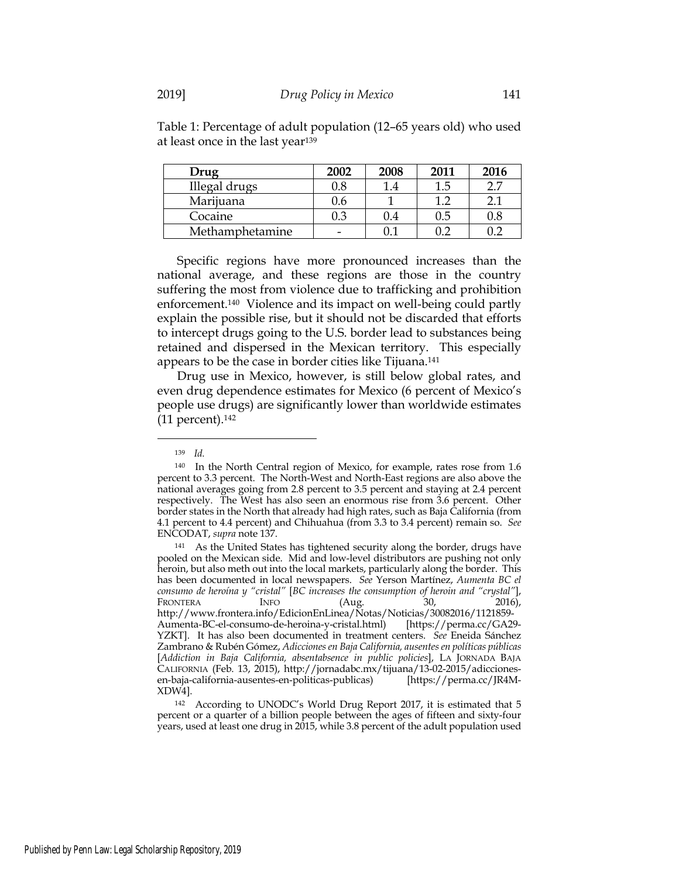Table 1: Percentage of adult population (12–65 years old) who used at least once in the last year[139]

| Drug | 2002 | 2008 | 2011 | 2016 |
|---|---|---|---|---|
| Illegal drugs | 0.8 | 1.4 | 1.5 | 2.7 |
| Marijuana | 0.6 | 1 | 1.2 | 2.1 |
| Cocaine | 0.3 | 0.4 | 0.5 | 0.8 |
| Methamphetamine | - | 0.1 | 0.2 | 0.2 |

Specific regions have more pronounced increases than the national average, and these regions are those in the country suffering the most from violence due to trafficking and prohibition enforcement.[140] Violence and its impact on well-being could partly explain the possible rise, but it should not be discarded that efforts to intercept drugs going to the U.S. border lead to substances being retained and dispersed in the Mexican territory. This especially appears to be the case in border cities like Tijuana.[141]

Drug use in Mexico, however, is still below global rates, and even drug dependence estimates for Mexico (6 percent of Mexico's people use drugs) are significantly lower than worldwide estimates (11 percent).[142]

---

[139] *Id.*

[140] In the North Central region of Mexico, for example, rates rose from 1.6 percent to 3.3 percent. The North-West and North-East regions are also above the national averages going from 2.8 percent to 3.5 percent and staying at 2.4 percent respectively. The West has also seen an enormous rise from 3.6 percent. Other border states in the North that already had high rates, such as Baja California (from 4.1 percent to 4.4 percent) and Chihuahua (from 3.3 to 3.4 percent) remain so. *See* ENCODAT, *supra* note 137.

[141] As the United States has tightened security along the border, drugs have pooled on the Mexican side. Mid and low-level distributors are pushing not only heroin, but also meth out into the local markets, particularly along the border. This has been documented in local newspapers. *See* Yerson Martínez, *Aumenta BC el consumo de heroína y "cristal"* [*BC increases the consumption of heroin and "crystal"*], FRONTERA INFO (Aug. 30, 2016), http://www.frontera.info/EdicionEnLinea/Notas/Noticias/30082016/1121859-Aumenta-BC-el-consumo-de-heroina-y-cristal.html) [https://perma.cc/GA29-YZKT]. It has also been documented in treatment centers. *See* Eneida Sánchez Zambrano & Rubén Gómez, *Adicciones en Baja California, ausentes en políticas públicas* [*Addiction in Baja California, absentabsence in public policies*], LA JORNADA BAJA CALIFORNIA (Feb. 13, 2015), http://jornadabc.mx/tijuana/13-02-2015/adicciones-en-baja-california-ausentes-en-politicas-publicas) [https://perma.cc/JR4M-XDW4].

[142] According to UNODC's World Drug Report 2017, it is estimated that 5 percent or a quarter of a billion people between the ages of fifteen and sixty-four years, used at least one drug in 2015, while 3.8 percent of the adult population used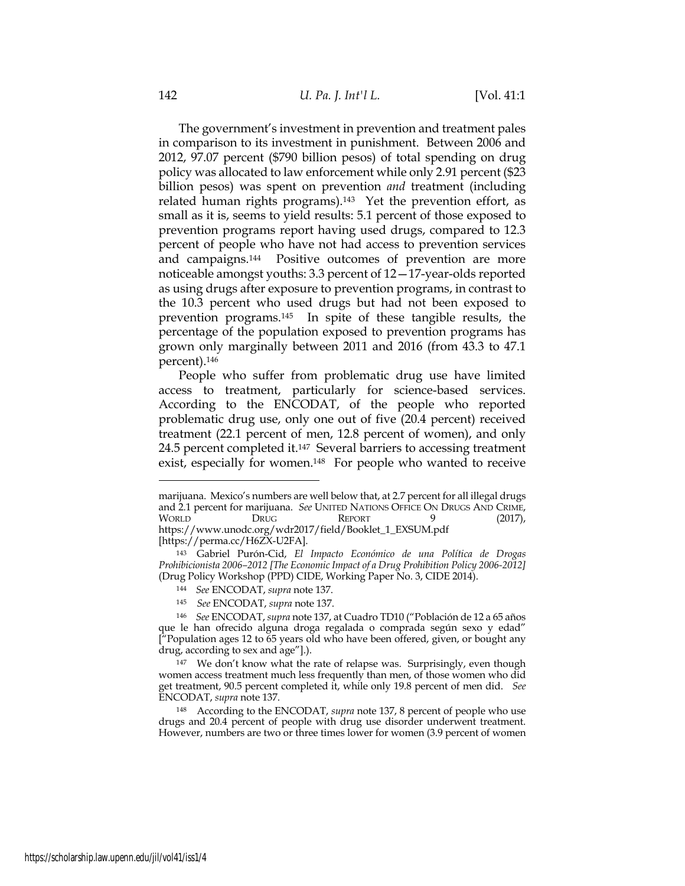The government's investment in prevention and treatment pales in comparison to its investment in punishment. Between 2006 and 2012, 97.07 percent ($790 billion pesos) of total spending on drug policy was allocated to law enforcement while only 2.91 percent ($23 billion pesos) was spent on prevention *and* treatment (including related human rights programs).[143] Yet the prevention effort, as small as it is, seems to yield results: 5.1 percent of those exposed to prevention programs report having used drugs, compared to 12.3 percent of people who have not had access to prevention services and campaigns.[144] Positive outcomes of prevention are more noticeable amongst youths: 3.3 percent of 12—17-year-olds reported as using drugs after exposure to prevention programs, in contrast to the 10.3 percent who used drugs but had not been exposed to prevention programs.[145] In spite of these tangible results, the percentage of the population exposed to prevention programs has grown only marginally between 2011 and 2016 (from 43.3 to 47.1 percent).[146]

People who suffer from problematic drug use have limited access to treatment, particularly for science-based services. According to the ENCODAT, of the people who reported problematic drug use, only one out of five (20.4 percent) received treatment (22.1 percent of men, 12.8 percent of women), and only 24.5 percent completed it.[147] Several barriers to accessing treatment exist, especially for women.[148] For people who wanted to receive

---

marijuana. Mexico's numbers are well below that, at 2.7 percent for all illegal drugs and 2.1 percent for marijuana. *See* UNITED NATIONS OFFICE ON DRUGS AND CRIME, WORLD DRUG REPORT 9 (2017), https://www.unodc.org/wdr2017/field/Booklet_1_EXSUM.pdf [https://perma.cc/H6ZX-U2FA].

[143] Gabriel Purón-Cid, *El Impacto Económico de una Política de Drogas Prohibicionista 2006–2012 [The Economic Impact of a Drug Prohibition Policy 2006-2012]* (Drug Policy Workshop (PPD) CIDE, Working Paper No. 3, CIDE 2014).

[144] *See* ENCODAT, *supra* note 137.

[145] *See* ENCODAT, *supra* note 137.

[146] *See* ENCODAT, *supra* note 137, at Cuadro TD10 ("Población de 12 a 65 años que le han ofrecido alguna droga regalada o comprada según sexo y edad" ["Population ages 12 to 65 years old who have been offered, given, or bought any drug, according to sex and age"].).

[147] We don't know what the rate of relapse was. Surprisingly, even though women access treatment much less frequently than men, of those women who did get treatment, 90.5 percent completed it, while only 19.8 percent of men did. *See* ENCODAT, *supra* note 137.

[148] According to the ENCODAT, *supra* note 137, 8 percent of people who use drugs and 20.4 percent of people with drug use disorder underwent treatment. However, numbers are two or three times lower for women (3.9 percent of women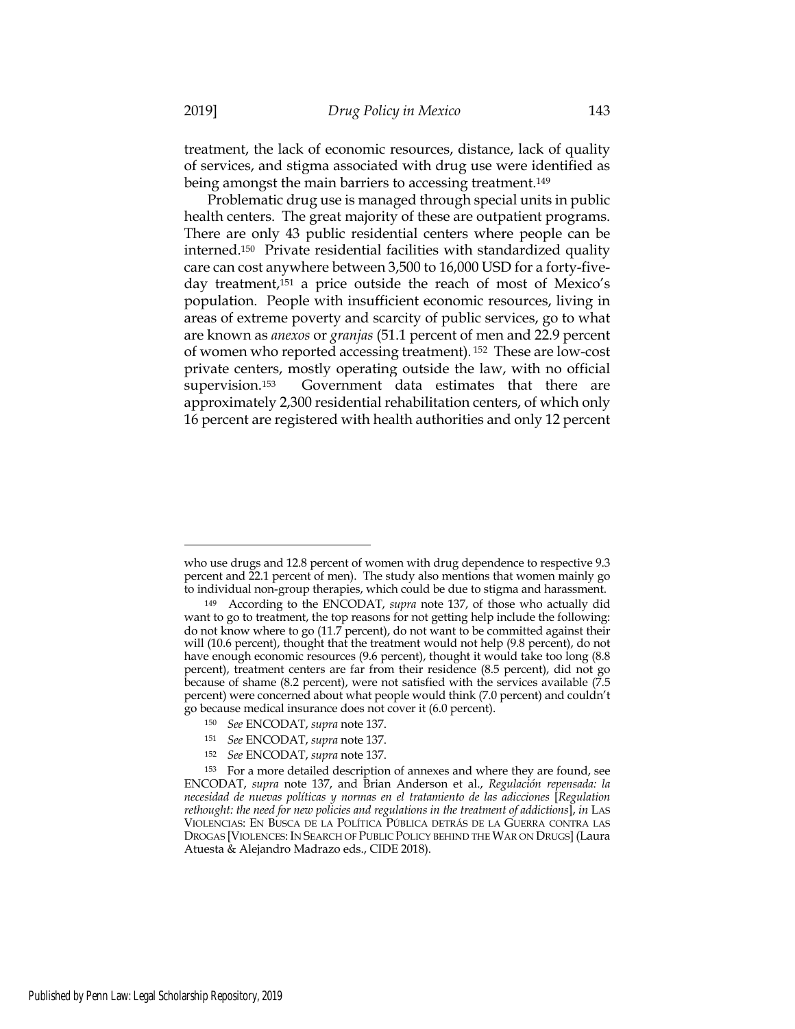treatment, the lack of economic resources, distance, lack of quality of services, and stigma associated with drug use were identified as being amongst the main barriers to accessing treatment.[149]

Problematic drug use is managed through special units in public health centers. The great majority of these are outpatient programs. There are only 43 public residential centers where people can be interned.[150] Private residential facilities with standardized quality care can cost anywhere between 3,500 to 16,000 USD for a forty-five-day treatment,[151] a price outside the reach of most of Mexico's population. People with insufficient economic resources, living in areas of extreme poverty and scarcity of public services, go to what are known as *anexos* or *granjas* (51.1 percent of men and 22.9 percent of women who reported accessing treatment).[152] These are low-cost private centers, mostly operating outside the law, with no official supervision.[153] Government data estimates that there are approximately 2,300 residential rehabilitation centers, of which only 16 percent are registered with health authorities and only 12 percent

---

who use drugs and 12.8 percent of women with drug dependence to respective 9.3 percent and 22.1 percent of men). The study also mentions that women mainly go to individual non-group therapies, which could be due to stigma and harassment.

[149] According to the ENCODAT, *supra* note 137, of those who actually did want to go to treatment, the top reasons for not getting help include the following: do not know where to go (11.7 percent), do not want to be committed against their will (10.6 percent), thought that the treatment would not help (9.8 percent), do not have enough economic resources (9.6 percent), thought it would take too long (8.8 percent), treatment centers are far from their residence (8.5 percent), did not go because of shame (8.2 percent), were not satisfied with the services available (7.5 percent) were concerned about what people would think (7.0 percent) and couldn't go because medical insurance does not cover it (6.0 percent).

[150] *See* ENCODAT, *supra* note 137.

[151] *See* ENCODAT, *supra* note 137.

[152] *See* ENCODAT, *supra* note 137.

[153] For a more detailed description of annexes and where they are found, see ENCODAT, *supra* note 137, and Brian Anderson et al., *Regulación repensada: la necesidad de nuevas políticas y normas en el tratamiento de las adicciones* [*Regulation rethought: the need for new policies and regulations in the treatment of addictions*], *in* LAS VIOLENCIAS: EN BUSCA DE LA POLÍTICA PÚBLICA DETRÁS DE LA GUERRA CONTRA LAS DROGAS [VIOLENCES: IN SEARCH OF PUBLIC POLICY BEHIND THE WAR ON DRUGS] (Laura Atuesta & Alejandro Madrazo eds., CIDE 2018).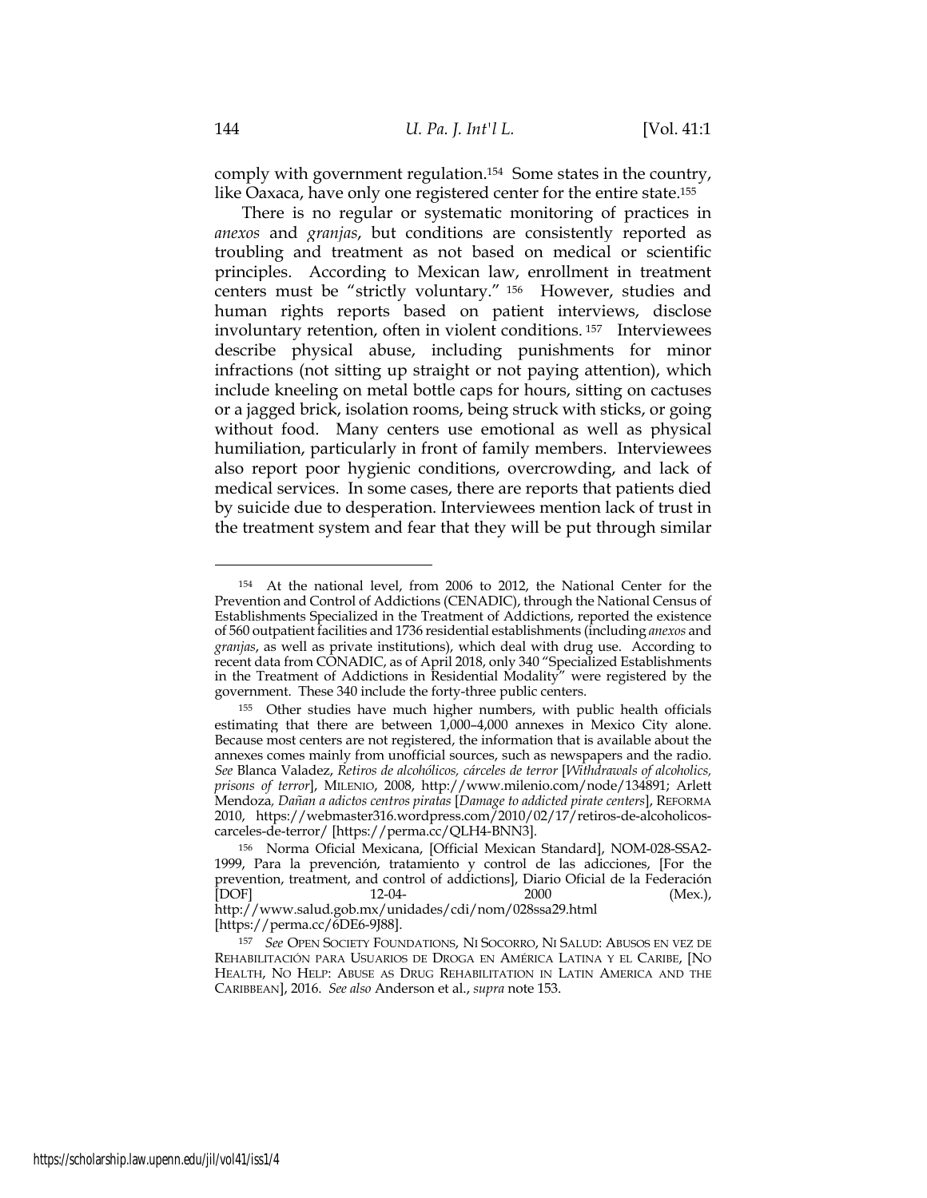comply with government regulation.[154] Some states in the country, like Oaxaca, have only one registered center for the entire state.[155]

There is no regular or systematic monitoring of practices in *anexos* and *granjas*, but conditions are consistently reported as troubling and treatment as not based on medical or scientific principles. According to Mexican law, enrollment in treatment centers must be "strictly voluntary." [156] However, studies and human rights reports based on patient interviews, disclose involuntary retention, often in violent conditions. [157] Interviewees describe physical abuse, including punishments for minor infractions (not sitting up straight or not paying attention), which include kneeling on metal bottle caps for hours, sitting on cactuses or a jagged brick, isolation rooms, being struck with sticks, or going without food. Many centers use emotional as well as physical humiliation, particularly in front of family members. Interviewees also report poor hygienic conditions, overcrowding, and lack of medical services. In some cases, there are reports that patients died by suicide due to desperation. Interviewees mention lack of trust in the treatment system and fear that they will be put through similar

---

[154] At the national level, from 2006 to 2012, the National Center for the Prevention and Control of Addictions (CENADIC), through the National Census of Establishments Specialized in the Treatment of Addictions, reported the existence of 560 outpatient facilities and 1736 residential establishments (including *anexos* and *granjas*, as well as private institutions), which deal with drug use. According to recent data from CONADIC, as of April 2018, only 340 "Specialized Establishments in the Treatment of Addictions in Residential Modality" were registered by the government. These 340 include the forty-three public centers.

[155] Other studies have much higher numbers, with public health officials estimating that there are between 1,000–4,000 annexes in Mexico City alone. Because most centers are not registered, the information that is available about the annexes comes mainly from unofficial sources, such as newspapers and the radio. *See* Blanca Valadez, *Retiros de alcohólicos, cárceles de terror* [*Withdrawals of alcoholics, prisons of terror*], MILENIO, 2008, http://www.milenio.com/node/134891; Arlett Mendoza*, Dañan a adictos centros piratas* [*Damage to addicted pirate centers*], REFORMA 2010, https://webmaster316.wordpress.com/2010/02/17/retiros-de-alcoholicos-carceles-de-terror/ [https://perma.cc/QLH4-BNN3].

[156] Norma Oficial Mexicana, [Official Mexican Standard], NOM-028-SSA2-1999, Para la prevención, tratamiento y control de las adicciones, [For the prevention, treatment, and control of addictions], Diario Oficial de la Federación [DOF] 12-04- 2000 (Mex.), http://www.salud.gob.mx/unidades/cdi/nom/028ssa29.html [https://perma.cc/6DE6-9J88].

[157] *See* OPEN SOCIETY FOUNDATIONS, NI SOCORRO, NI SALUD: ABUSOS EN VEZ DE REHABILITACIÓN PARA USUARIOS DE DROGA EN AMÉRICA LATINA Y EL CARIBE, [NO HEALTH, NO HELP: ABUSE AS DRUG REHABILITATION IN LATIN AMERICA AND THE CARIBBEAN], 2016. *See also* Anderson et al., *supra* note 153.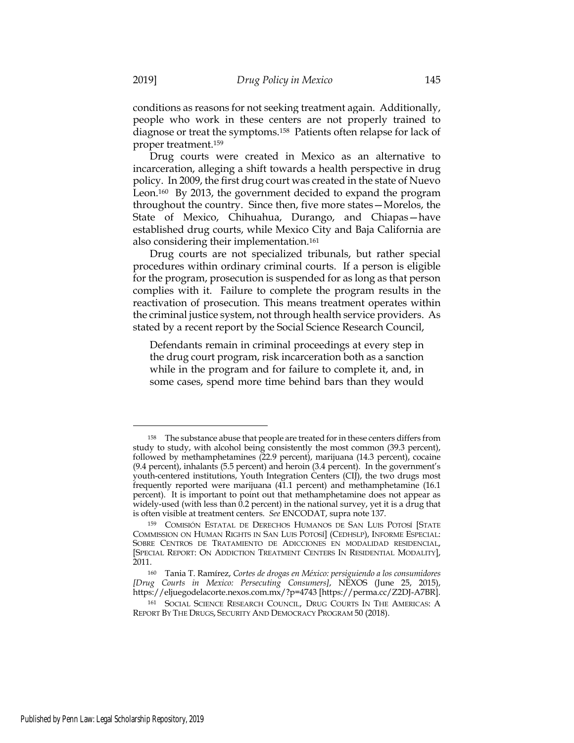conditions as reasons for not seeking treatment again. Additionally, people who work in these centers are not properly trained to diagnose or treat the symptoms.[158] Patients often relapse for lack of proper treatment.[159]

Drug courts were created in Mexico as an alternative to incarceration, alleging a shift towards a health perspective in drug policy. In 2009, the first drug court was created in the state of Nuevo Leon.[160] By 2013, the government decided to expand the program throughout the country. Since then, five more states—Morelos, the State of Mexico, Chihuahua, Durango, and Chiapas—have established drug courts, while Mexico City and Baja California are also considering their implementation.[161]

Drug courts are not specialized tribunals, but rather special procedures within ordinary criminal courts. If a person is eligible for the program, prosecution is suspended for as long as that person complies with it. Failure to complete the program results in the reactivation of prosecution. This means treatment operates within the criminal justice system, not through health service providers. As stated by a recent report by the Social Science Research Council,

> Defendants remain in criminal proceedings at every step in the drug court program, risk incarceration both as a sanction while in the program and for failure to complete it, and, in some cases, spend more time behind bars than they would

---

[158] The substance abuse that people are treated for in these centers differs from study to study, with alcohol being consistently the most common (39.3 percent), followed by methamphetamines (22.9 percent), marijuana (14.3 percent), cocaine (9.4 percent), inhalants (5.5 percent) and heroin (3.4 percent). In the government's youth-centered institutions, Youth Integration Centers (CIJ), the two drugs most frequently reported were marijuana (41.1 percent) and methamphetamine (16.1 percent). It is important to point out that methamphetamine does not appear as widely-used (with less than 0.2 percent) in the national survey, yet it is a drug that is often visible at treatment centers. *See* ENCODAT, supra note 137.

[159] COMISIÓN ESTATAL DE DERECHOS HUMANOS DE SAN LUIS POTOSÍ [STATE COMMISSION ON HUMAN RIGHTS IN SAN LUIS POTOSÍ] (CEDHSLP), INFORME ESPECIAL: SOBRE CENTROS DE TRATAMIENTO DE ADICCIONES EN MODALIDAD RESIDENCIAL, [SPECIAL REPORT: ON ADDICTION TREATMENT CENTERS IN RESIDENTIAL MODALITY], 2011.

[160] Tania T. Ramírez, *Cortes de drogas en México: persiguiendo a los consumidores [Drug Courts in Mexico: Persecuting Consumers]*, NEXOS (June 25, 2015), https://eljuegodelacorte.nexos.com.mx/?p=4743 [https://perma.cc/Z2DJ-A7BR].

[161] SOCIAL SCIENCE RESEARCH COUNCIL, DRUG COURTS IN THE AMERICAS: A REPORT BY THE DRUGS, SECURITY AND DEMOCRACY PROGRAM 50 (2018).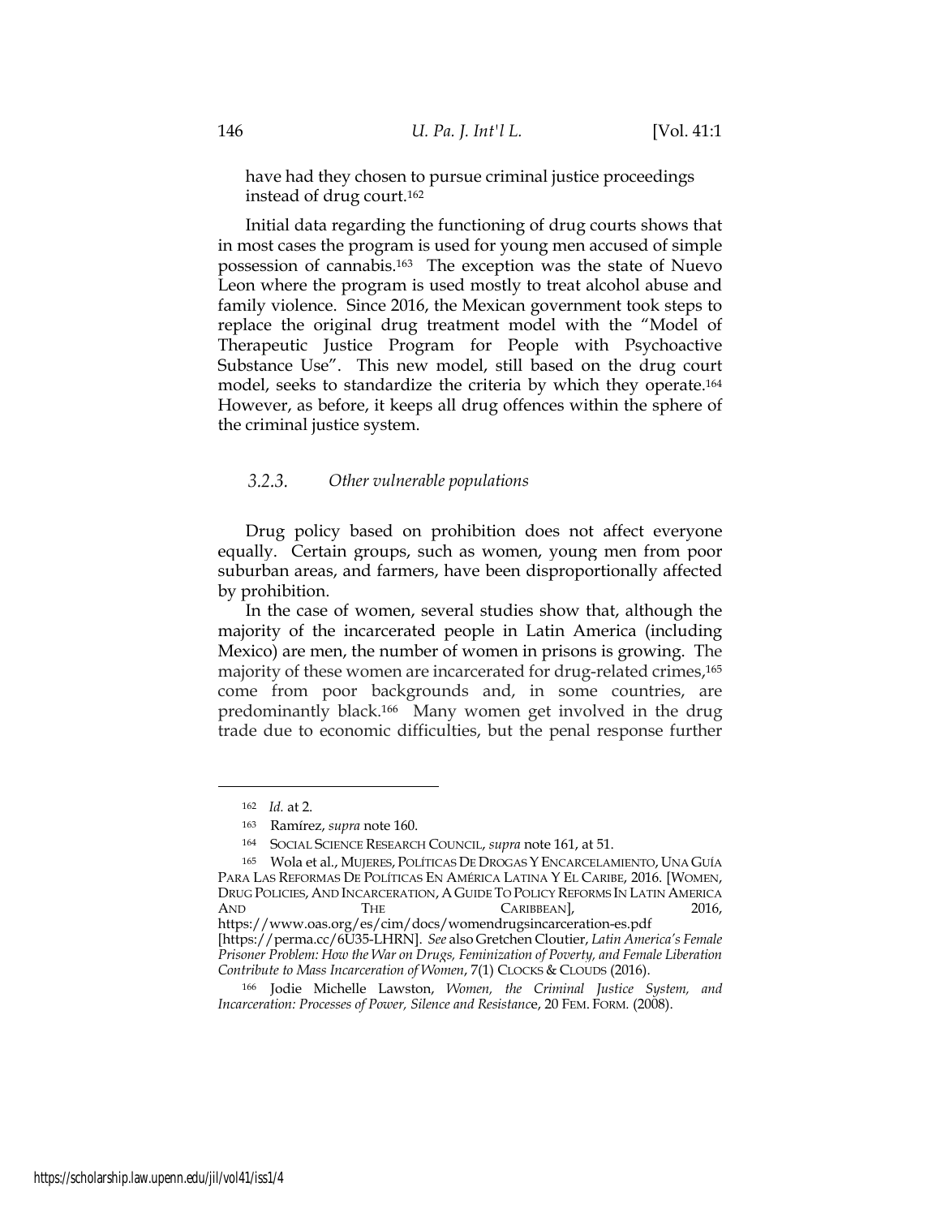have had they chosen to pursue criminal justice proceedings instead of drug court.[162]

Initial data regarding the functioning of drug courts shows that in most cases the program is used for young men accused of simple possession of cannabis.[163] The exception was the state of Nuevo Leon where the program is used mostly to treat alcohol abuse and family violence. Since 2016, the Mexican government took steps to replace the original drug treatment model with the "Model of Therapeutic Justice Program for People with Psychoactive Substance Use". This new model, still based on the drug court model, seeks to standardize the criteria by which they operate.[164] However, as before, it keeps all drug offences within the sphere of the criminal justice system.

### *3.2.3. Other vulnerable populations*

Drug policy based on prohibition does not affect everyone equally. Certain groups, such as women, young men from poor suburban areas, and farmers, have been disproportionally affected by prohibition.

In the case of women, several studies show that, although the majority of the incarcerated people in Latin America (including Mexico) are men, the number of women in prisons is growing. The majority of these women are incarcerated for drug-related crimes,[165] come from poor backgrounds and, in some countries, are predominantly black.[166] Many women get involved in the drug trade due to economic difficulties, but the penal response further

---

[162] *Id.* at 2.

[163] Ramírez, *supra* note 160.

[164] SOCIAL SCIENCE RESEARCH COUNCIL, *supra* note 161, at 51.

[165] Wola et al., MUJERES, POLÍTICAS DE DROGAS Y ENCARCELAMIENTO, UNA GUÍA PARA LAS REFORMAS DE POLÍTICAS EN AMÉRICA LATINA Y EL CARIBE, 2016. [WOMEN, DRUG POLICIES, AND INCARCERATION, A GUIDE TO POLICY REFORMS IN LATIN AMERICA AND THE CARIBBEAN], 2016, https://www.oas.org/es/cim/docs/womendrugsincarceration-es.pdf [https://perma.cc/6U35-LHRN]. *See* also Gretchen Cloutier, *Latin America's Female Prisoner Problem: How the War on Drugs, Feminization of Poverty, and Female Liberation Contribute to Mass Incarceration of Women*, 7(1) CLOCKS & CLOUDS (2016).

[166] Jodie Michelle Lawston, *Women, the Criminal Justice System, and Incarceration: Processes of Power, Silence and Resistance*, 20 FEM. FORM. (2008).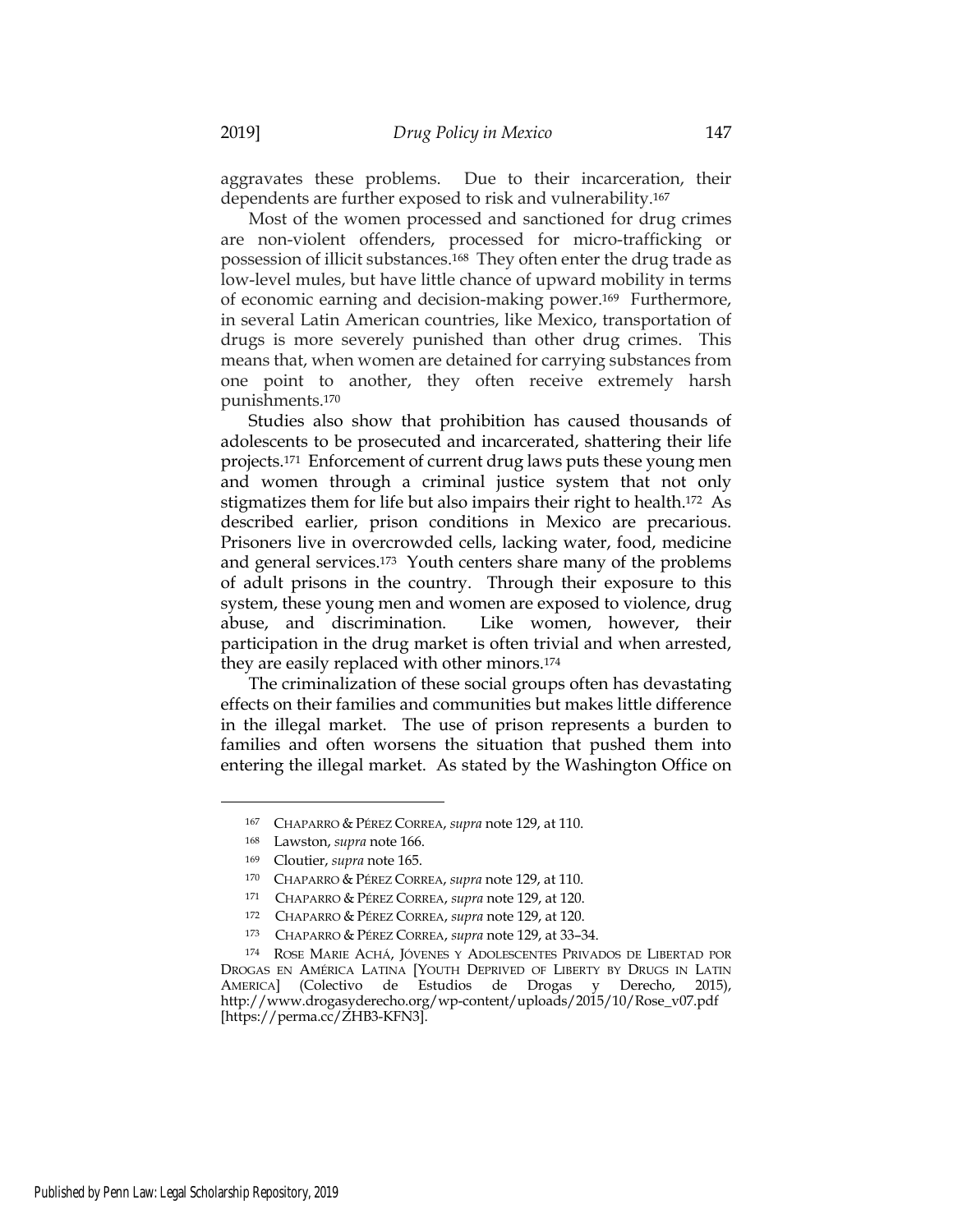aggravates these problems. Due to their incarceration, their dependents are further exposed to risk and vulnerability.[167]

Most of the women processed and sanctioned for drug crimes are non-violent offenders, processed for micro-trafficking or possession of illicit substances.[168] They often enter the drug trade as low-level mules, but have little chance of upward mobility in terms of economic earning and decision-making power.[169] Furthermore, in several Latin American countries, like Mexico, transportation of drugs is more severely punished than other drug crimes. This means that, when women are detained for carrying substances from one point to another, they often receive extremely harsh punishments.[170]

Studies also show that prohibition has caused thousands of adolescents to be prosecuted and incarcerated, shattering their life projects.[171] Enforcement of current drug laws puts these young men and women through a criminal justice system that not only stigmatizes them for life but also impairs their right to health.[172] As described earlier, prison conditions in Mexico are precarious. Prisoners live in overcrowded cells, lacking water, food, medicine and general services.[173] Youth centers share many of the problems of adult prisons in the country. Through their exposure to this system, these young men and women are exposed to violence, drug abuse, and discrimination. Like women, however, their participation in the drug market is often trivial and when arrested, they are easily replaced with other minors.[174]

The criminalization of these social groups often has devastating effects on their families and communities but makes little difference in the illegal market. The use of prison represents a burden to families and often worsens the situation that pushed them into entering the illegal market. As stated by the Washington Office on

---

[167] CHAPARRO & PÉREZ CORREA, *supra* note 129, at 110.

[168] Lawston, *supra* note 166.

[169] Cloutier, *supra* note 165.

[170] CHAPARRO & PÉREZ CORREA, *supra* note 129, at 110.

[171] CHAPARRO & PÉREZ CORREA, *supra* note 129, at 120.

[172] CHAPARRO & PÉREZ CORREA, *supra* note 129, at 120.

[173] CHAPARRO & PÉREZ CORREA, *supra* note 129, at 33–34.

[174] ROSE MARIE ACHÁ, JÓVENES Y ADOLESCENTES PRIVADOS DE LIBERTAD POR DROGAS EN AMÉRICA LATINA [YOUTH DEPRIVED OF LIBERTY BY DRUGS IN LATIN AMERICA] (Colectivo de Estudios de Drogas y Derecho, 2015), http://www.drogasyderecho.org/wp-content/uploads/2015/10/Rose_v07.pdf [https://perma.cc/ZHB3-KFN3].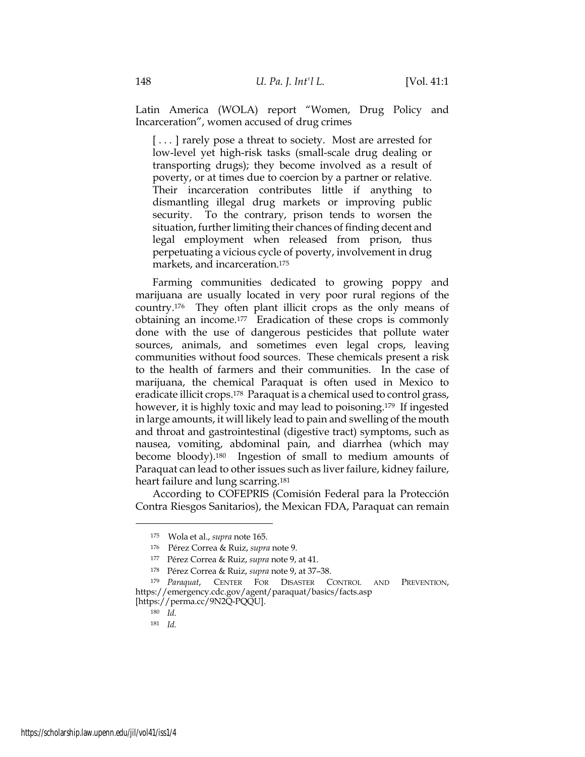Latin America (WOLA) report "Women, Drug Policy and Incarceration", women accused of drug crimes

> [ . . . ] rarely pose a threat to society. Most are arrested for low-level yet high-risk tasks (small-scale drug dealing or transporting drugs); they become involved as a result of poverty, or at times due to coercion by a partner or relative. Their incarceration contributes little if anything to dismantling illegal drug markets or improving public security. To the contrary, prison tends to worsen the situation, further limiting their chances of finding decent and legal employment when released from prison, thus perpetuating a vicious cycle of poverty, involvement in drug markets, and incarceration.[175]

Farming communities dedicated to growing poppy and marijuana are usually located in very poor rural regions of the country.[176] They often plant illicit crops as the only means of obtaining an income.[177] Eradication of these crops is commonly done with the use of dangerous pesticides that pollute water sources, animals, and sometimes even legal crops, leaving communities without food sources. These chemicals present a risk to the health of farmers and their communities. In the case of marijuana, the chemical Paraquat is often used in Mexico to eradicate illicit crops.[178] Paraquat is a chemical used to control grass, however, it is highly toxic and may lead to poisoning.[179] If ingested in large amounts, it will likely lead to pain and swelling of the mouth and throat and gastrointestinal (digestive tract) symptoms, such as nausea, vomiting, abdominal pain, and diarrhea (which may become bloody).[180] Ingestion of small to medium amounts of Paraquat can lead to other issues such as liver failure, kidney failure, heart failure and lung scarring.[181]

According to COFEPRIS (Comisión Federal para la Protección Contra Riesgos Sanitarios), the Mexican FDA, Paraquat can remain

---

[175] Wola et al., *supra* note 165.

[176] Pérez Correa & Ruiz, *supra* note 9.

[177] Pérez Correa & Ruiz, *supra* note 9, at 41.

[178] Pérez Correa & Ruiz, *supra* note 9, at 37–38.

[179] *Paraquat*, CENTER FOR DISASTER CONTROL AND PREVENTION, https://emergency.cdc.gov/agent/paraquat/basics/facts.asp [https://perma.cc/9N2Q-PQQU].

[180] *Id.*

[181] *Id.*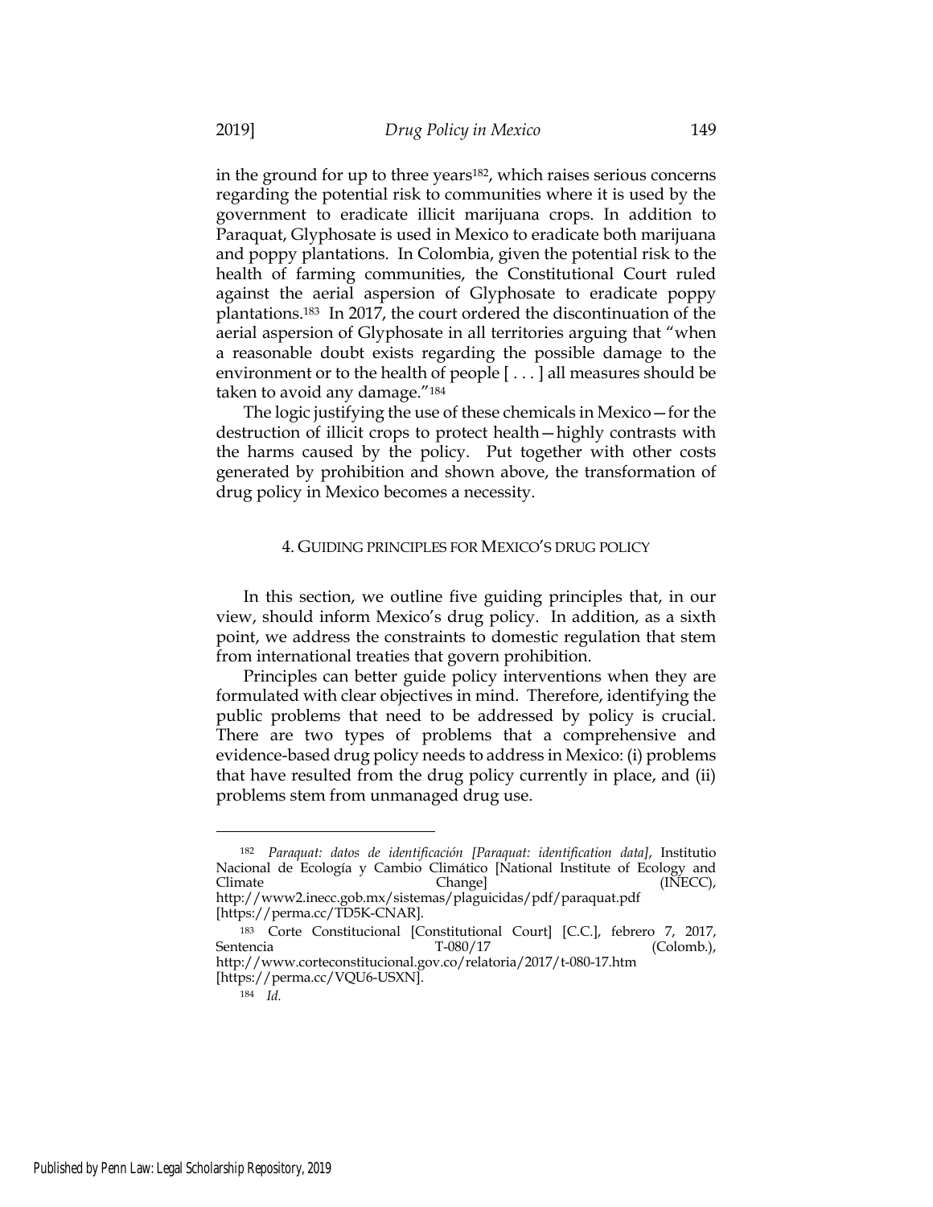in the ground for up to three years[182], which raises serious concerns regarding the potential risk to communities where it is used by the government to eradicate illicit marijuana crops. In addition to Paraquat, Glyphosate is used in Mexico to eradicate both marijuana and poppy plantations. In Colombia, given the potential risk to the health of farming communities, the Constitutional Court ruled against the aerial aspersion of Glyphosate to eradicate poppy plantations.[183] In 2017, the court ordered the discontinuation of the aerial aspersion of Glyphosate in all territories arguing that "when a reasonable doubt exists regarding the possible damage to the environment or to the health of people [ . . . ] all measures should be taken to avoid any damage."[184]

The logic justifying the use of these chemicals in Mexico—for the destruction of illicit crops to protect health—highly contrasts with the harms caused by the policy. Put together with other costs generated by prohibition and shown above, the transformation of drug policy in Mexico becomes a necessity.

## 4. Guiding Principles for Mexico's Drug Policy

In this section, we outline five guiding principles that, in our view, should inform Mexico's drug policy. In addition, as a sixth point, we address the constraints to domestic regulation that stem from international treaties that govern prohibition.

Principles can better guide policy interventions when they are formulated with clear objectives in mind. Therefore, identifying the public problems that need to be addressed by policy is crucial. There are two types of problems that a comprehensive and evidence-based drug policy needs to address in Mexico: (i) problems that have resulted from the drug policy currently in place, and (ii) problems stem from unmanaged drug use.

---

[182] *Paraquat: datos de identificación [Paraquat: identification data]*, Institutio Nacional de Ecología y Cambio Climático [National Institute of Ecology and Climate Change] (INECC), http://www2.inecc.gob.mx/sistemas/plaguicidas/pdf/paraquat.pdf [https://perma.cc/TD5K-CNAR].

[183] Corte Constitucional [Constitutional Court] [C.C.], febrero 7, 2017, Sentencia T-080/17 (Colomb.), http://www.corteconstitucional.gov.co/relatoria/2017/t-080-17.htm [https://perma.cc/VQU6-USXN].

[184] *Id.*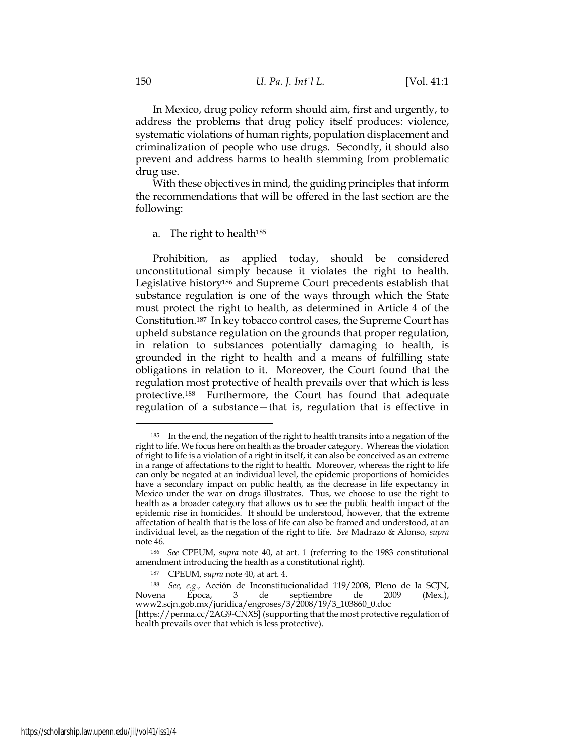In Mexico, drug policy reform should aim, first and urgently, to address the problems that drug policy itself produces: violence, systematic violations of human rights, population displacement and criminalization of people who use drugs. Secondly, it should also prevent and address harms to health stemming from problematic drug use.

With these objectives in mind, the guiding principles that inform the recommendations that will be offered in the last section are the following:

a. The right to health[185]

Prohibition, as applied today, should be considered unconstitutional simply because it violates the right to health. Legislative history[186] and Supreme Court precedents establish that substance regulation is one of the ways through which the State must protect the right to health, as determined in Article 4 of the Constitution.[187] In key tobacco control cases, the Supreme Court has upheld substance regulation on the grounds that proper regulation, in relation to substances potentially damaging to health, is grounded in the right to health and a means of fulfilling state obligations in relation to it. Moreover, the Court found that the regulation most protective of health prevails over that which is less protective.[188] Furthermore, the Court has found that adequate regulation of a substance—that is, regulation that is effective in

---

[185] In the end, the negation of the right to health transits into a negation of the right to life. We focus here on health as the broader category. Whereas the violation of right to life is a violation of a right in itself, it can also be conceived as an extreme in a range of affectations to the right to health. Moreover, whereas the right to life can only be negated at an individual level, the epidemic proportions of homicides have a secondary impact on public health, as the decrease in life expectancy in Mexico under the war on drugs illustrates. Thus, we choose to use the right to health as a broader category that allows us to see the public health impact of the epidemic rise in homicides. It should be understood, however, that the extreme affectation of health that is the loss of life can also be framed and understood, at an individual level, as the negation of the right to life. *See* Madrazo & Alonso, *supra* note 46.

[186] *See* CPEUM, *supra* note 40, at art. 1 (referring to the 1983 constitutional amendment introducing the health as a constitutional right).

[187] CPEUM, *supra* note 40, at art. 4.

[188] *See, e.g.,* Acción de Inconstitucionalidad 119/2008, Pleno de la SCJN, Novena Época, 3 de septiembre de 2009 (Mex.), www2.scjn.gob.mx/juridica/engroses/3/2008/19/3_103860_0.doc [https://perma.cc/2AG9-CNXS] (supporting that the most protective regulation of health prevails over that which is less protective).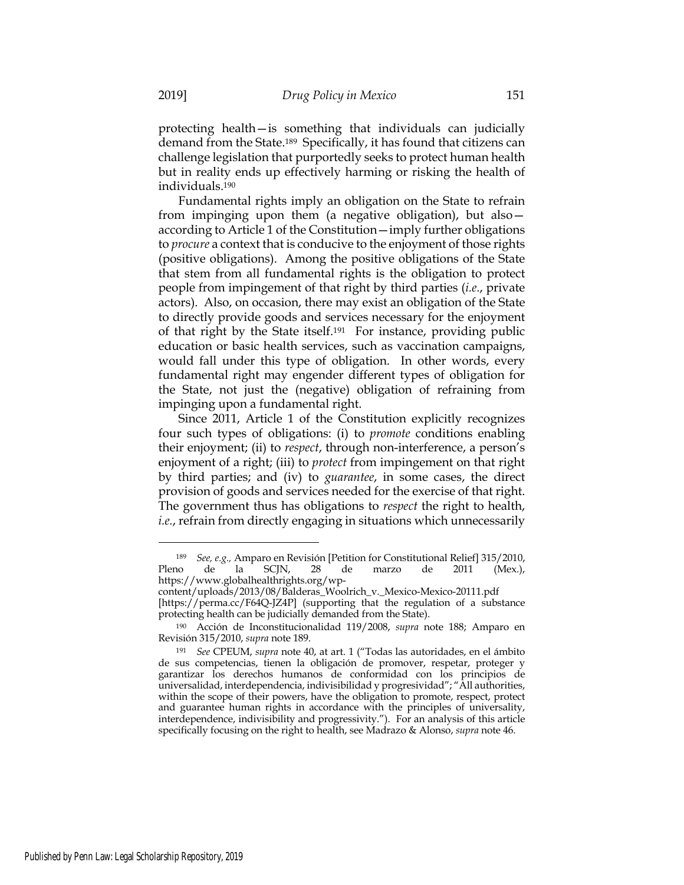protecting health—is something that individuals can judicially demand from the State.[189] Specifically, it has found that citizens can challenge legislation that purportedly seeks to protect human health but in reality ends up effectively harming or risking the health of individuals.[190]

Fundamental rights imply an obligation on the State to refrain from impinging upon them (a negative obligation), but also—according to Article 1 of the Constitution—imply further obligations to *procure* a context that is conducive to the enjoyment of those rights (positive obligations). Among the positive obligations of the State that stem from all fundamental rights is the obligation to protect people from impingement of that right by third parties (*i.e.*, private actors). Also, on occasion, there may exist an obligation of the State to directly provide goods and services necessary for the enjoyment of that right by the State itself.[191] For instance, providing public education or basic health services, such as vaccination campaigns, would fall under this type of obligation. In other words, every fundamental right may engender different types of obligation for the State, not just the (negative) obligation of refraining from impinging upon a fundamental right.

Since 2011, Article 1 of the Constitution explicitly recognizes four such types of obligations: (i) to *promote* conditions enabling their enjoyment; (ii) to *respect*, through non-interference, a person's enjoyment of a right; (iii) to *protect* from impingement on that right by third parties; and (iv) to *guarantee*, in some cases, the direct provision of goods and services needed for the exercise of that right. The government thus has obligations to *respect* the right to health, *i.e.*, refrain from directly engaging in situations which unnecessarily

---

[189] *See, e.g.,* Amparo en Revisión [Petition for Constitutional Relief] 315/2010, Pleno de la SCJN, 28 de marzo de 2011 (Mex.), https://www.globalhealthrights.org/wp-content/uploads/2013/08/Balderas_Woolrich_v._Mexico-Mexico-20111.pdf [https://perma.cc/F64Q-JZ4P] (supporting that the regulation of a substance protecting health can be judicially demanded from the State).

[190] Acción de Inconstitucionalidad 119/2008, *supra* note 188; Amparo en Revisión 315/2010, *supra* note 189.

[191] *See* CPEUM, *supra* note 40, at art. 1 ("Todas las autoridades, en el ámbito de sus competencias, tienen la obligación de promover, respetar, proteger y garantizar los derechos humanos de conformidad con los principios de universalidad, interdependencia, indivisibilidad y progresividad"; "All authorities, within the scope of their powers, have the obligation to promote, respect, protect and guarantee human rights in accordance with the principles of universality, interdependence, indivisibility and progressivity."). For an analysis of this article specifically focusing on the right to health, see Madrazo & Alonso, *supra* note 46.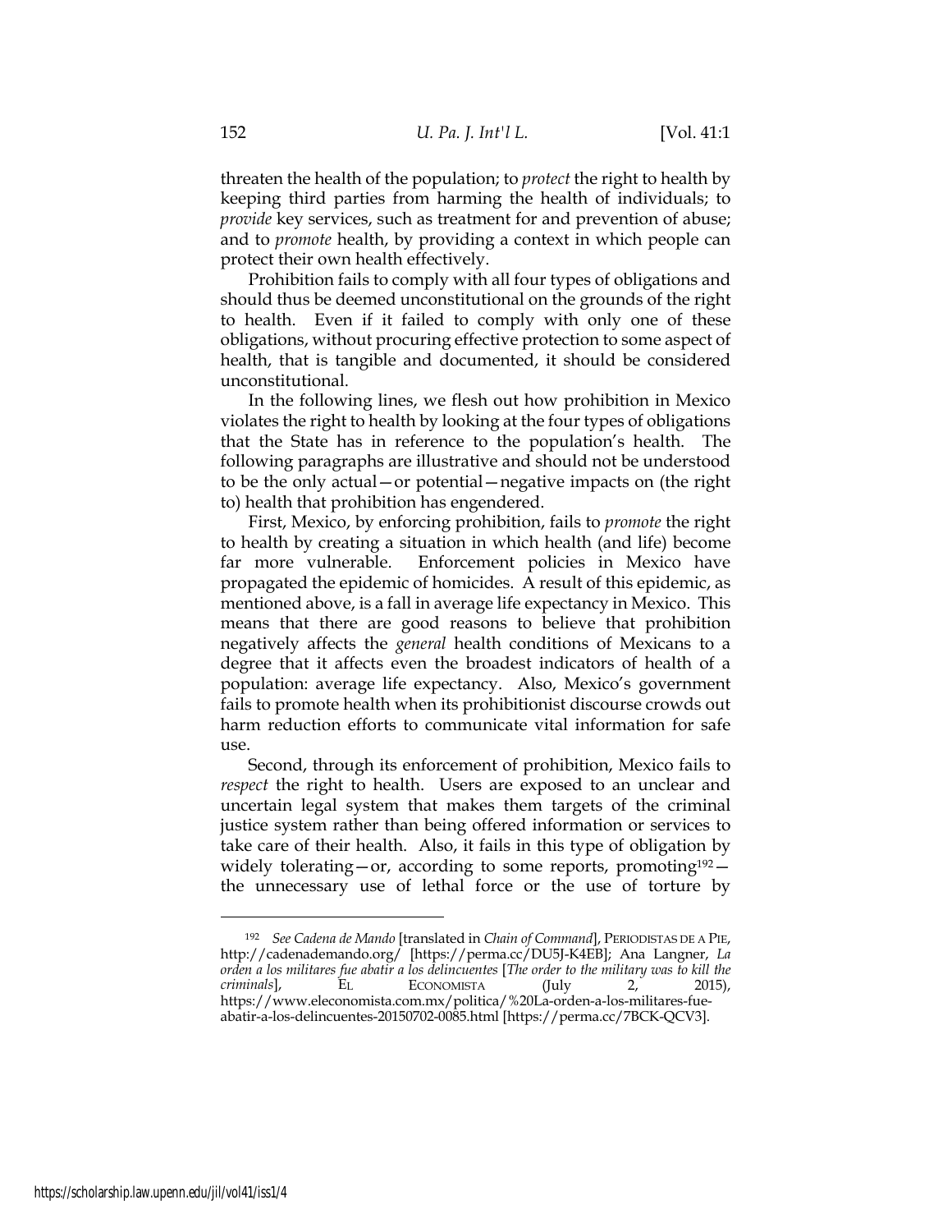threaten the health of the population; to *protect* the right to health by keeping third parties from harming the health of individuals; to *provide* key services, such as treatment for and prevention of abuse; and to *promote* health, by providing a context in which people can protect their own health effectively.

Prohibition fails to comply with all four types of obligations and should thus be deemed unconstitutional on the grounds of the right to health. Even if it failed to comply with only one of these obligations, without procuring effective protection to some aspect of health, that is tangible and documented, it should be considered unconstitutional.

In the following lines, we flesh out how prohibition in Mexico violates the right to health by looking at the four types of obligations that the State has in reference to the population's health. The following paragraphs are illustrative and should not be understood to be the only actual—or potential—negative impacts on (the right to) health that prohibition has engendered.

First, Mexico, by enforcing prohibition, fails to *promote* the right to health by creating a situation in which health (and life) become far more vulnerable. Enforcement policies in Mexico have propagated the epidemic of homicides. A result of this epidemic, as mentioned above, is a fall in average life expectancy in Mexico. This means that there are good reasons to believe that prohibition negatively affects the *general* health conditions of Mexicans to a degree that it affects even the broadest indicators of health of a population: average life expectancy. Also, Mexico's government fails to promote health when its prohibitionist discourse crowds out harm reduction efforts to communicate vital information for safe use.

Second, through its enforcement of prohibition, Mexico fails to *respect* the right to health. Users are exposed to an unclear and uncertain legal system that makes them targets of the criminal justice system rather than being offered information or services to take care of their health. Also, it fails in this type of obligation by widely tolerating—or, according to some reports, promoting[192]—the unnecessary use of lethal force or the use of torture by

---

[192] *See Cadena de Mando* [translated in *Chain of Command*], PERIODISTAS DE A PIE, http://cadenademando.org/ [https://perma.cc/DU5J-K4EB]; Ana Langner, *La orden a los militares fue abatir a los delincuentes* [*The order to the military was to kill the criminals*], EL ECONOMISTA (July 2, 2015), https://www.eleconomista.com.mx/politica/%20La-orden-a-los-militares-fue-abatir-a-los-delincuentes-20150702-0085.html [https://perma.cc/7BCK-QCV3].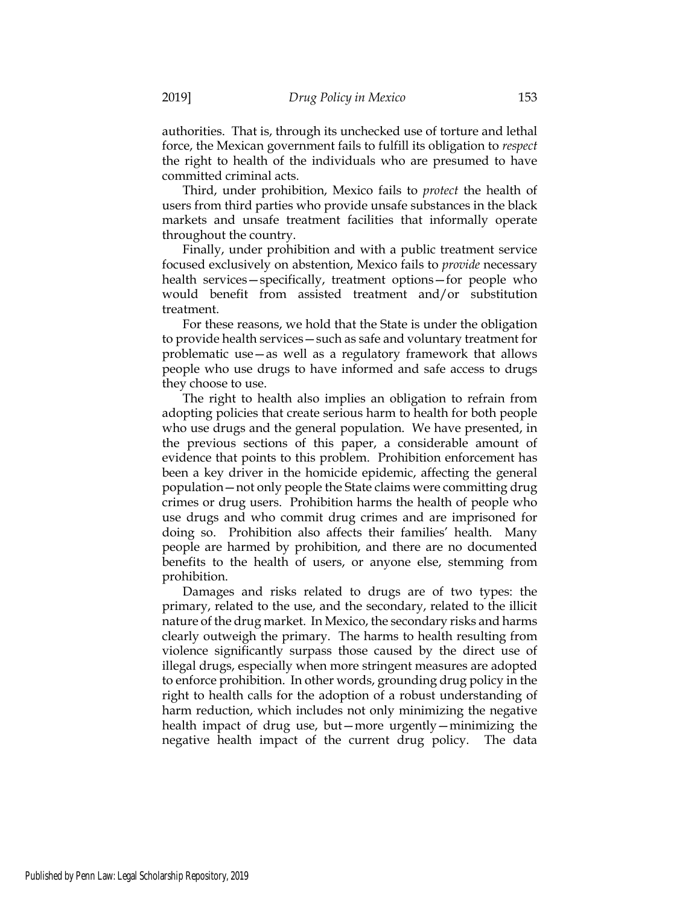authorities. That is, through its unchecked use of torture and lethal force, the Mexican government fails to fulfill its obligation to *respect* the right to health of the individuals who are presumed to have committed criminal acts.

Third, under prohibition, Mexico fails to *protect* the health of users from third parties who provide unsafe substances in the black markets and unsafe treatment facilities that informally operate throughout the country.

Finally, under prohibition and with a public treatment service focused exclusively on abstention, Mexico fails to *provide* necessary health services—specifically, treatment options—for people who would benefit from assisted treatment and/or substitution treatment.

For these reasons, we hold that the State is under the obligation to provide health services—such as safe and voluntary treatment for problematic use—as well as a regulatory framework that allows people who use drugs to have informed and safe access to drugs they choose to use.

The right to health also implies an obligation to refrain from adopting policies that create serious harm to health for both people who use drugs and the general population. We have presented, in the previous sections of this paper, a considerable amount of evidence that points to this problem. Prohibition enforcement has been a key driver in the homicide epidemic, affecting the general population—not only people the State claims were committing drug crimes or drug users. Prohibition harms the health of people who use drugs and who commit drug crimes and are imprisoned for doing so. Prohibition also affects their families' health. Many people are harmed by prohibition, and there are no documented benefits to the health of users, or anyone else, stemming from prohibition.

Damages and risks related to drugs are of two types: the primary, related to the use, and the secondary, related to the illicit nature of the drug market. In Mexico, the secondary risks and harms clearly outweigh the primary. The harms to health resulting from violence significantly surpass those caused by the direct use of illegal drugs, especially when more stringent measures are adopted to enforce prohibition. In other words, grounding drug policy in the right to health calls for the adoption of a robust understanding of harm reduction, which includes not only minimizing the negative health impact of drug use, but—more urgently—minimizing the negative health impact of the current drug policy. The data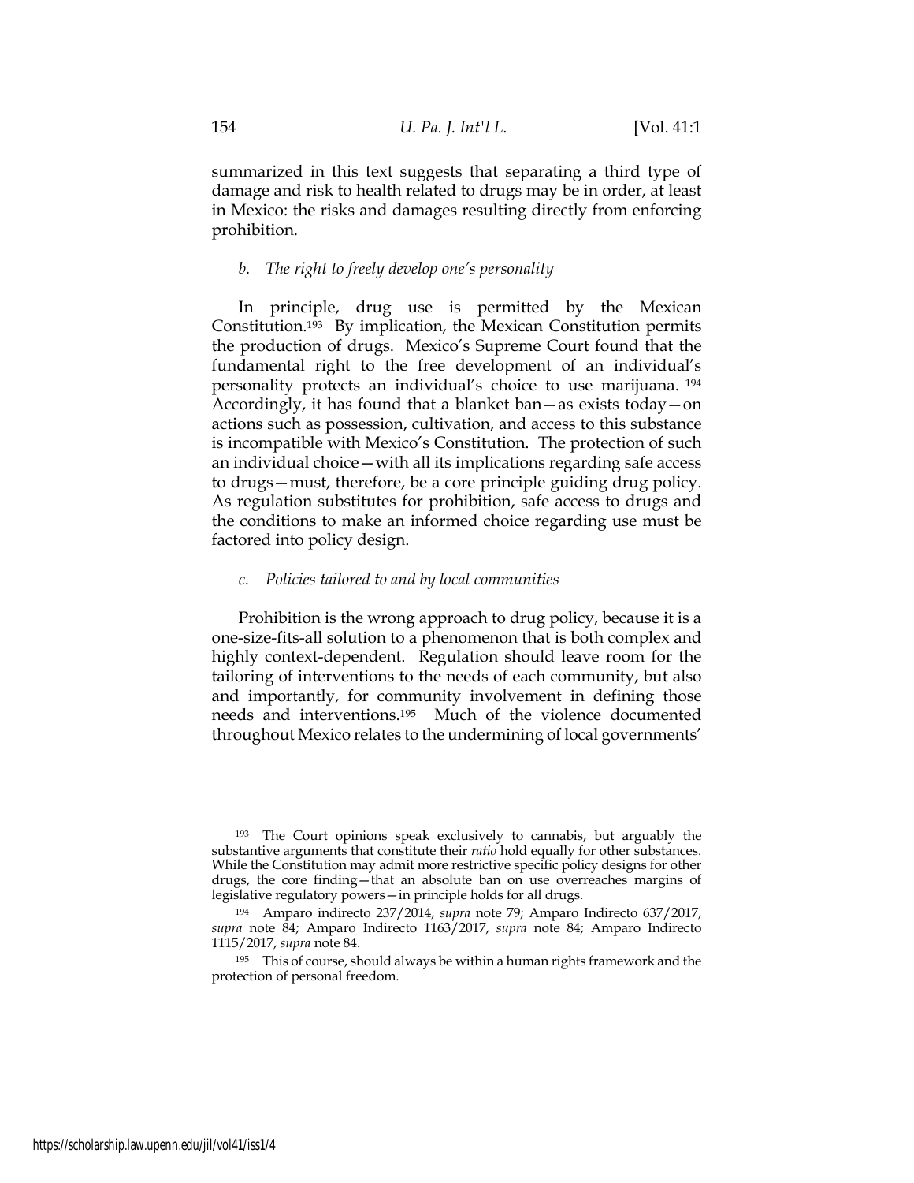summarized in this text suggests that separating a third type of damage and risk to health related to drugs may be in order, at least in Mexico: the risks and damages resulting directly from enforcing prohibition.

*b. The right to freely develop one's personality*

In principle, drug use is permitted by the Mexican Constitution.[193] By implication, the Mexican Constitution permits the production of drugs. Mexico's Supreme Court found that the fundamental right to the free development of an individual's personality protects an individual's choice to use marijuana.[194] Accordingly, it has found that a blanket ban—as exists today—on actions such as possession, cultivation, and access to this substance is incompatible with Mexico's Constitution. The protection of such an individual choice—with all its implications regarding safe access to drugs—must, therefore, be a core principle guiding drug policy. As regulation substitutes for prohibition, safe access to drugs and the conditions to make an informed choice regarding use must be factored into policy design.

*c. Policies tailored to and by local communities*

Prohibition is the wrong approach to drug policy, because it is a one-size-fits-all solution to a phenomenon that is both complex and highly context-dependent. Regulation should leave room for the tailoring of interventions to the needs of each community, but also and importantly, for community involvement in defining those needs and interventions.[195] Much of the violence documented throughout Mexico relates to the undermining of local governments'

---

[193] The Court opinions speak exclusively to cannabis, but arguably the substantive arguments that constitute their *ratio* hold equally for other substances. While the Constitution may admit more restrictive specific policy designs for other drugs, the core finding—that an absolute ban on use overreaches margins of legislative regulatory powers—in principle holds for all drugs.

[194] Amparo indirecto 237/2014, *supra* note 79; Amparo Indirecto 637/2017, *supra* note 84; Amparo Indirecto 1163/2017, *supra* note 84; Amparo Indirecto 1115/2017, *supra* note 84.

[195] This of course, should always be within a human rights framework and the protection of personal freedom.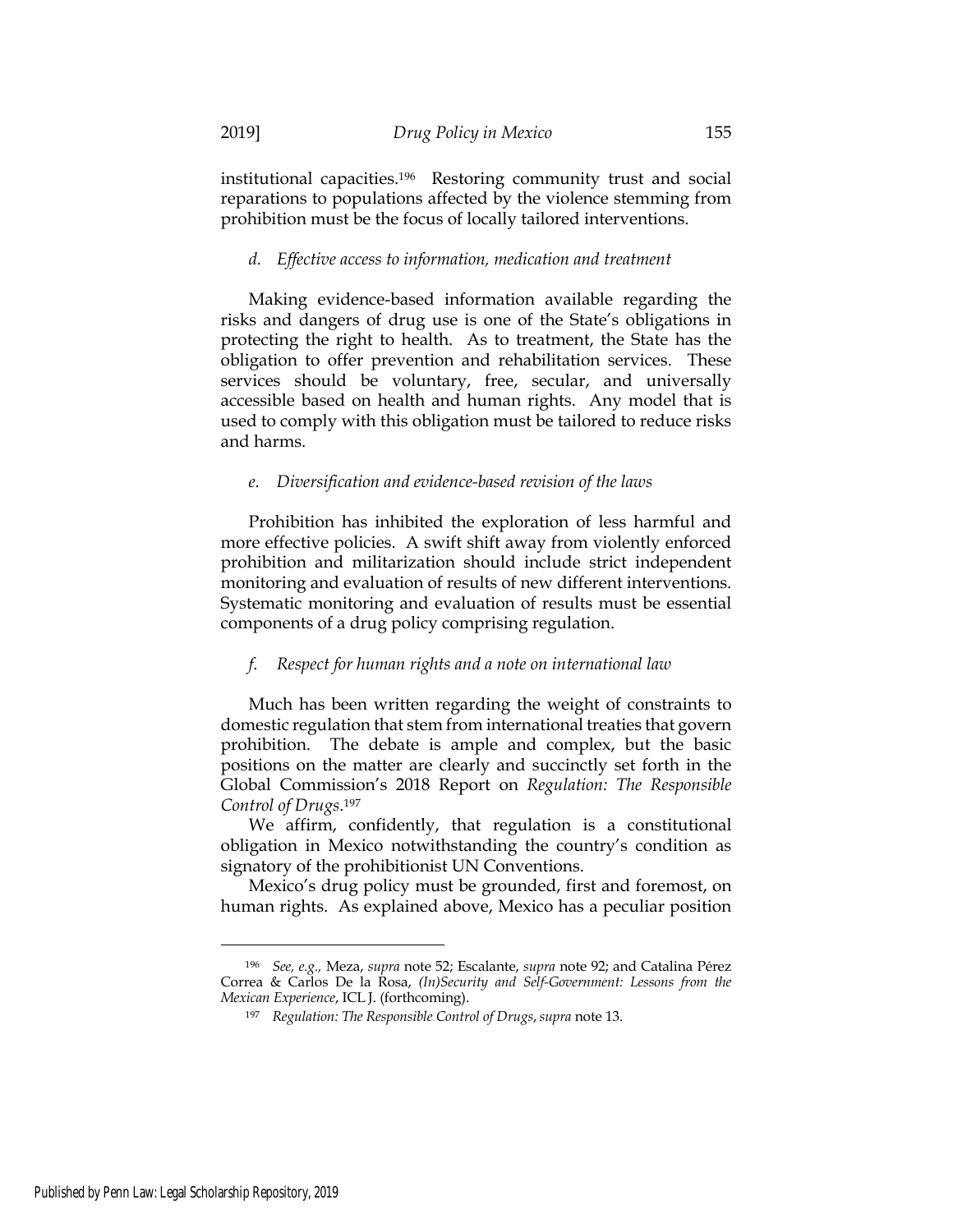institutional capacities.[196] Restoring community trust and social reparations to populations affected by the violence stemming from prohibition must be the focus of locally tailored interventions.

### *d. Effective access to information, medication and treatment*

Making evidence-based information available regarding the risks and dangers of drug use is one of the State's obligations in protecting the right to health. As to treatment, the State has the obligation to offer prevention and rehabilitation services. These services should be voluntary, free, secular, and universally accessible based on health and human rights. Any model that is used to comply with this obligation must be tailored to reduce risks and harms.

### *e. Diversification and evidence-based revision of the laws*

Prohibition has inhibited the exploration of less harmful and more effective policies. A swift shift away from violently enforced prohibition and militarization should include strict independent monitoring and evaluation of results of new different interventions. Systematic monitoring and evaluation of results must be essential components of a drug policy comprising regulation.

### *f. Respect for human rights and a note on international law*

Much has been written regarding the weight of constraints to domestic regulation that stem from international treaties that govern prohibition. The debate is ample and complex, but the basic positions on the matter are clearly and succinctly set forth in the Global Commission's 2018 Report on *Regulation: The Responsible Control of Drugs*.[197]

We affirm, confidently, that regulation is a constitutional obligation in Mexico notwithstanding the country's condition as signatory of the prohibitionist UN Conventions.

Mexico's drug policy must be grounded, first and foremost, on human rights. As explained above, Mexico has a peculiar position

---

[196] *See, e.g.,* Meza, *supra* note 52; Escalante, *supra* note 92; and Catalina Pérez Correa & Carlos De la Rosa, *(In)Security and Self-Government: Lessons from the Mexican Experience*, ICL J. (forthcoming).

[197] *Regulation: The Responsible Control of Drugs*, *supra* note 13.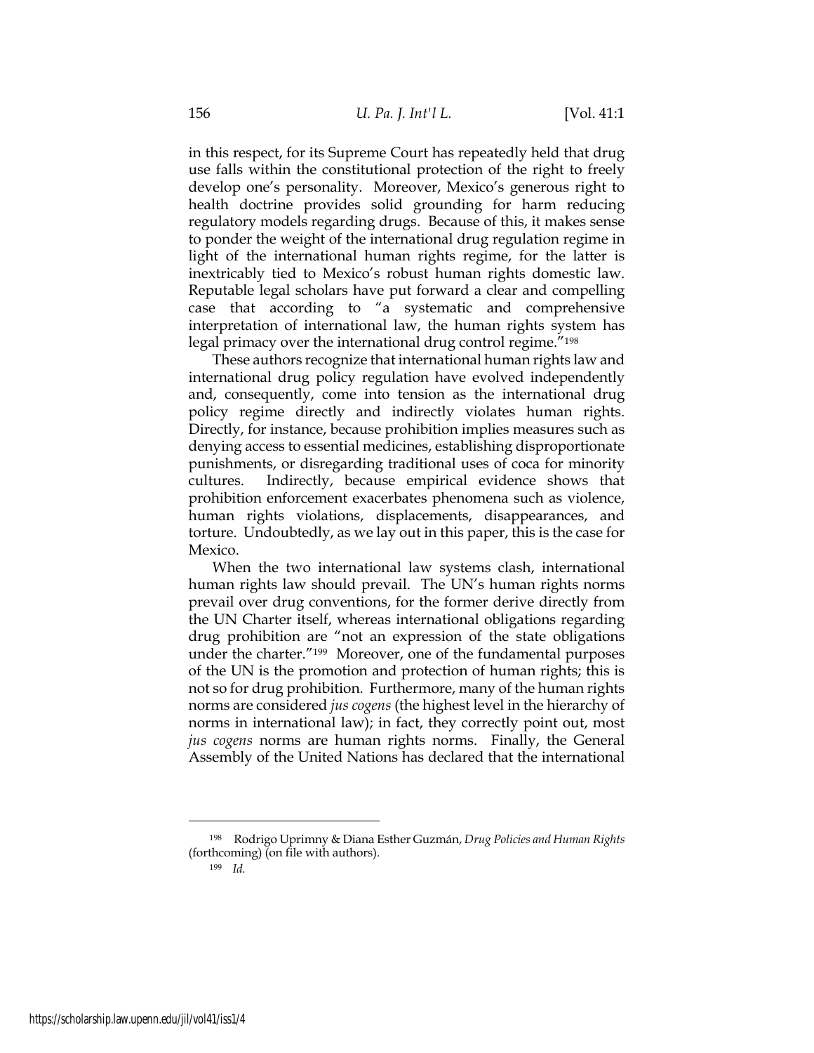in this respect, for its Supreme Court has repeatedly held that drug use falls within the constitutional protection of the right to freely develop one's personality. Moreover, Mexico's generous right to health doctrine provides solid grounding for harm reducing regulatory models regarding drugs. Because of this, it makes sense to ponder the weight of the international drug regulation regime in light of the international human rights regime, for the latter is inextricably tied to Mexico's robust human rights domestic law. Reputable legal scholars have put forward a clear and compelling case that according to "a systematic and comprehensive interpretation of international law, the human rights system has legal primacy over the international drug control regime."[198]

These authors recognize that international human rights law and international drug policy regulation have evolved independently and, consequently, come into tension as the international drug policy regime directly and indirectly violates human rights. Directly, for instance, because prohibition implies measures such as denying access to essential medicines, establishing disproportionate punishments, or disregarding traditional uses of coca for minority cultures. Indirectly, because empirical evidence shows that prohibition enforcement exacerbates phenomena such as violence, human rights violations, displacements, disappearances, and torture. Undoubtedly, as we lay out in this paper, this is the case for Mexico.

When the two international law systems clash, international human rights law should prevail. The UN's human rights norms prevail over drug conventions, for the former derive directly from the UN Charter itself, whereas international obligations regarding drug prohibition are "not an expression of the state obligations under the charter."[199] Moreover, one of the fundamental purposes of the UN is the promotion and protection of human rights; this is not so for drug prohibition. Furthermore, many of the human rights norms are considered *jus cogens* (the highest level in the hierarchy of norms in international law); in fact, they correctly point out, most *jus cogens* norms are human rights norms. Finally, the General Assembly of the United Nations has declared that the international

---

[198] Rodrigo Uprimny & Diana Esther Guzmán, *Drug Policies and Human Rights* (forthcoming) (on file with authors).

[199] *Id.*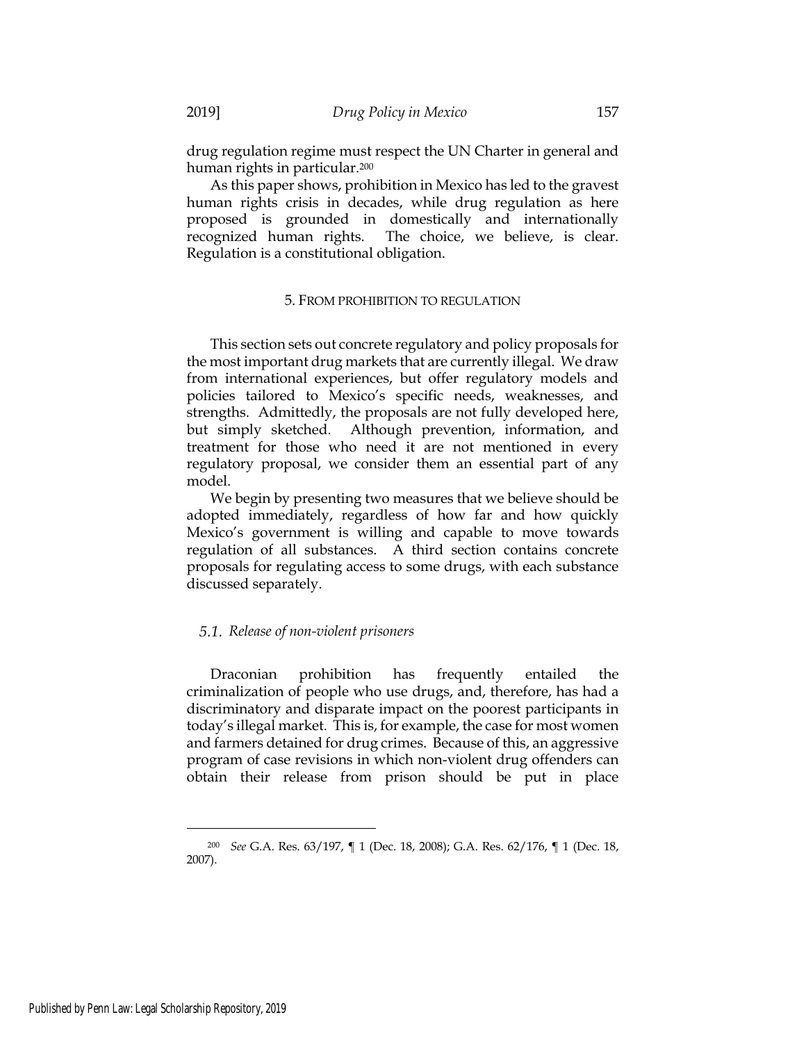drug regulation regime must respect the UN Charter in general and human rights in particular.[200]

As this paper shows, prohibition in Mexico has led to the gravest human rights crisis in decades, while drug regulation as here proposed is grounded in domestically and internationally recognized human rights. The choice, we believe, is clear. Regulation is a constitutional obligation.

## 5. FROM PROHIBITION TO REGULATION

This section sets out concrete regulatory and policy proposals for the most important drug markets that are currently illegal. We draw from international experiences, but offer regulatory models and policies tailored to Mexico's specific needs, weaknesses, and strengths. Admittedly, the proposals are not fully developed here, but simply sketched. Although prevention, information, and treatment for those who need it are not mentioned in every regulatory proposal, we consider them an essential part of any model.

We begin by presenting two measures that we believe should be adopted immediately, regardless of how far and how quickly Mexico's government is willing and capable to move towards regulation of all substances. A third section contains concrete proposals for regulating access to some drugs, with each substance discussed separately.

### 5.1. *Release of non-violent prisoners*

Draconian prohibition has frequently entailed the criminalization of people who use drugs, and, therefore, has had a discriminatory and disparate impact on the poorest participants in today's illegal market. This is, for example, the case for most women and farmers detained for drug crimes. Because of this, an aggressive program of case revisions in which non-violent drug offenders can obtain their release from prison should be put in place

---

[200] *See* G.A. Res. 63/197, ¶ 1 (Dec. 18, 2008); G.A. Res. 62/176, ¶ 1 (Dec. 18, 2007).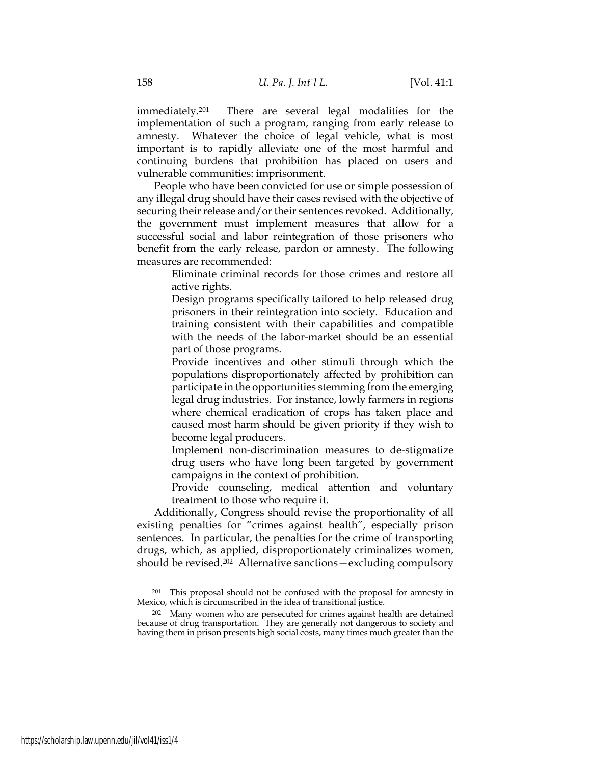immediately.[201] There are several legal modalities for the implementation of such a program, ranging from early release to amnesty. Whatever the choice of legal vehicle, what is most important is to rapidly alleviate one of the most harmful and continuing burdens that prohibition has placed on users and vulnerable communities: imprisonment.

People who have been convicted for use or simple possession of any illegal drug should have their cases revised with the objective of securing their release and/or their sentences revoked. Additionally, the government must implement measures that allow for a successful social and labor reintegration of those prisoners who benefit from the early release, pardon or amnesty. The following measures are recommended:

> Eliminate criminal records for those crimes and restore all active rights.
>
> Design programs specifically tailored to help released drug prisoners in their reintegration into society. Education and training consistent with their capabilities and compatible with the needs of the labor-market should be an essential part of those programs.
>
> Provide incentives and other stimuli through which the populations disproportionately affected by prohibition can participate in the opportunities stemming from the emerging legal drug industries. For instance, lowly farmers in regions where chemical eradication of crops has taken place and caused most harm should be given priority if they wish to become legal producers.
>
> Implement non-discrimination measures to de-stigmatize drug users who have long been targeted by government campaigns in the context of prohibition.
>
> Provide counseling, medical attention and voluntary treatment to those who require it.

Additionally, Congress should revise the proportionality of all existing penalties for "crimes against health", especially prison sentences. In particular, the penalties for the crime of transporting drugs, which, as applied, disproportionately criminalizes women, should be revised.[202] Alternative sanctions—excluding compulsory

---

[201] This proposal should not be confused with the proposal for amnesty in Mexico, which is circumscribed in the idea of transitional justice.

[202] Many women who are persecuted for crimes against health are detained because of drug transportation. They are generally not dangerous to society and having them in prison presents high social costs, many times much greater than the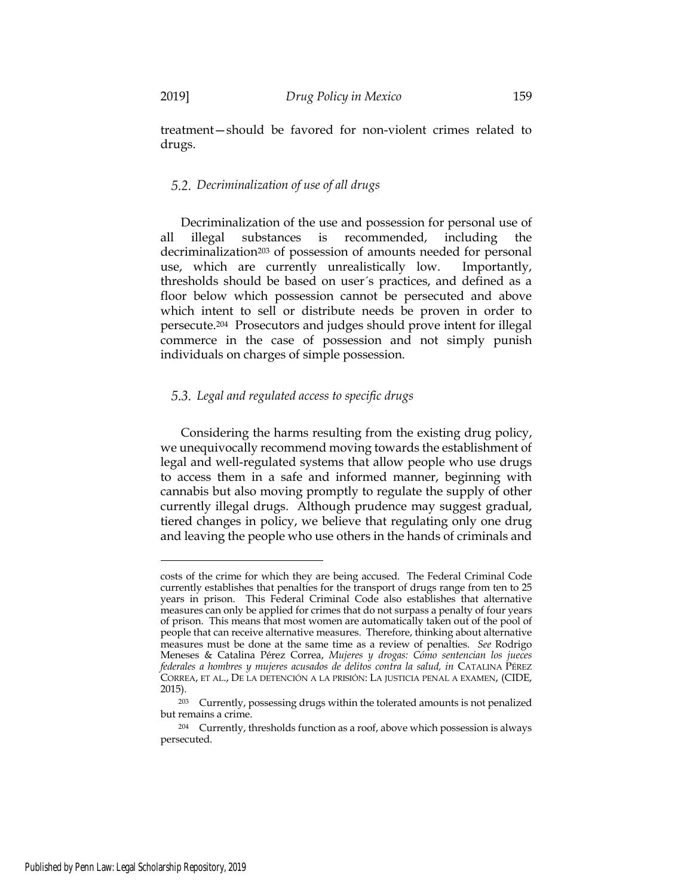treatment—should be favored for non-violent crimes related to drugs.

### 5.2. *Decriminalization of use of all drugs*

Decriminalization of the use and possession for personal use of all illegal substances is recommended, including the decriminalization[203] of possession of amounts needed for personal use, which are currently unrealistically low. Importantly, thresholds should be based on user´s practices, and defined as a floor below which possession cannot be persecuted and above which intent to sell or distribute needs be proven in order to persecute.[204] Prosecutors and judges should prove intent for illegal commerce in the case of possession and not simply punish individuals on charges of simple possession.

### 5.3. *Legal and regulated access to specific drugs*

Considering the harms resulting from the existing drug policy, we unequivocally recommend moving towards the establishment of legal and well-regulated systems that allow people who use drugs to access them in a safe and informed manner, beginning with cannabis but also moving promptly to regulate the supply of other currently illegal drugs. Although prudence may suggest gradual, tiered changes in policy, we believe that regulating only one drug and leaving the people who use others in the hands of criminals and

---

costs of the crime for which they are being accused. The Federal Criminal Code currently establishes that penalties for the transport of drugs range from ten to 25 years in prison. This Federal Criminal Code also establishes that alternative measures can only be applied for crimes that do not surpass a penalty of four years of prison. This means that most women are automatically taken out of the pool of people that can receive alternative measures. Therefore, thinking about alternative measures must be done at the same time as a review of penalties. *See* Rodrigo Meneses & Catalina Pérez Correa, *Mujeres y drogas: Cómo sentencian los jueces federales a hombres y mujeres acusados de delitos contra la salud, in* CATALINA PÉREZ CORREA, ET AL., DE LA DETENCIÓN A LA PRISIÓN: LA JUSTICIA PENAL A EXAMEN, (CIDE, 2015).

[203] Currently, possessing drugs within the tolerated amounts is not penalized but remains a crime.

[204] Currently, thresholds function as a roof, above which possession is always persecuted.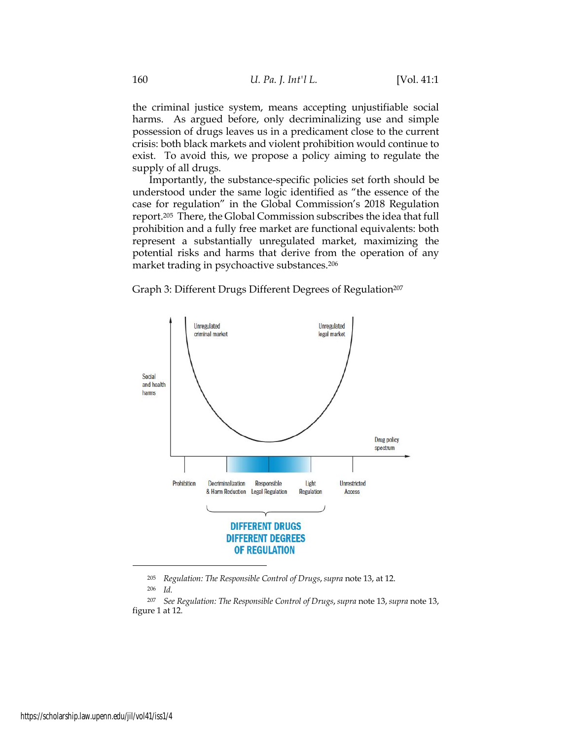the criminal justice system, means accepting unjustifiable social harms. As argued before, only decriminalizing use and simple possession of drugs leaves us in a predicament close to the current crisis: both black markets and violent prohibition would continue to exist. To avoid this, we propose a policy aiming to regulate the supply of all drugs.

Importantly, the substance-specific policies set forth should be understood under the same logic identified as "the essence of the case for regulation" in the Global Commission's 2018 Regulation report.[205] There, the Global Commission subscribes the idea that full prohibition and a fully free market are functional equivalents: both represent a substantially unregulated market, maximizing the potential risks and harms that derive from the operation of any market trading in psychoactive substances.[206]

Graph 3: Different Drugs Different Degrees of Regulation[207]

Unregulated criminal market

Unregulated legal market

Social and health harms

Drug policy spectrum

Prohibition | Decriminalization & Harm Reduction | Responsible Legal Regulation | Light Regulation | Unrestricted Access

DIFFERENT DRUGS DIFFERENT DEGREES OF REGULATION

---

[205] *Regulation: The Responsible Control of Drugs*, *supra* note 13, at 12.

[206] *Id.*

[207] *See Regulation: The Responsible Control of Drugs*, *supra* note 13, *supra* note 13, figure 1 at 12.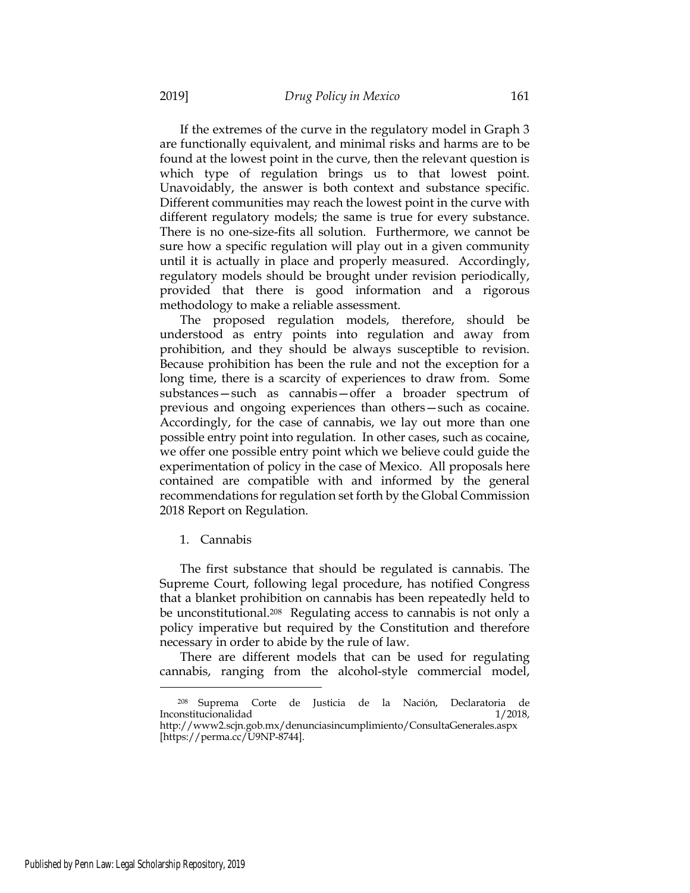If the extremes of the curve in the regulatory model in Graph 3 are functionally equivalent, and minimal risks and harms are to be found at the lowest point in the curve, then the relevant question is which type of regulation brings us to that lowest point. Unavoidably, the answer is both context and substance specific. Different communities may reach the lowest point in the curve with different regulatory models; the same is true for every substance. There is no one-size-fits all solution. Furthermore, we cannot be sure how a specific regulation will play out in a given community until it is actually in place and properly measured. Accordingly, regulatory models should be brought under revision periodically, provided that there is good information and a rigorous methodology to make a reliable assessment.

The proposed regulation models, therefore, should be understood as entry points into regulation and away from prohibition, and they should be always susceptible to revision. Because prohibition has been the rule and not the exception for a long time, there is a scarcity of experiences to draw from. Some substances—such as cannabis—offer a broader spectrum of previous and ongoing experiences than others—such as cocaine. Accordingly, for the case of cannabis, we lay out more than one possible entry point into regulation. In other cases, such as cocaine, we offer one possible entry point which we believe could guide the experimentation of policy in the case of Mexico. All proposals here contained are compatible with and informed by the general recommendations for regulation set forth by the Global Commission 2018 Report on Regulation.

1. Cannabis

The first substance that should be regulated is cannabis. The Supreme Court, following legal procedure, has notified Congress that a blanket prohibition on cannabis has been repeatedly held to be unconstitutional.[208] Regulating access to cannabis is not only a policy imperative but required by the Constitution and therefore necessary in order to abide by the rule of law.

There are different models that can be used for regulating cannabis, ranging from the alcohol-style commercial model,

---

[208] Suprema Corte de Justicia de la Nación, Declaratoria de Inconstitucionalidad 1/2018, http://www2.scjn.gob.mx/denunciasincumplimiento/ConsultaGenerales.aspx [https://perma.cc/U9NP-8744].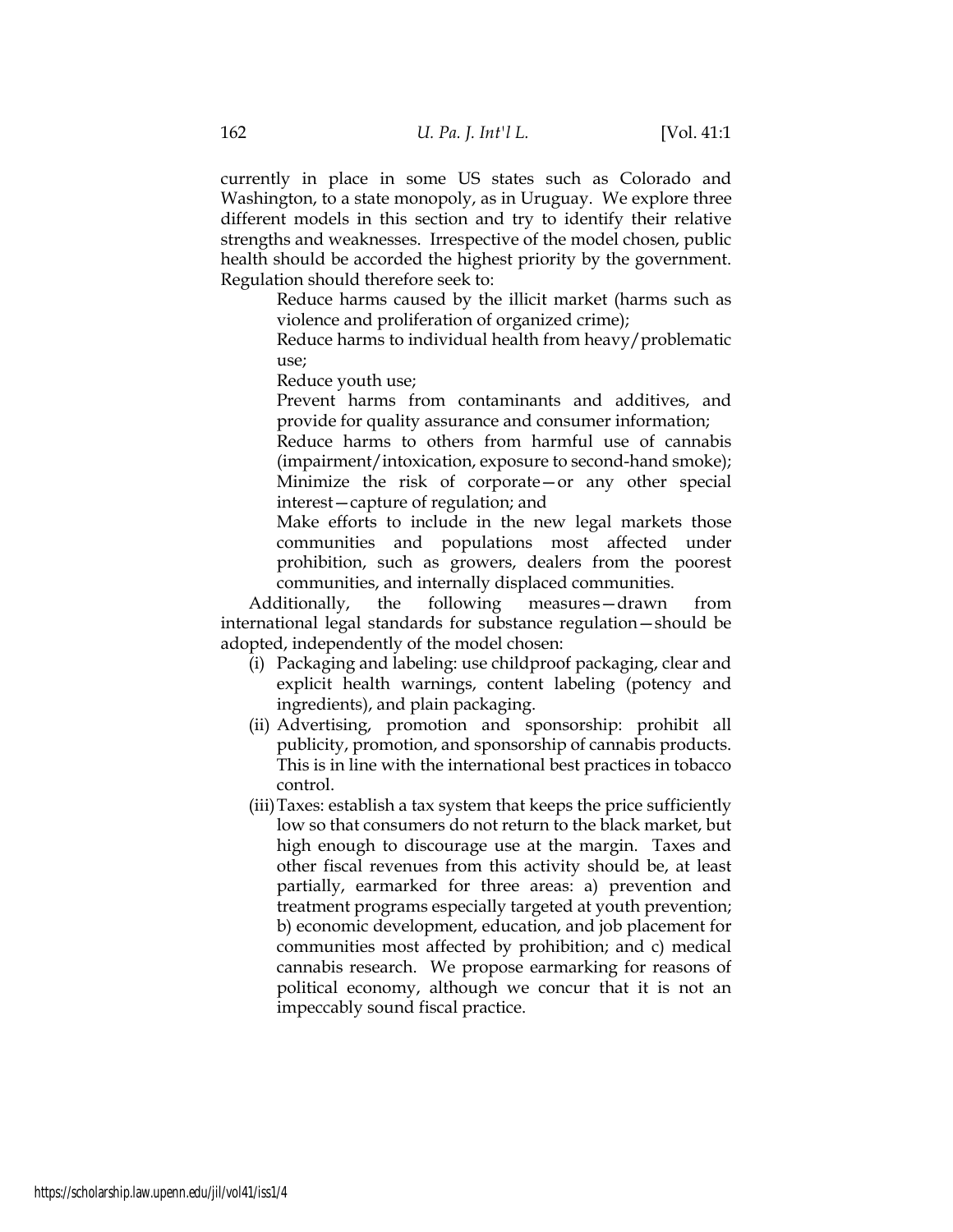currently in place in some US states such as Colorado and Washington, to a state monopoly, as in Uruguay. We explore three different models in this section and try to identify their relative strengths and weaknesses. Irrespective of the model chosen, public health should be accorded the highest priority by the government. Regulation should therefore seek to:

> Reduce harms caused by the illicit market (harms such as violence and proliferation of organized crime);
>
> Reduce harms to individual health from heavy/problematic use;
>
> Reduce youth use;
>
> Prevent harms from contaminants and additives, and provide for quality assurance and consumer information;
>
> Reduce harms to others from harmful use of cannabis (impairment/intoxication, exposure to second-hand smoke);
>
> Minimize the risk of corporate—or any other special interest—capture of regulation; and
>
> Make efforts to include in the new legal markets those communities and populations most affected under prohibition, such as growers, dealers from the poorest communities, and internally displaced communities.

Additionally, the following measures—drawn from international legal standards for substance regulation—should be adopted, independently of the model chosen:

(i) Packaging and labeling: use childproof packaging, clear and explicit health warnings, content labeling (potency and ingredients), and plain packaging.

(ii) Advertising, promotion and sponsorship: prohibit all publicity, promotion, and sponsorship of cannabis products. This is in line with the international best practices in tobacco control.

(iii) Taxes: establish a tax system that keeps the price sufficiently low so that consumers do not return to the black market, but high enough to discourage use at the margin. Taxes and other fiscal revenues from this activity should be, at least partially, earmarked for three areas: a) prevention and treatment programs especially targeted at youth prevention; b) economic development, education, and job placement for communities most affected by prohibition; and c) medical cannabis research. We propose earmarking for reasons of political economy, although we concur that it is not an impeccably sound fiscal practice.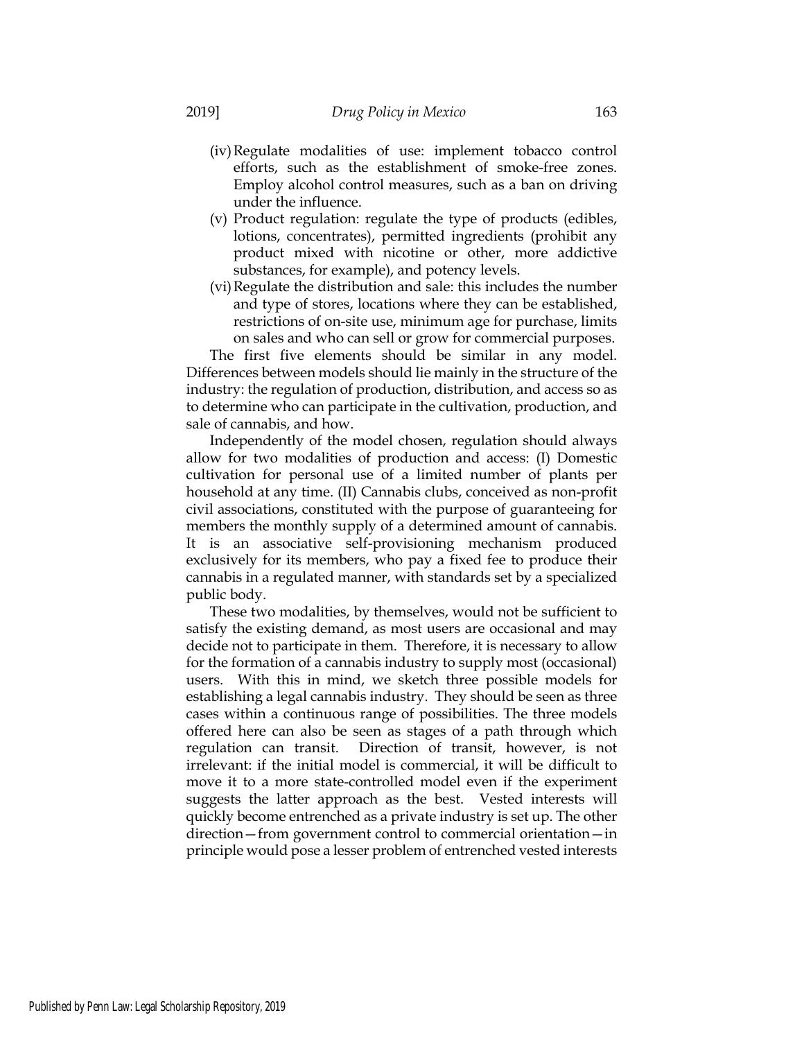(iv) Regulate modalities of use: implement tobacco control efforts, such as the establishment of smoke-free zones. Employ alcohol control measures, such as a ban on driving under the influence.

(v) Product regulation: regulate the type of products (edibles, lotions, concentrates), permitted ingredients (prohibit any product mixed with nicotine or other, more addictive substances, for example), and potency levels.

(vi) Regulate the distribution and sale: this includes the number and type of stores, locations where they can be established, restrictions of on-site use, minimum age for purchase, limits on sales and who can sell or grow for commercial purposes.

The first five elements should be similar in any model. Differences between models should lie mainly in the structure of the industry: the regulation of production, distribution, and access so as to determine who can participate in the cultivation, production, and sale of cannabis, and how.

Independently of the model chosen, regulation should always allow for two modalities of production and access: (I) Domestic cultivation for personal use of a limited number of plants per household at any time. (II) Cannabis clubs, conceived as non-profit civil associations, constituted with the purpose of guaranteeing for members the monthly supply of a determined amount of cannabis. It is an associative self-provisioning mechanism produced exclusively for its members, who pay a fixed fee to produce their cannabis in a regulated manner, with standards set by a specialized public body.

These two modalities, by themselves, would not be sufficient to satisfy the existing demand, as most users are occasional and may decide not to participate in them. Therefore, it is necessary to allow for the formation of a cannabis industry to supply most (occasional) users. With this in mind, we sketch three possible models for establishing a legal cannabis industry. They should be seen as three cases within a continuous range of possibilities. The three models offered here can also be seen as stages of a path through which regulation can transit. Direction of transit, however, is not irrelevant: if the initial model is commercial, it will be difficult to move it to a more state-controlled model even if the experiment suggests the latter approach as the best. Vested interests will quickly become entrenched as a private industry is set up. The other direction—from government control to commercial orientation—in principle would pose a lesser problem of entrenched vested interests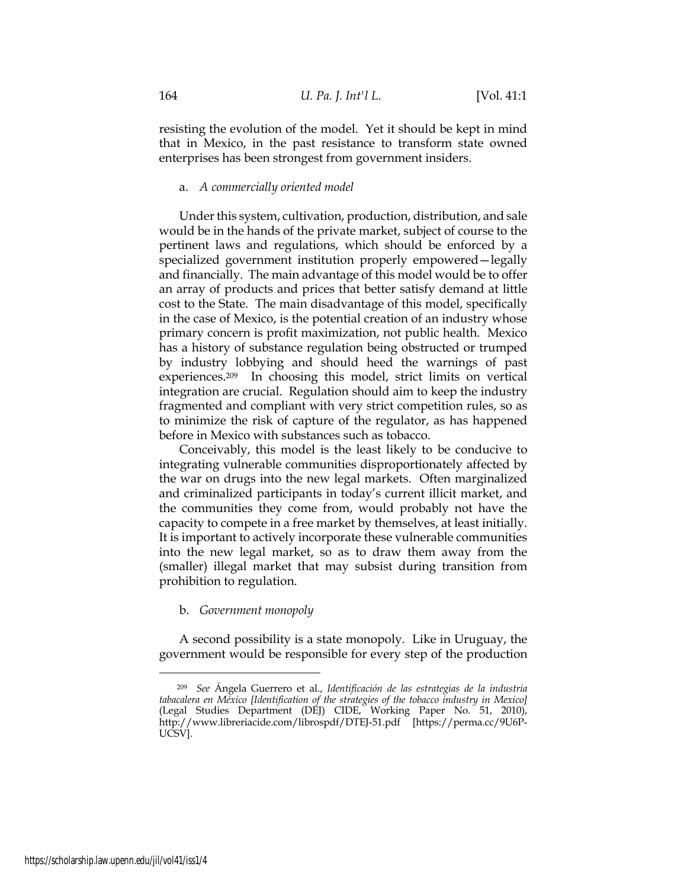resisting the evolution of the model. Yet it should be kept in mind that in Mexico, in the past resistance to transform state owned enterprises has been strongest from government insiders.

a. *A commercially oriented model*

Under this system, cultivation, production, distribution, and sale would be in the hands of the private market, subject of course to the pertinent laws and regulations, which should be enforced by a specialized government institution properly empowered—legally and financially. The main advantage of this model would be to offer an array of products and prices that better satisfy demand at little cost to the State. The main disadvantage of this model, specifically in the case of Mexico, is the potential creation of an industry whose primary concern is profit maximization, not public health. Mexico has a history of substance regulation being obstructed or trumped by industry lobbying and should heed the warnings of past experiences.[209] In choosing this model, strict limits on vertical integration are crucial. Regulation should aim to keep the industry fragmented and compliant with very strict competition rules, so as to minimize the risk of capture of the regulator, as has happened before in Mexico with substances such as tobacco.

Conceivably, this model is the least likely to be conducive to integrating vulnerable communities disproportionately affected by the war on drugs into the new legal markets. Often marginalized and criminalized participants in today's current illicit market, and the communities they come from, would probably not have the capacity to compete in a free market by themselves, at least initially. It is important to actively incorporate these vulnerable communities into the new legal market, so as to draw them away from the (smaller) illegal market that may subsist during transition from prohibition to regulation.

b. *Government monopoly*

A second possibility is a state monopoly. Like in Uruguay, the government would be responsible for every step of the production

---

[209] *See* Ángela Guerrero et al., *Identificación de las estrategias de la industria tabacalera en México [Identification of the strategies of the tobacco industry in Mexico]* (Legal Studies Department (DEJ) CIDE, Working Paper No. 51, 2010), http://www.libreriacide.com/librospdf/DTEJ-51.pdf [https://perma.cc/9U6P-UCSV].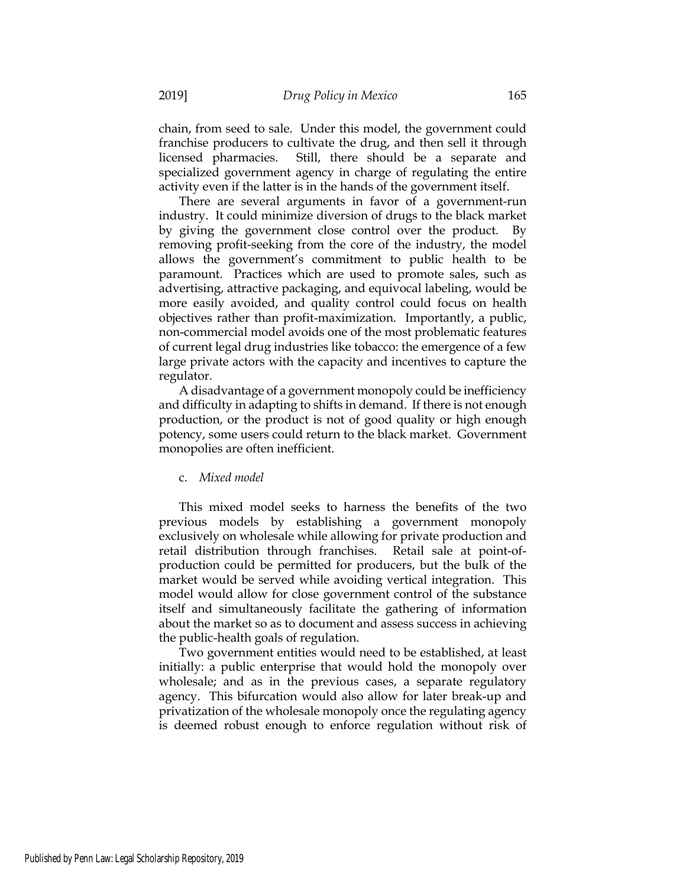chain, from seed to sale. Under this model, the government could franchise producers to cultivate the drug, and then sell it through licensed pharmacies. Still, there should be a separate and specialized government agency in charge of regulating the entire activity even if the latter is in the hands of the government itself.

There are several arguments in favor of a government-run industry. It could minimize diversion of drugs to the black market by giving the government close control over the product. By removing profit-seeking from the core of the industry, the model allows the government's commitment to public health to be paramount. Practices which are used to promote sales, such as advertising, attractive packaging, and equivocal labeling, would be more easily avoided, and quality control could focus on health objectives rather than profit-maximization. Importantly, a public, non-commercial model avoids one of the most problematic features of current legal drug industries like tobacco: the emergence of a few large private actors with the capacity and incentives to capture the regulator.

A disadvantage of a government monopoly could be inefficiency and difficulty in adapting to shifts in demand. If there is not enough production, or the product is not of good quality or high enough potency, some users could return to the black market. Government monopolies are often inefficient.

c. *Mixed model*

This mixed model seeks to harness the benefits of the two previous models by establishing a government monopoly exclusively on wholesale while allowing for private production and retail distribution through franchises. Retail sale at point-of-production could be permitted for producers, but the bulk of the market would be served while avoiding vertical integration. This model would allow for close government control of the substance itself and simultaneously facilitate the gathering of information about the market so as to document and assess success in achieving the public-health goals of regulation.

Two government entities would need to be established, at least initially: a public enterprise that would hold the monopoly over wholesale; and as in the previous cases, a separate regulatory agency. This bifurcation would also allow for later break-up and privatization of the wholesale monopoly once the regulating agency is deemed robust enough to enforce regulation without risk of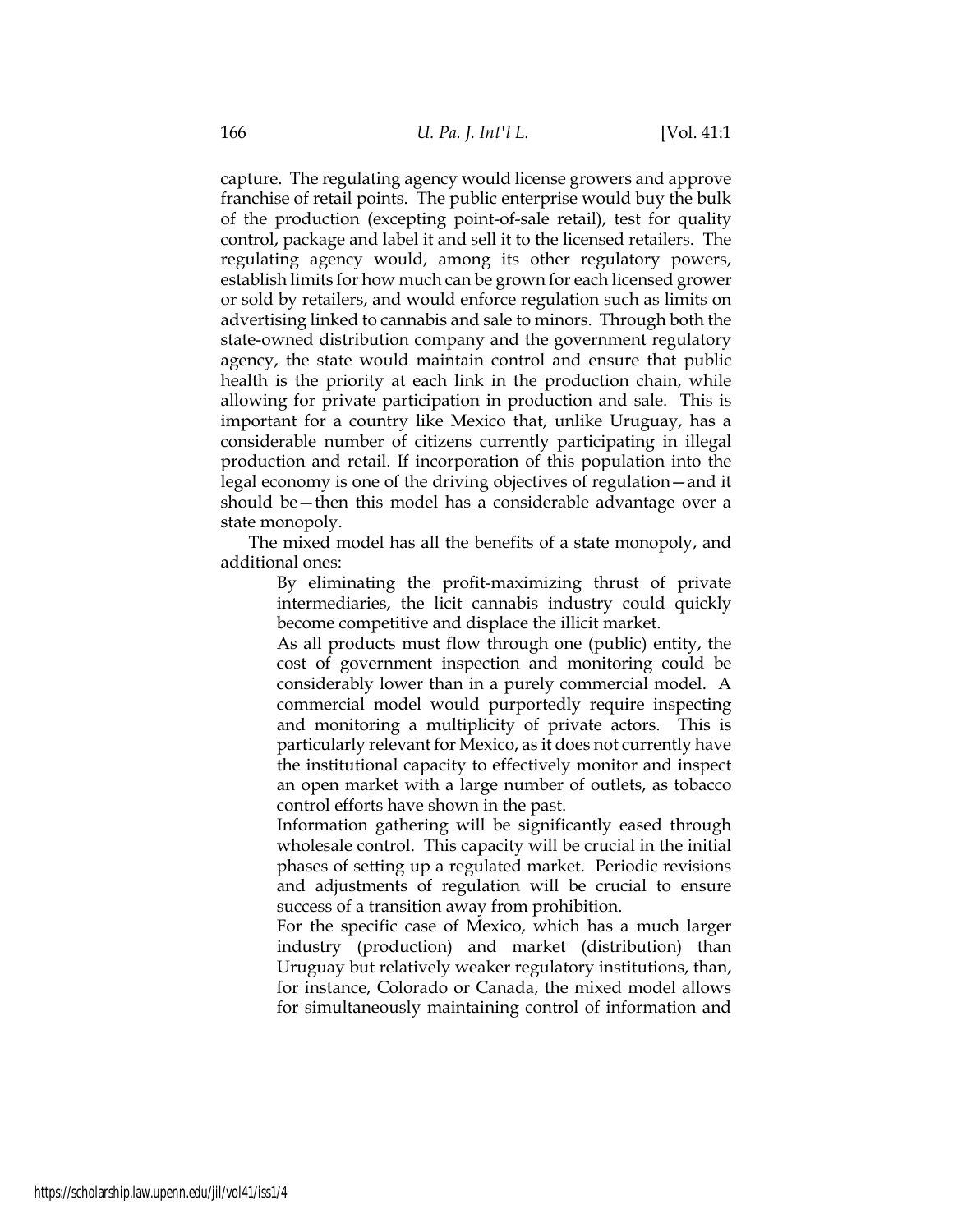capture. The regulating agency would license growers and approve franchise of retail points. The public enterprise would buy the bulk of the production (excepting point-of-sale retail), test for quality control, package and label it and sell it to the licensed retailers. The regulating agency would, among its other regulatory powers, establish limits for how much can be grown for each licensed grower or sold by retailers, and would enforce regulation such as limits on advertising linked to cannabis and sale to minors. Through both the state-owned distribution company and the government regulatory agency, the state would maintain control and ensure that public health is the priority at each link in the production chain, while allowing for private participation in production and sale. This is important for a country like Mexico that, unlike Uruguay, has a considerable number of citizens currently participating in illegal production and retail. If incorporation of this population into the legal economy is one of the driving objectives of regulation—and it should be—then this model has a considerable advantage over a state monopoly.

The mixed model has all the benefits of a state monopoly, and additional ones:

> By eliminating the profit-maximizing thrust of private intermediaries, the licit cannabis industry could quickly become competitive and displace the illicit market.
>
> As all products must flow through one (public) entity, the cost of government inspection and monitoring could be considerably lower than in a purely commercial model. A commercial model would purportedly require inspecting and monitoring a multiplicity of private actors. This is particularly relevant for Mexico, as it does not currently have the institutional capacity to effectively monitor and inspect an open market with a large number of outlets, as tobacco control efforts have shown in the past.
>
> Information gathering will be significantly eased through wholesale control. This capacity will be crucial in the initial phases of setting up a regulated market. Periodic revisions and adjustments of regulation will be crucial to ensure success of a transition away from prohibition.
>
> For the specific case of Mexico, which has a much larger industry (production) and market (distribution) than Uruguay but relatively weaker regulatory institutions, than, for instance, Colorado or Canada, the mixed model allows for simultaneously maintaining control of information and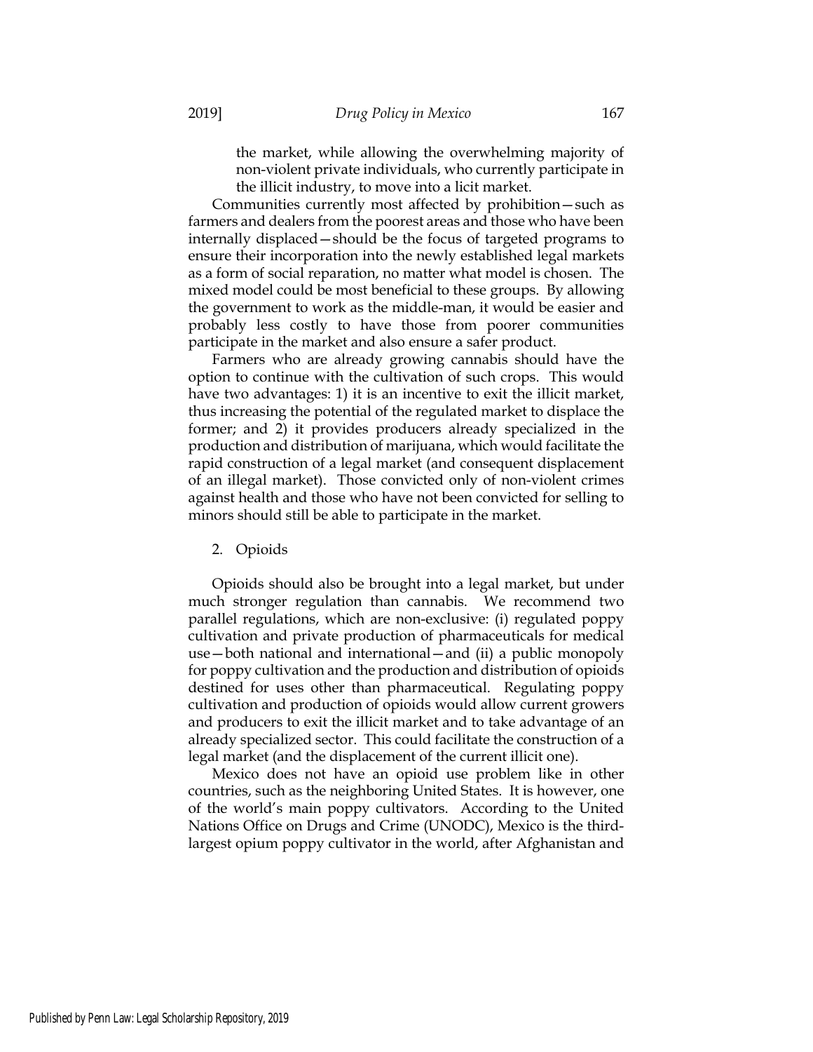the market, while allowing the overwhelming majority of non-violent private individuals, who currently participate in the illicit industry, to move into a licit market.

Communities currently most affected by prohibition—such as farmers and dealers from the poorest areas and those who have been internally displaced—should be the focus of targeted programs to ensure their incorporation into the newly established legal markets as a form of social reparation, no matter what model is chosen. The mixed model could be most beneficial to these groups. By allowing the government to work as the middle-man, it would be easier and probably less costly to have those from poorer communities participate in the market and also ensure a safer product.

Farmers who are already growing cannabis should have the option to continue with the cultivation of such crops. This would have two advantages: 1) it is an incentive to exit the illicit market, thus increasing the potential of the regulated market to displace the former; and 2) it provides producers already specialized in the production and distribution of marijuana, which would facilitate the rapid construction of a legal market (and consequent displacement of an illegal market). Those convicted only of non-violent crimes against health and those who have not been convicted for selling to minors should still be able to participate in the market.

### 2. Opioids

Opioids should also be brought into a legal market, but under much stronger regulation than cannabis. We recommend two parallel regulations, which are non-exclusive: (i) regulated poppy cultivation and private production of pharmaceuticals for medical use—both national and international—and (ii) a public monopoly for poppy cultivation and the production and distribution of opioids destined for uses other than pharmaceutical. Regulating poppy cultivation and production of opioids would allow current growers and producers to exit the illicit market and to take advantage of an already specialized sector. This could facilitate the construction of a legal market (and the displacement of the current illicit one).

Mexico does not have an opioid use problem like in other countries, such as the neighboring United States. It is however, one of the world's main poppy cultivators. According to the United Nations Office on Drugs and Crime (UNODC), Mexico is the third-largest opium poppy cultivator in the world, after Afghanistan and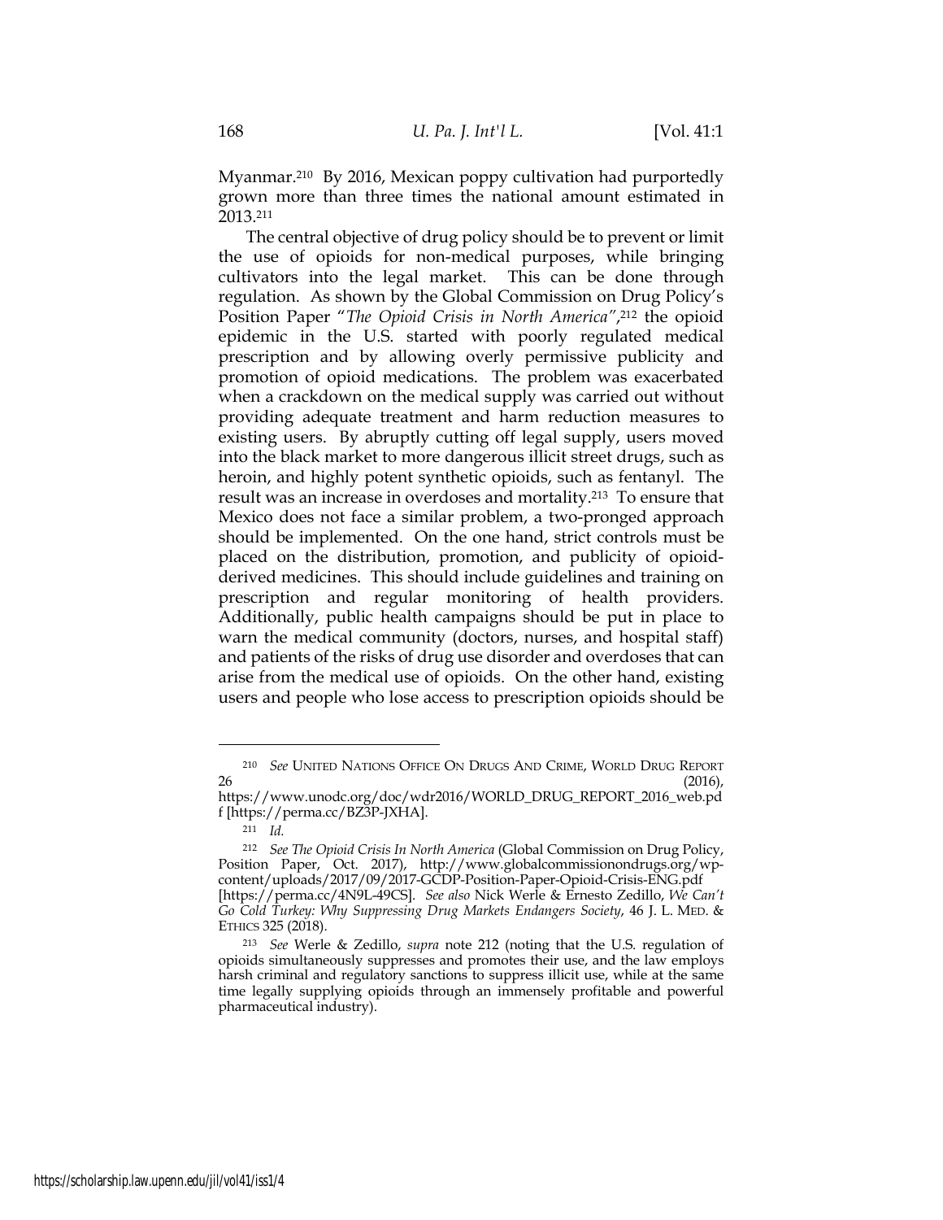Myanmar.[210] By 2016, Mexican poppy cultivation had purportedly grown more than three times the national amount estimated in 2013.[211]

The central objective of drug policy should be to prevent or limit the use of opioids for non-medical purposes, while bringing cultivators into the legal market. This can be done through regulation. As shown by the Global Commission on Drug Policy's Position Paper "*The Opioid Crisis in North America*",[212] the opioid epidemic in the U.S. started with poorly regulated medical prescription and by allowing overly permissive publicity and promotion of opioid medications. The problem was exacerbated when a crackdown on the medical supply was carried out without providing adequate treatment and harm reduction measures to existing users. By abruptly cutting off legal supply, users moved into the black market to more dangerous illicit street drugs, such as heroin, and highly potent synthetic opioids, such as fentanyl. The result was an increase in overdoses and mortality.[213] To ensure that Mexico does not face a similar problem, a two-pronged approach should be implemented. On the one hand, strict controls must be placed on the distribution, promotion, and publicity of opioid-derived medicines. This should include guidelines and training on prescription and regular monitoring of health providers. Additionally, public health campaigns should be put in place to warn the medical community (doctors, nurses, and hospital staff) and patients of the risks of drug use disorder and overdoses that can arise from the medical use of opioids. On the other hand, existing users and people who lose access to prescription opioids should be

---

[210] *See* UNITED NATIONS OFFICE ON DRUGS AND CRIME, WORLD DRUG REPORT 26 (2016), https://www.unodc.org/doc/wdr2016/WORLD_DRUG_REPORT_2016_web.pdf [https://perma.cc/BZ3P-JXHA].

[211] *Id.*

[212] *See The Opioid Crisis In North America* (Global Commission on Drug Policy, Position Paper, Oct. 2017), http://www.globalcommissionondrugs.org/wp-content/uploads/2017/09/2017-GCDP-Position-Paper-Opioid-Crisis-ENG.pdf [https://perma.cc/4N9L-49CS]. *See also* Nick Werle & Ernesto Zedillo, *We Can't Go Cold Turkey: Why Suppressing Drug Markets Endangers Society*, 46 J. L. MED. & ETHICS 325 (2018).

[213] *See* Werle & Zedillo, *supra* note 212 (noting that the U.S. regulation of opioids simultaneously suppresses and promotes their use, and the law employs harsh criminal and regulatory sanctions to suppress illicit use, while at the same time legally supplying opioids through an immensely profitable and powerful pharmaceutical industry).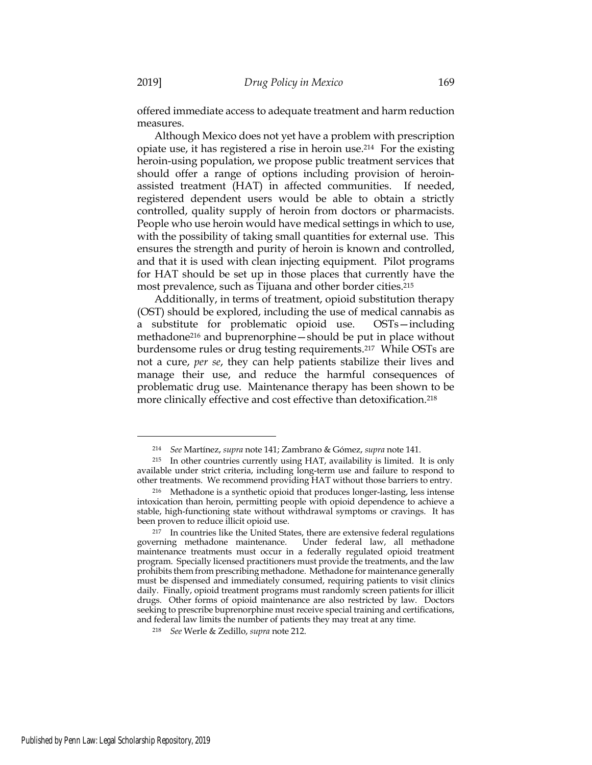offered immediate access to adequate treatment and harm reduction measures.

Although Mexico does not yet have a problem with prescription opiate use, it has registered a rise in heroin use.[214] For the existing heroin-using population, we propose public treatment services that should offer a range of options including provision of heroin-assisted treatment (HAT) in affected communities. If needed, registered dependent users would be able to obtain a strictly controlled, quality supply of heroin from doctors or pharmacists. People who use heroin would have medical settings in which to use, with the possibility of taking small quantities for external use. This ensures the strength and purity of heroin is known and controlled, and that it is used with clean injecting equipment. Pilot programs for HAT should be set up in those places that currently have the most prevalence, such as Tijuana and other border cities.[215]

Additionally, in terms of treatment, opioid substitution therapy (OST) should be explored, including the use of medical cannabis as a substitute for problematic opioid use. OSTs—including methadone[216] and buprenorphine—should be put in place without burdensome rules or drug testing requirements.[217] While OSTs are not a cure, *per se*, they can help patients stabilize their lives and manage their use, and reduce the harmful consequences of problematic drug use. Maintenance therapy has been shown to be more clinically effective and cost effective than detoxification.[218]

---

[214] *See* Martínez, *supra* note 141; Zambrano & Gómez, *supra* note 141.

[215] In other countries currently using HAT, availability is limited. It is only available under strict criteria, including long-term use and failure to respond to other treatments. We recommend providing HAT without those barriers to entry.

[216] Methadone is a synthetic opioid that produces longer-lasting, less intense intoxication than heroin, permitting people with opioid dependence to achieve a stable, high-functioning state without withdrawal symptoms or cravings. It has been proven to reduce illicit opioid use.

[217] In countries like the United States, there are extensive federal regulations governing methadone maintenance. Under federal law, all methadone maintenance treatments must occur in a federally regulated opioid treatment program. Specially licensed practitioners must provide the treatments, and the law prohibits them from prescribing methadone. Methadone for maintenance generally must be dispensed and immediately consumed, requiring patients to visit clinics daily. Finally, opioid treatment programs must randomly screen patients for illicit drugs. Other forms of opioid maintenance are also restricted by law. Doctors seeking to prescribe buprenorphine must receive special training and certifications, and federal law limits the number of patients they may treat at any time.

[218] *See* Werle & Zedillo, *supra* note 212.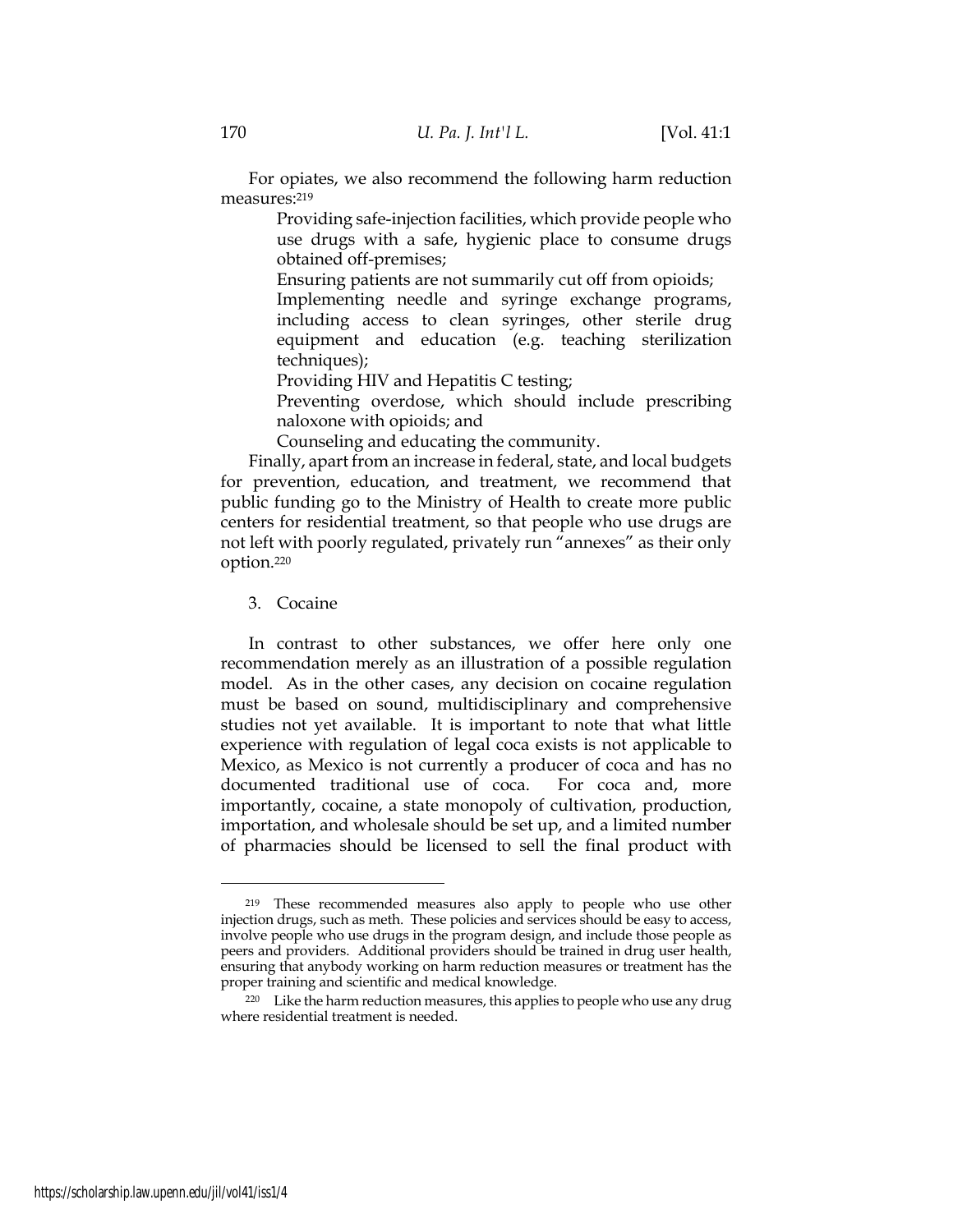For opiates, we also recommend the following harm reduction measures:[219]

> Providing safe-injection facilities, which provide people who use drugs with a safe, hygienic place to consume drugs obtained off-premises;
>
> Ensuring patients are not summarily cut off from opioids;
>
> Implementing needle and syringe exchange programs, including access to clean syringes, other sterile drug equipment and education (e.g. teaching sterilization techniques);
>
> Providing HIV and Hepatitis C testing;
>
> Preventing overdose, which should include prescribing naloxone with opioids; and
>
> Counseling and educating the community.

Finally, apart from an increase in federal, state, and local budgets for prevention, education, and treatment, we recommend that public funding go to the Ministry of Health to create more public centers for residential treatment, so that people who use drugs are not left with poorly regulated, privately run "annexes" as their only option.[220]

3. Cocaine

In contrast to other substances, we offer here only one recommendation merely as an illustration of a possible regulation model. As in the other cases, any decision on cocaine regulation must be based on sound, multidisciplinary and comprehensive studies not yet available. It is important to note that what little experience with regulation of legal coca exists is not applicable to Mexico, as Mexico is not currently a producer of coca and has no documented traditional use of coca. For coca and, more importantly, cocaine, a state monopoly of cultivation, production, importation, and wholesale should be set up, and a limited number of pharmacies should be licensed to sell the final product with

---

[219] These recommended measures also apply to people who use other injection drugs, such as meth. These policies and services should be easy to access, involve people who use drugs in the program design, and include those people as peers and providers. Additional providers should be trained in drug user health, ensuring that anybody working on harm reduction measures or treatment has the proper training and scientific and medical knowledge.

[220] Like the harm reduction measures, this applies to people who use any drug where residential treatment is needed.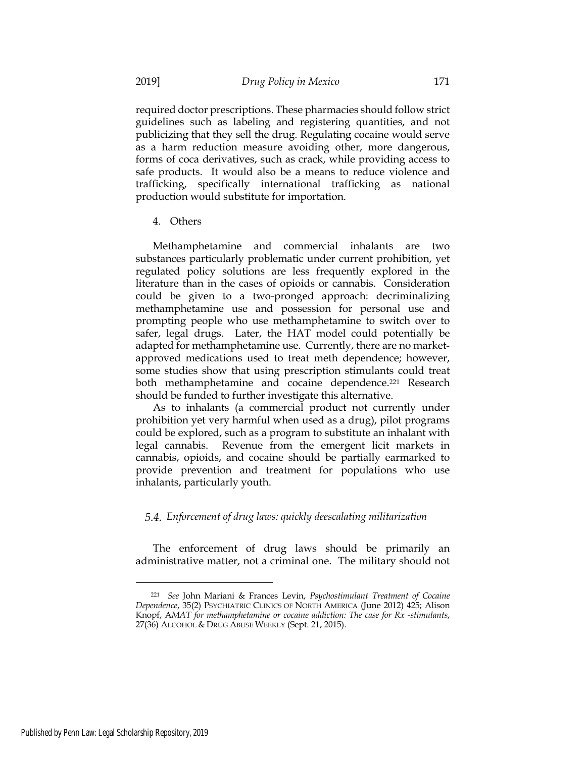required doctor prescriptions. These pharmacies should follow strict guidelines such as labeling and registering quantities, and not publicizing that they sell the drug. Regulating cocaine would serve as a harm reduction measure avoiding other, more dangerous, forms of coca derivatives, such as crack, while providing access to safe products. It would also be a means to reduce violence and trafficking, specifically international trafficking as national production would substitute for importation.

4. Others

Methamphetamine and commercial inhalants are two substances particularly problematic under current prohibition, yet regulated policy solutions are less frequently explored in the literature than in the cases of opioids or cannabis. Consideration could be given to a two-pronged approach: decriminalizing methamphetamine use and possession for personal use and prompting people who use methamphetamine to switch over to safer, legal drugs. Later, the HAT model could potentially be adapted for methamphetamine use. Currently, there are no market-approved medications used to treat meth dependence; however, some studies show that using prescription stimulants could treat both methamphetamine and cocaine dependence.[221] Research should be funded to further investigate this alternative.

As to inhalants (a commercial product not currently under prohibition yet very harmful when used as a drug), pilot programs could be explored, such as a program to substitute an inhalant with legal cannabis. Revenue from the emergent licit markets in cannabis, opioids, and cocaine should be partially earmarked to provide prevention and treatment for populations who use inhalants, particularly youth.

### 5.4. *Enforcement of drug laws: quickly deescalating militarization*

The enforcement of drug laws should be primarily an administrative matter, not a criminal one. The military should not

---

[221] *See* John Mariani & Frances Levin, *Psychostimulant Treatment of Cocaine Dependence*, 35(2) PSYCHIATRIC CLINICS OF NORTH AMERICA (June 2012) 425; Alison Knopf, A*MAT for methamphetamine or cocaine addiction: The case for Rx -stimulants*, 27(36) ALCOHOL & DRUG ABUSE WEEKLY (Sept. 21, 2015).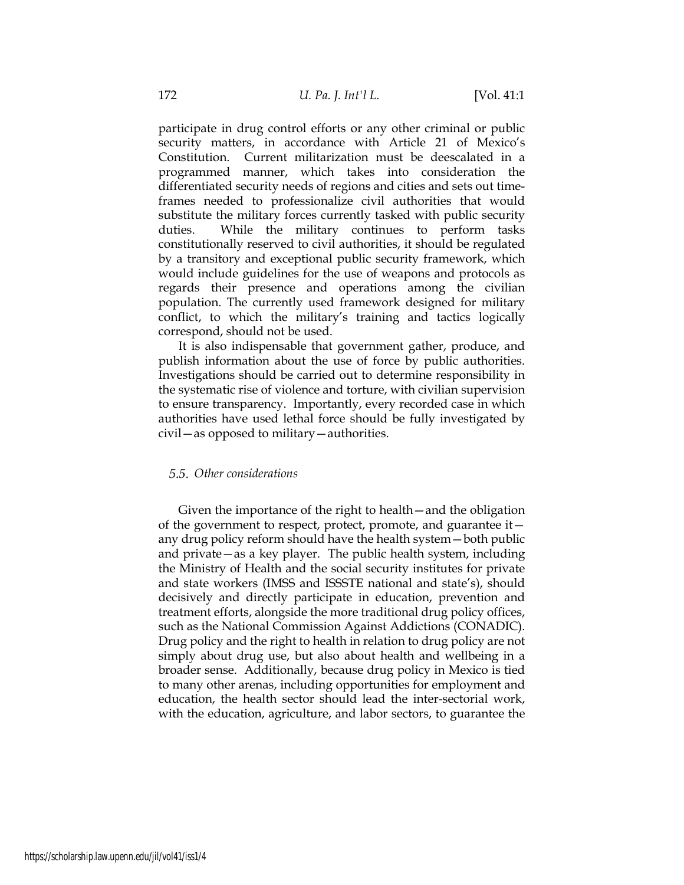participate in drug control efforts or any other criminal or public security matters, in accordance with Article 21 of Mexico's Constitution. Current militarization must be deescalated in a programmed manner, which takes into consideration the differentiated security needs of regions and cities and sets out time-frames needed to professionalize civil authorities that would substitute the military forces currently tasked with public security duties. While the military continues to perform tasks constitutionally reserved to civil authorities, it should be regulated by a transitory and exceptional public security framework, which would include guidelines for the use of weapons and protocols as regards their presence and operations among the civilian population. The currently used framework designed for military conflict, to which the military's training and tactics logically correspond, should not be used.

It is also indispensable that government gather, produce, and publish information about the use of force by public authorities. Investigations should be carried out to determine responsibility in the systematic rise of violence and torture, with civilian supervision to ensure transparency. Importantly, every recorded case in which authorities have used lethal force should be fully investigated by civil—as opposed to military—authorities.

### 5.5. *Other considerations*

Given the importance of the right to health—and the obligation of the government to respect, protect, promote, and guarantee it—any drug policy reform should have the health system—both public and private—as a key player. The public health system, including the Ministry of Health and the social security institutes for private and state workers (IMSS and ISSSTE national and state's), should decisively and directly participate in education, prevention and treatment efforts, alongside the more traditional drug policy offices, such as the National Commission Against Addictions (CONADIC). Drug policy and the right to health in relation to drug policy are not simply about drug use, but also about health and wellbeing in a broader sense. Additionally, because drug policy in Mexico is tied to many other arenas, including opportunities for employment and education, the health sector should lead the inter-sectorial work, with the education, agriculture, and labor sectors, to guarantee the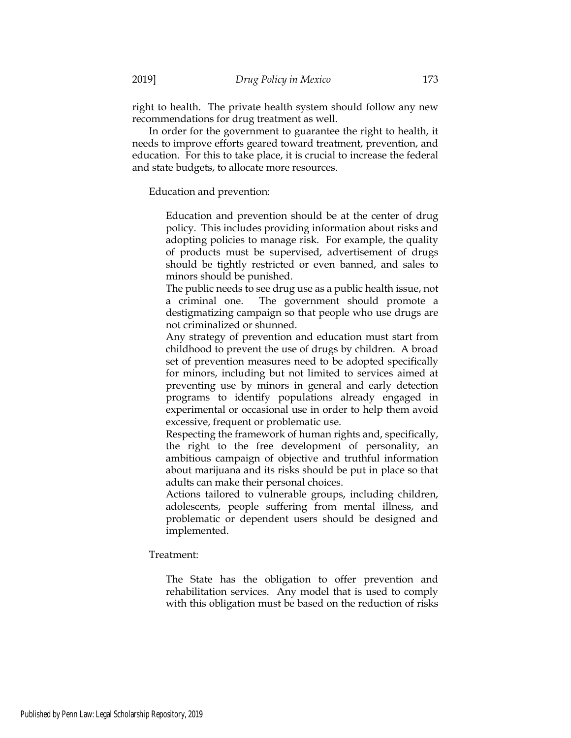right to health. The private health system should follow any new recommendations for drug treatment as well.

In order for the government to guarantee the right to health, it needs to improve efforts geared toward treatment, prevention, and education. For this to take place, it is crucial to increase the federal and state budgets, to allocate more resources.

Education and prevention:

> Education and prevention should be at the center of drug policy. This includes providing information about risks and adopting policies to manage risk. For example, the quality of products must be supervised, advertisement of drugs should be tightly restricted or even banned, and sales to minors should be punished.
>
> The public needs to see drug use as a public health issue, not a criminal one. The government should promote a destigmatizing campaign so that people who use drugs are not criminalized or shunned.
>
> Any strategy of prevention and education must start from childhood to prevent the use of drugs by children. A broad set of prevention measures need to be adopted specifically for minors, including but not limited to services aimed at preventing use by minors in general and early detection programs to identify populations already engaged in experimental or occasional use in order to help them avoid excessive, frequent or problematic use.
>
> Respecting the framework of human rights and, specifically, the right to the free development of personality, an ambitious campaign of objective and truthful information about marijuana and its risks should be put in place so that adults can make their personal choices.
>
> Actions tailored to vulnerable groups, including children, adolescents, people suffering from mental illness, and problematic or dependent users should be designed and implemented.

Treatment:

> The State has the obligation to offer prevention and rehabilitation services. Any model that is used to comply with this obligation must be based on the reduction of risks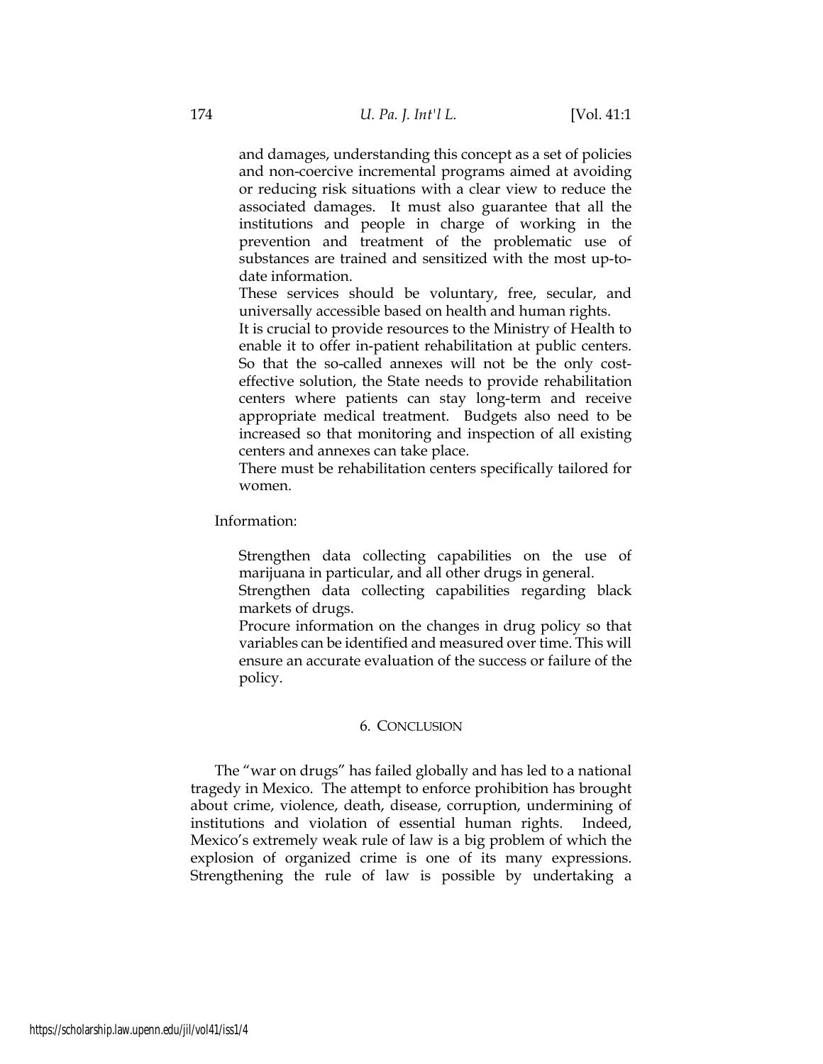and damages, understanding this concept as a set of policies and non-coercive incremental programs aimed at avoiding or reducing risk situations with a clear view to reduce the associated damages. It must also guarantee that all the institutions and people in charge of working in the prevention and treatment of the problematic use of substances are trained and sensitized with the most up-to-date information.

These services should be voluntary, free, secular, and universally accessible based on health and human rights.

It is crucial to provide resources to the Ministry of Health to enable it to offer in-patient rehabilitation at public centers. So that the so-called annexes will not be the only cost-effective solution, the State needs to provide rehabilitation centers where patients can stay long-term and receive appropriate medical treatment. Budgets also need to be increased so that monitoring and inspection of all existing centers and annexes can take place.

There must be rehabilitation centers specifically tailored for women.

Information:

Strengthen data collecting capabilities on the use of marijuana in particular, and all other drugs in general.

Strengthen data collecting capabilities regarding black markets of drugs.

Procure information on the changes in drug policy so that variables can be identified and measured over time. This will ensure an accurate evaluation of the success or failure of the policy.

## 6. Conclusion

The "war on drugs" has failed globally and has led to a national tragedy in Mexico. The attempt to enforce prohibition has brought about crime, violence, death, disease, corruption, undermining of institutions and violation of essential human rights. Indeed, Mexico's extremely weak rule of law is a big problem of which the explosion of organized crime is one of its many expressions. Strengthening the rule of law is possible by undertaking a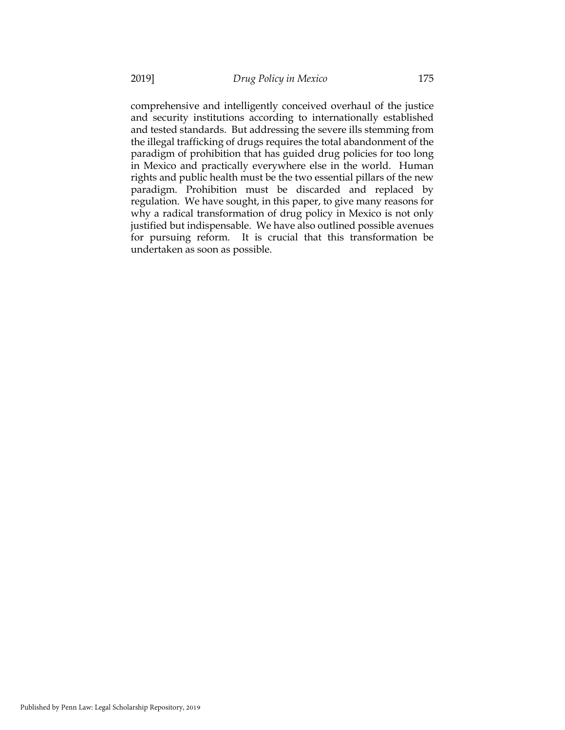comprehensive and intelligently conceived overhaul of the justice and security institutions according to internationally established and tested standards. But addressing the severe ills stemming from the illegal trafficking of drugs requires the total abandonment of the paradigm of prohibition that has guided drug policies for too long in Mexico and practically everywhere else in the world. Human rights and public health must be the two essential pillars of the new paradigm. Prohibition must be discarded and replaced by regulation. We have sought, in this paper, to give many reasons for why a radical transformation of drug policy in Mexico is not only justified but indispensable. We have also outlined possible avenues for pursuing reform. It is crucial that this transformation be undertaken as soon as possible.